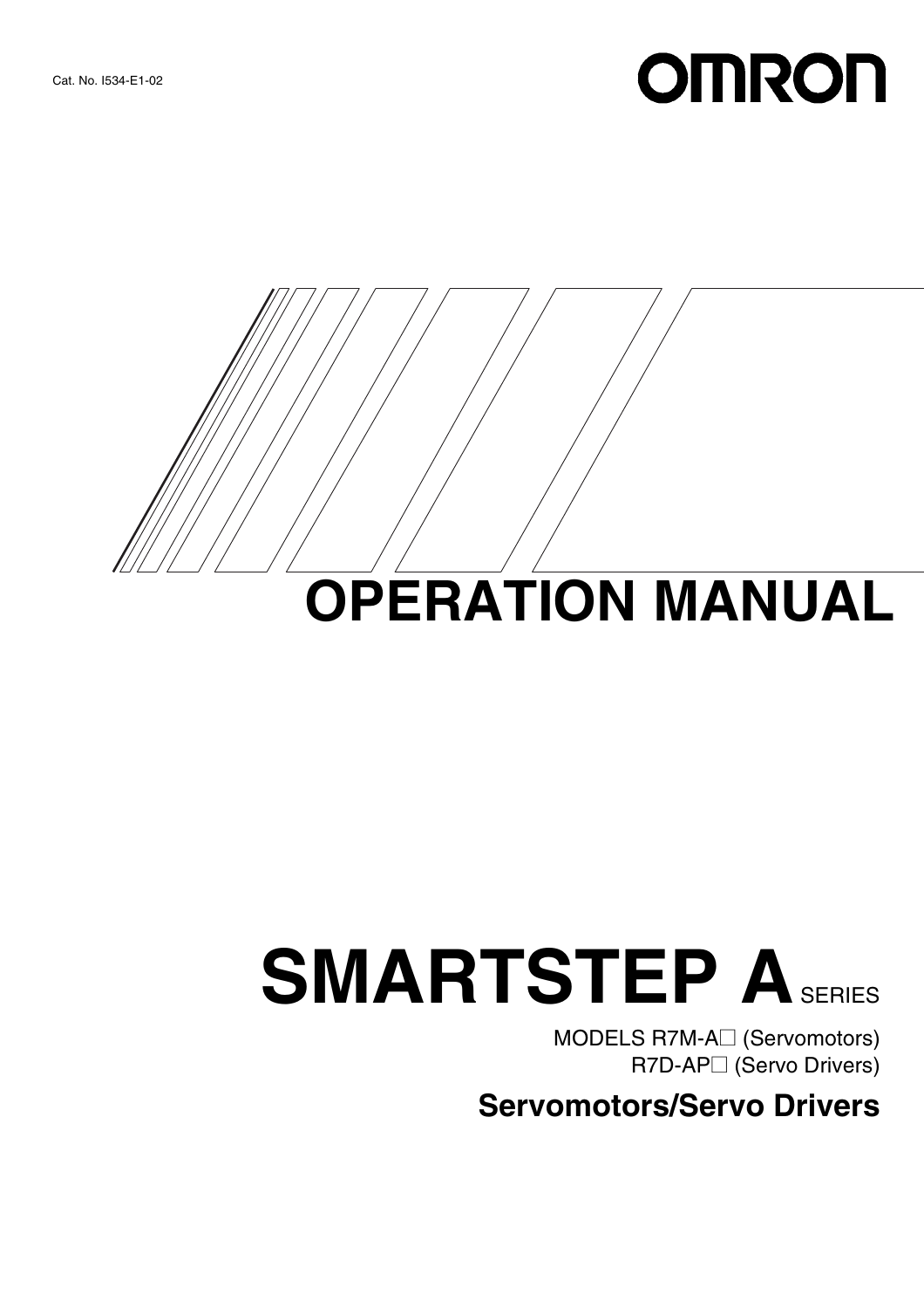Cat. No. I534-E1-02

OMRON

# OPERATION MANUAL

# SMARTSTEP A SERIES

MODELS R7M-A□ (Servomotors)
R7D-AP□ (Servo Drivers)

## Servomotors/Servo Drivers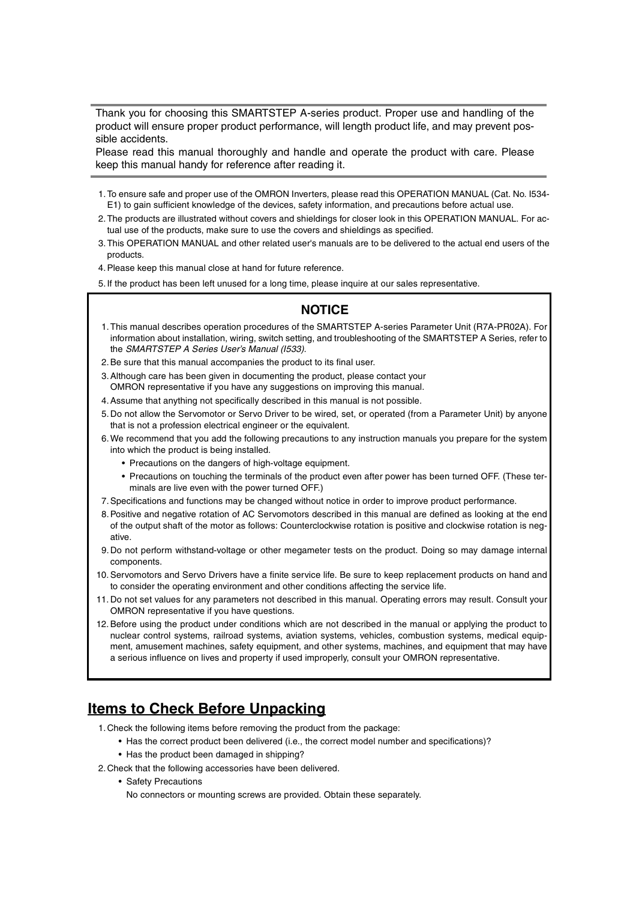Thank you for choosing this SMARTSTEP A-series product. Proper use and handling of the product will ensure proper product performance, will length product life, and may prevent possible accidents.

Please read this manual thoroughly and handle and operate the product with care. Please keep this manual handy for reference after reading it.

1. To ensure safe and proper use of the OMRON Inverters, please read this OPERATION MANUAL (Cat. No. I534-E1) to gain sufficient knowledge of the devices, safety information, and precautions before actual use.
2. The products are illustrated without covers and shieldings for closer look in this OPERATION MANUAL. For actual use of the products, make sure to use the covers and shieldings as specified.
3. This OPERATION MANUAL and other related user's manuals are to be delivered to the actual end users of the products.
4. Please keep this manual close at hand for future reference.
5. If the product has been left unused for a long time, please inquire at our sales representative.

**NOTICE**

1. This manual describes operation procedures of the SMARTSTEP A-series Parameter Unit (R7A-PR02A). For information about installation, wiring, switch setting, and troubleshooting of the SMARTSTEP A Series, refer to the *SMARTSTEP A Series User's Manual (I533).*
2. Be sure that this manual accompanies the product to its final user.
3. Although care has been given in documenting the product, please contact your OMRON representative if you have any suggestions on improving this manual.
4. Assume that anything not specifically described in this manual is not possible.
5. Do not allow the Servomotor or Servo Driver to be wired, set, or operated (from a Parameter Unit) by anyone that is not a profession electrical engineer or the equivalent.
6. We recommend that you add the following precautions to any instruction manuals you prepare for the system into which the product is being installed.
   - Precautions on the dangers of high-voltage equipment.
   - Precautions on touching the terminals of the product even after power has been turned OFF. (These terminals are live even with the power turned OFF.)
7. Specifications and functions may be changed without notice in order to improve product performance.
8. Positive and negative rotation of AC Servomotors described in this manual are defined as looking at the end of the output shaft of the motor as follows: Counterclockwise rotation is positive and clockwise rotation is negative.
9. Do not perform withstand-voltage or other megameter tests on the product. Doing so may damage internal components.
10. Servomotors and Servo Drivers have a finite service life. Be sure to keep replacement products on hand and to consider the operating environment and other conditions affecting the service life.
11. Do not set values for any parameters not described in this manual. Operating errors may result. Consult your OMRON representative if you have questions.
12. Before using the product under conditions which are not described in the manual or applying the product to nuclear control systems, railroad systems, aviation systems, vehicles, combustion systems, medical equipment, amusement machines, safety equipment, and other systems, machines, and equipment that may have a serious influence on lives and property if used improperly, consult your OMRON representative.

## Items to Check Before Unpacking

1. Check the following items before removing the product from the package:
   - Has the correct product been delivered (i.e., the correct model number and specifications)?
   - Has the product been damaged in shipping?
2. Check that the following accessories have been delivered.
   - Safety Precautions

     No connectors or mounting screws are provided. Obtain these separately.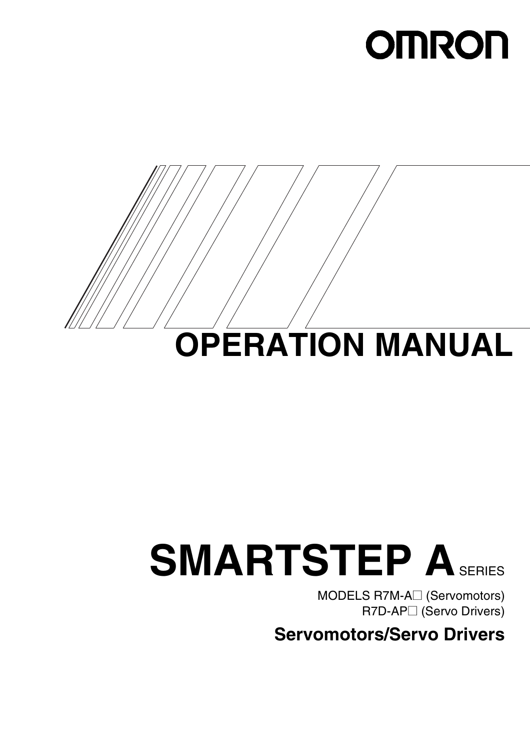OMRON

# OPERATION MANUAL

# SMARTSTEP A SERIES

MODELS R7M-A□ (Servomotors)
R7D-AP□ (Servo Drivers)

## Servomotors/Servo Drivers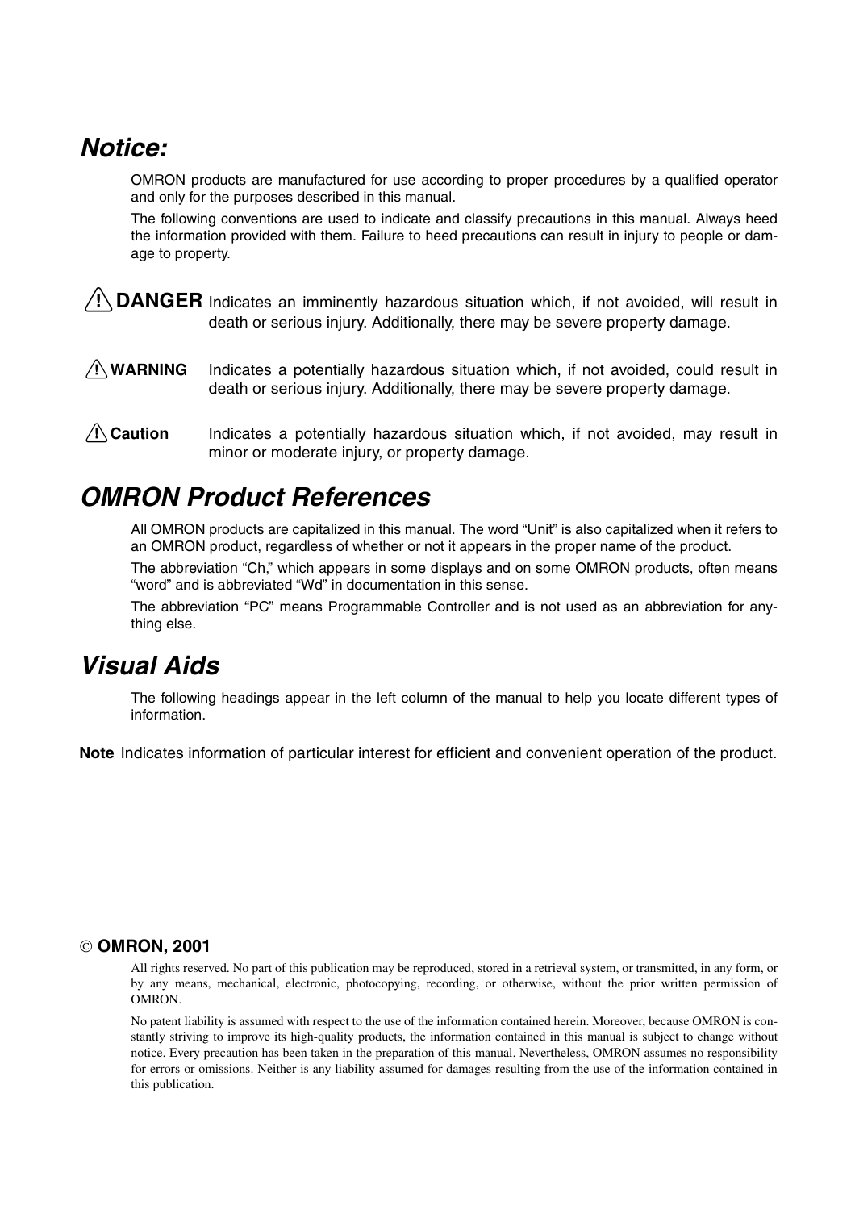## *Notice:*

OMRON products are manufactured for use according to proper procedures by a qualified operator and only for the purposes described in this manual.

The following conventions are used to indicate and classify precautions in this manual. Always heed the information provided with them. Failure to heed precautions can result in injury to people or damage to property.

**⚠ DANGER** Indicates an imminently hazardous situation which, if not avoided, will result in death or serious injury. Additionally, there may be severe property damage.

**⚠ WARNING** Indicates a potentially hazardous situation which, if not avoided, could result in death or serious injury. Additionally, there may be severe property damage.

**⚠ Caution** Indicates a potentially hazardous situation which, if not avoided, may result in minor or moderate injury, or property damage.

## *OMRON Product References*

All OMRON products are capitalized in this manual. The word “Unit” is also capitalized when it refers to an OMRON product, regardless of whether or not it appears in the proper name of the product.

The abbreviation “Ch,” which appears in some displays and on some OMRON products, often means “word” and is abbreviated “Wd” in documentation in this sense.

The abbreviation “PC” means Programmable Controller and is not used as an abbreviation for anything else.

## *Visual Aids*

The following headings appear in the left column of the manual to help you locate different types of information.

**Note** Indicates information of particular interest for efficient and convenient operation of the product.

**© OMRON, 2001**

All rights reserved. No part of this publication may be reproduced, stored in a retrieval system, or transmitted, in any form, or by any means, mechanical, electronic, photocopying, recording, or otherwise, without the prior written permission of OMRON.

No patent liability is assumed with respect to the use of the information contained herein. Moreover, because OMRON is constantly striving to improve its high-quality products, the information contained in this manual is subject to change without notice. Every precaution has been taken in the preparation of this manual. Nevertheless, OMRON assumes no responsibility for errors or omissions. Neither is any liability assumed for damages resulting from the use of the information contained in this publication.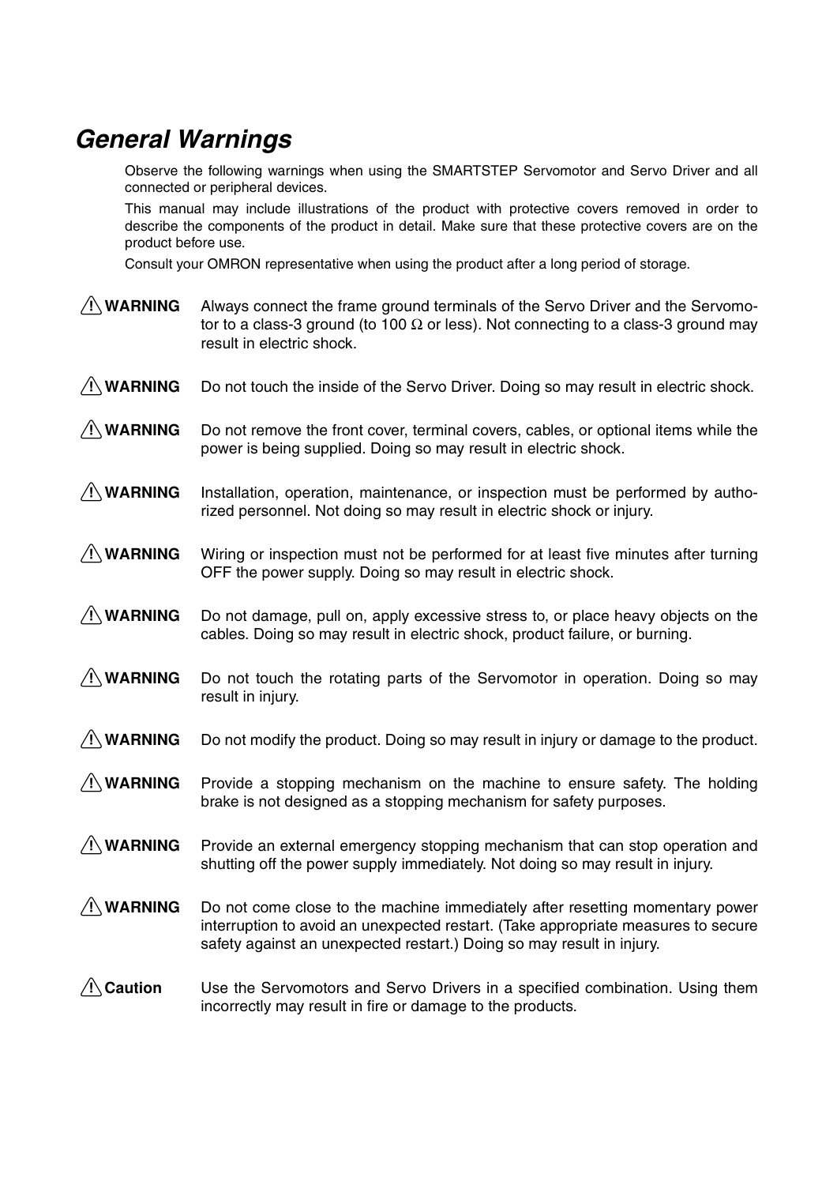## *General Warnings*

Observe the following warnings when using the SMARTSTEP Servomotor and Servo Driver and all connected or peripheral devices.

This manual may include illustrations of the product with protective covers removed in order to describe the components of the product in detail. Make sure that these protective covers are on the product before use.

Consult your OMRON representative when using the product after a long period of storage.

**⚠ WARNING** Always connect the frame ground terminals of the Servo Driver and the Servomotor to a class-3 ground (to 100 Ω or less). Not connecting to a class-3 ground may result in electric shock.

**⚠ WARNING** Do not touch the inside of the Servo Driver. Doing so may result in electric shock.

**⚠ WARNING** Do not remove the front cover, terminal covers, cables, or optional items while the power is being supplied. Doing so may result in electric shock.

**⚠ WARNING** Installation, operation, maintenance, or inspection must be performed by authorized personnel. Not doing so may result in electric shock or injury.

**⚠ WARNING** Wiring or inspection must not be performed for at least five minutes after turning OFF the power supply. Doing so may result in electric shock.

**⚠ WARNING** Do not damage, pull on, apply excessive stress to, or place heavy objects on the cables. Doing so may result in electric shock, product failure, or burning.

**⚠ WARNING** Do not touch the rotating parts of the Servomotor in operation. Doing so may result in injury.

**⚠ WARNING** Do not modify the product. Doing so may result in injury or damage to the product.

**⚠ WARNING** Provide a stopping mechanism on the machine to ensure safety. The holding brake is not designed as a stopping mechanism for safety purposes.

**⚠ WARNING** Provide an external emergency stopping mechanism that can stop operation and shutting off the power supply immediately. Not doing so may result in injury.

**⚠ WARNING** Do not come close to the machine immediately after resetting momentary power interruption to avoid an unexpected restart. (Take appropriate measures to secure safety against an unexpected restart.) Doing so may result in injury.

**⚠ Caution** Use the Servomotors and Servo Drivers in a specified combination. Using them incorrectly may result in fire or damage to the products.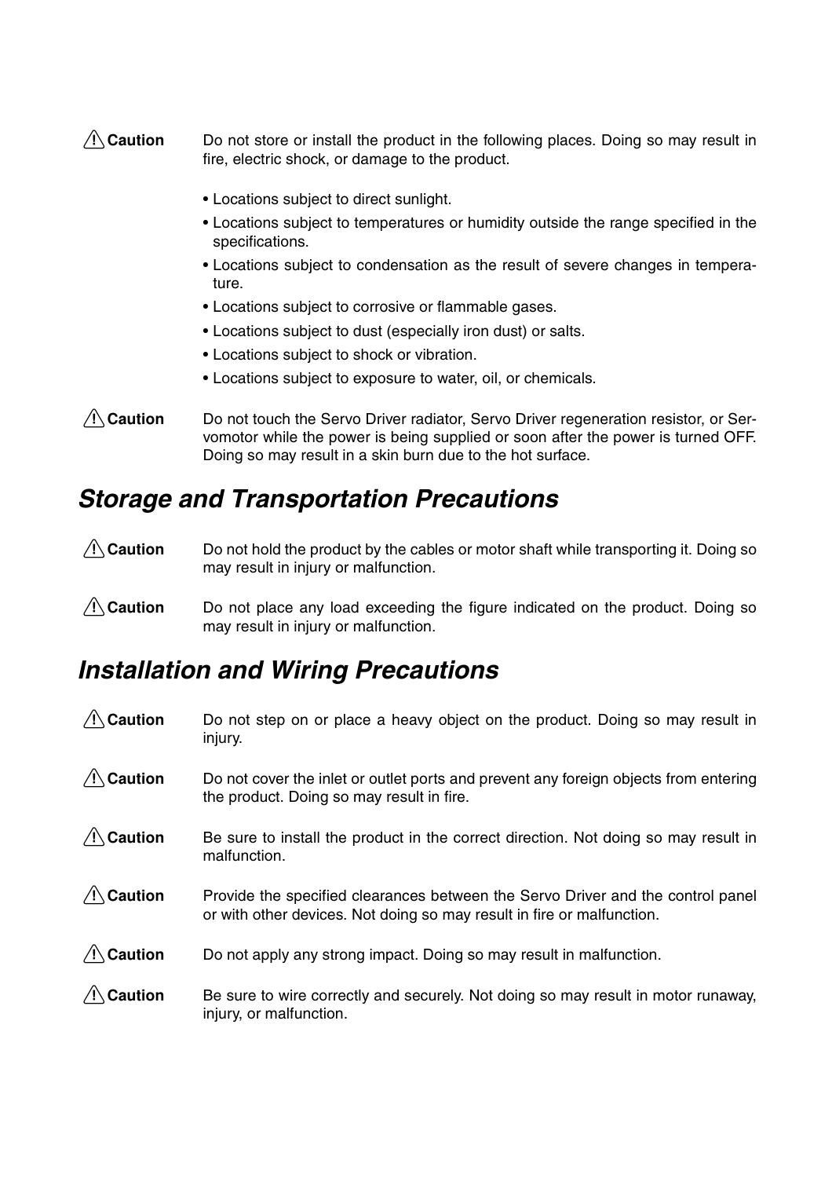**⚠ Caution** Do not store or install the product in the following places. Doing so may result in fire, electric shock, or damage to the product.

- Locations subject to direct sunlight.
- Locations subject to temperatures or humidity outside the range specified in the specifications.
- Locations subject to condensation as the result of severe changes in temperature.
- Locations subject to corrosive or flammable gases.
- Locations subject to dust (especially iron dust) or salts.
- Locations subject to shock or vibration.
- Locations subject to exposure to water, oil, or chemicals.

**⚠ Caution** Do not touch the Servo Driver radiator, Servo Driver regeneration resistor, or Servomotor while the power is being supplied or soon after the power is turned OFF. Doing so may result in a skin burn due to the hot surface.

## *Storage and Transportation Precautions*

**⚠ Caution** Do not hold the product by the cables or motor shaft while transporting it. Doing so may result in injury or malfunction.

**⚠ Caution** Do not place any load exceeding the figure indicated on the product. Doing so may result in injury or malfunction.

## *Installation and Wiring Precautions*

**⚠ Caution** Do not step on or place a heavy object on the product. Doing so may result in injury.

**⚠ Caution** Do not cover the inlet or outlet ports and prevent any foreign objects from entering the product. Doing so may result in fire.

**⚠ Caution** Be sure to install the product in the correct direction. Not doing so may result in malfunction.

**⚠ Caution** Provide the specified clearances between the Servo Driver and the control panel or with other devices. Not doing so may result in fire or malfunction.

**⚠ Caution** Do not apply any strong impact. Doing so may result in malfunction.

**⚠ Caution** Be sure to wire correctly and securely. Not doing so may result in motor runaway, injury, or malfunction.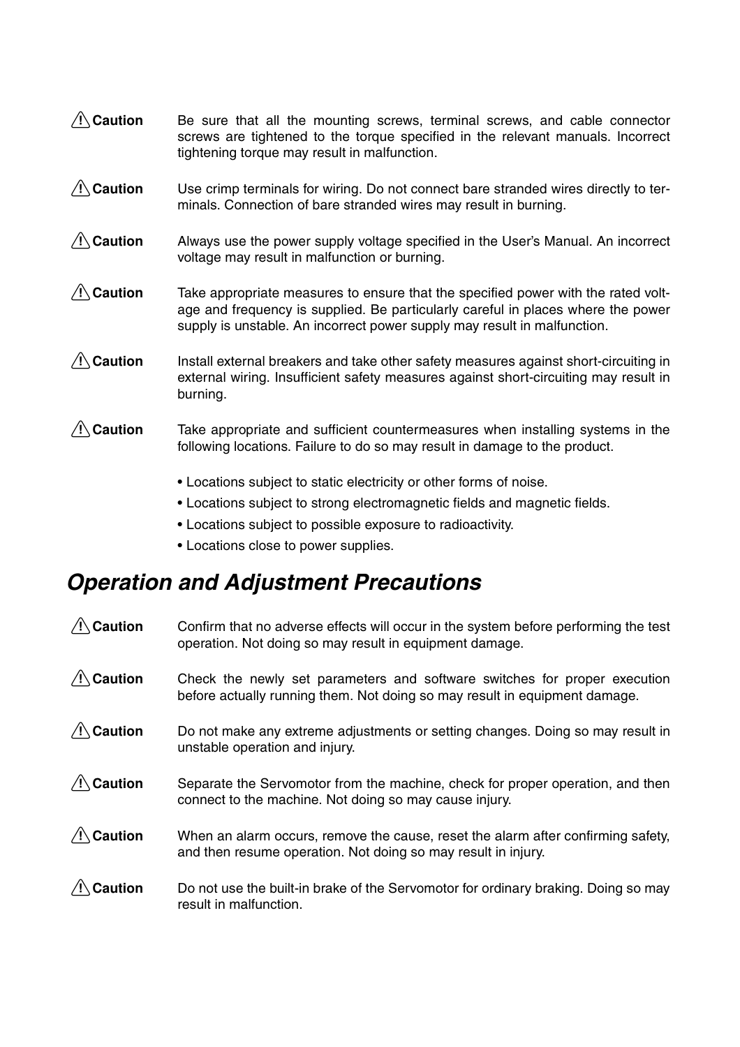⚠ **Caution** Be sure that all the mounting screws, terminal screws, and cable connector screws are tightened to the torque specified in the relevant manuals. Incorrect tightening torque may result in malfunction.

⚠ **Caution** Use crimp terminals for wiring. Do not connect bare stranded wires directly to terminals. Connection of bare stranded wires may result in burning.

⚠ **Caution** Always use the power supply voltage specified in the User's Manual. An incorrect voltage may result in malfunction or burning.

⚠ **Caution** Take appropriate measures to ensure that the specified power with the rated voltage and frequency is supplied. Be particularly careful in places where the power supply is unstable. An incorrect power supply may result in malfunction.

⚠ **Caution** Install external breakers and take other safety measures against short-circuiting in external wiring. Insufficient safety measures against short-circuiting may result in burning.

⚠ **Caution** Take appropriate and sufficient countermeasures when installing systems in the following locations. Failure to do so may result in damage to the product.

- Locations subject to static electricity or other forms of noise.
- Locations subject to strong electromagnetic fields and magnetic fields.
- Locations subject to possible exposure to radioactivity.
- Locations close to power supplies.

## *Operation and Adjustment Precautions*

⚠ **Caution** Confirm that no adverse effects will occur in the system before performing the test operation. Not doing so may result in equipment damage.

⚠ **Caution** Check the newly set parameters and software switches for proper execution before actually running them. Not doing so may result in equipment damage.

⚠ **Caution** Do not make any extreme adjustments or setting changes. Doing so may result in unstable operation and injury.

⚠ **Caution** Separate the Servomotor from the machine, check for proper operation, and then connect to the machine. Not doing so may cause injury.

⚠ **Caution** When an alarm occurs, remove the cause, reset the alarm after confirming safety, and then resume operation. Not doing so may result in injury.

⚠ **Caution** Do not use the built-in brake of the Servomotor for ordinary braking. Doing so may result in malfunction.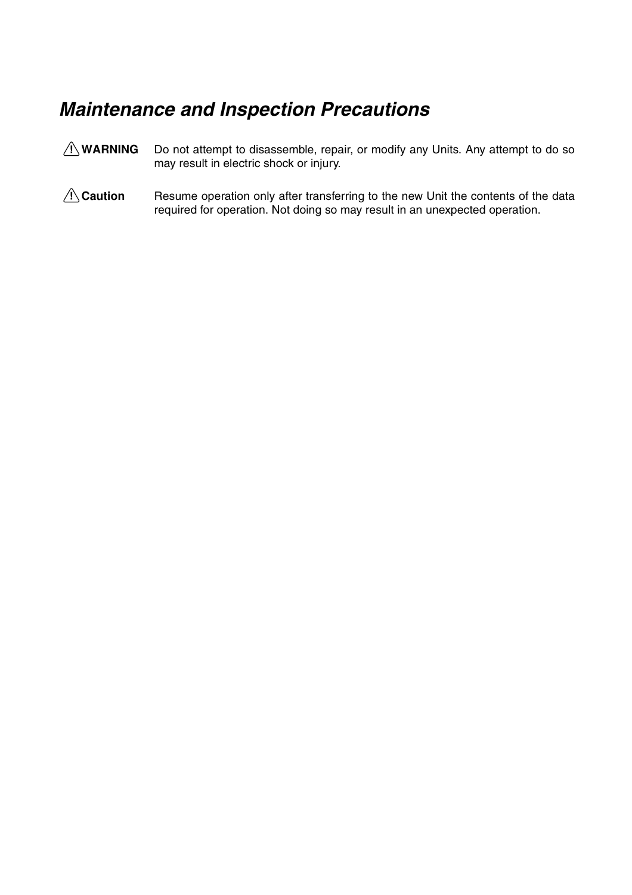## *Maintenance and Inspection Precautions*

**⚠ WARNING** Do not attempt to disassemble, repair, or modify any Units. Any attempt to do so may result in electric shock or injury.

**⚠ Caution** Resume operation only after transferring to the new Unit the contents of the data required for operation. Not doing so may result in an unexpected operation.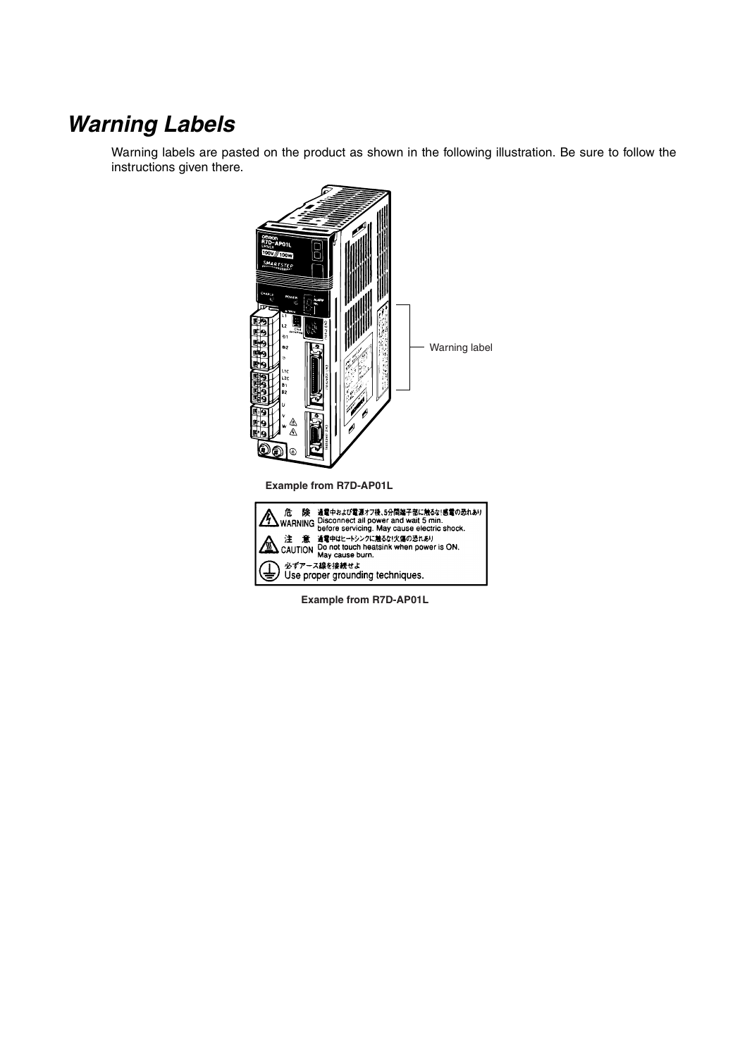# Warning Labels

Warning labels are pasted on the product as shown in the following illustration. Be sure to follow the instructions given there.

Warning label

**Example from R7D-AP01L**

危　険　通電中および電源オフ後、5分間端子部に触るな!感電の恐れあり
WARNING　Disconnect all power and wait 5 min. before servicing. May cause electric shock.

注　意　通電中はヒートシンクに触るな!火傷の恐れあり
CAUTION　Do not touch heatsink when power is ON. May cause burn.

必ずアース線を接続せよ
Use proper grounding techniques.

**Example from R7D-AP01L**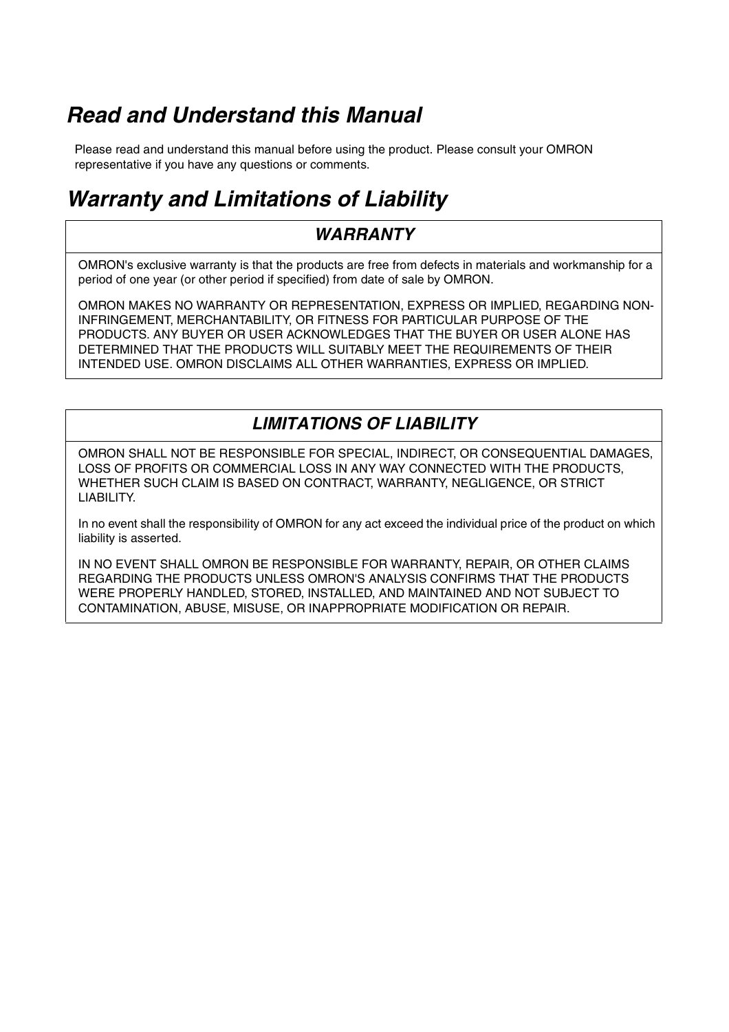# *Read and Understand this Manual*

Please read and understand this manual before using the product. Please consult your OMRON representative if you have any questions or comments.

# *Warranty and Limitations of Liability*

## *WARRANTY*

OMRON's exclusive warranty is that the products are free from defects in materials and workmanship for a period of one year (or other period if specified) from date of sale by OMRON.

OMRON MAKES NO WARRANTY OR REPRESENTATION, EXPRESS OR IMPLIED, REGARDING NON-INFRINGEMENT, MERCHANTABILITY, OR FITNESS FOR PARTICULAR PURPOSE OF THE PRODUCTS. ANY BUYER OR USER ACKNOWLEDGES THAT THE BUYER OR USER ALONE HAS DETERMINED THAT THE PRODUCTS WILL SUITABLY MEET THE REQUIREMENTS OF THEIR INTENDED USE. OMRON DISCLAIMS ALL OTHER WARRANTIES, EXPRESS OR IMPLIED.

## *LIMITATIONS OF LIABILITY*

OMRON SHALL NOT BE RESPONSIBLE FOR SPECIAL, INDIRECT, OR CONSEQUENTIAL DAMAGES, LOSS OF PROFITS OR COMMERCIAL LOSS IN ANY WAY CONNECTED WITH THE PRODUCTS, WHETHER SUCH CLAIM IS BASED ON CONTRACT, WARRANTY, NEGLIGENCE, OR STRICT LIABILITY.

In no event shall the responsibility of OMRON for any act exceed the individual price of the product on which liability is asserted.

IN NO EVENT SHALL OMRON BE RESPONSIBLE FOR WARRANTY, REPAIR, OR OTHER CLAIMS REGARDING THE PRODUCTS UNLESS OMRON'S ANALYSIS CONFIRMS THAT THE PRODUCTS WERE PROPERLY HANDLED, STORED, INSTALLED, AND MAINTAINED AND NOT SUBJECT TO CONTAMINATION, ABUSE, MISUSE, OR INAPPROPRIATE MODIFICATION OR REPAIR.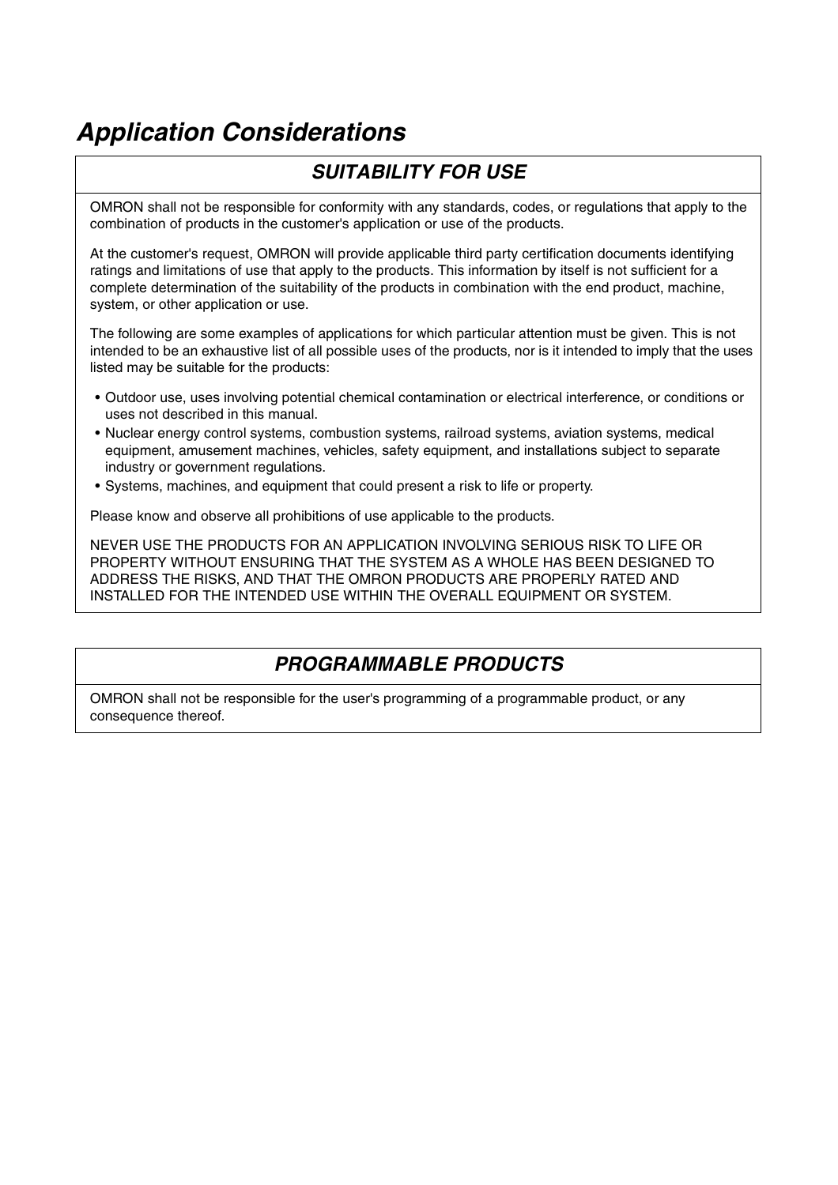# *Application Considerations*

## *SUITABILITY FOR USE*

OMRON shall not be responsible for conformity with any standards, codes, or regulations that apply to the combination of products in the customer's application or use of the products.

At the customer's request, OMRON will provide applicable third party certification documents identifying ratings and limitations of use that apply to the products. This information by itself is not sufficient for a complete determination of the suitability of the products in combination with the end product, machine, system, or other application or use.

The following are some examples of applications for which particular attention must be given. This is not intended to be an exhaustive list of all possible uses of the products, nor is it intended to imply that the uses listed may be suitable for the products:

- Outdoor use, uses involving potential chemical contamination or electrical interference, or conditions or uses not described in this manual.
- Nuclear energy control systems, combustion systems, railroad systems, aviation systems, medical equipment, amusement machines, vehicles, safety equipment, and installations subject to separate industry or government regulations.
- Systems, machines, and equipment that could present a risk to life or property.

Please know and observe all prohibitions of use applicable to the products.

NEVER USE THE PRODUCTS FOR AN APPLICATION INVOLVING SERIOUS RISK TO LIFE OR PROPERTY WITHOUT ENSURING THAT THE SYSTEM AS A WHOLE HAS BEEN DESIGNED TO ADDRESS THE RISKS, AND THAT THE OMRON PRODUCTS ARE PROPERLY RATED AND INSTALLED FOR THE INTENDED USE WITHIN THE OVERALL EQUIPMENT OR SYSTEM.

## *PROGRAMMABLE PRODUCTS*

OMRON shall not be responsible for the user's programming of a programmable product, or any consequence thereof.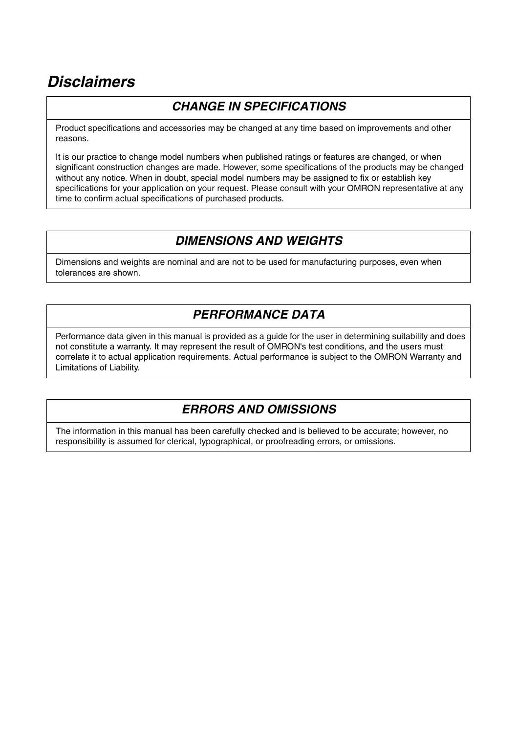# *Disclaimers*

## *CHANGE IN SPECIFICATIONS*

Product specifications and accessories may be changed at any time based on improvements and other reasons.

It is our practice to change model numbers when published ratings or features are changed, or when significant construction changes are made. However, some specifications of the products may be changed without any notice. When in doubt, special model numbers may be assigned to fix or establish key specifications for your application on your request. Please consult with your OMRON representative at any time to confirm actual specifications of purchased products.

## *DIMENSIONS AND WEIGHTS*

Dimensions and weights are nominal and are not to be used for manufacturing purposes, even when tolerances are shown.

## *PERFORMANCE DATA*

Performance data given in this manual is provided as a guide for the user in determining suitability and does not constitute a warranty. It may represent the result of OMRON's test conditions, and the users must correlate it to actual application requirements. Actual performance is subject to the OMRON Warranty and Limitations of Liability.

## *ERRORS AND OMISSIONS*

The information in this manual has been carefully checked and is believed to be accurate; however, no responsibility is assumed for clerical, typographical, or proofreading errors, or omissions.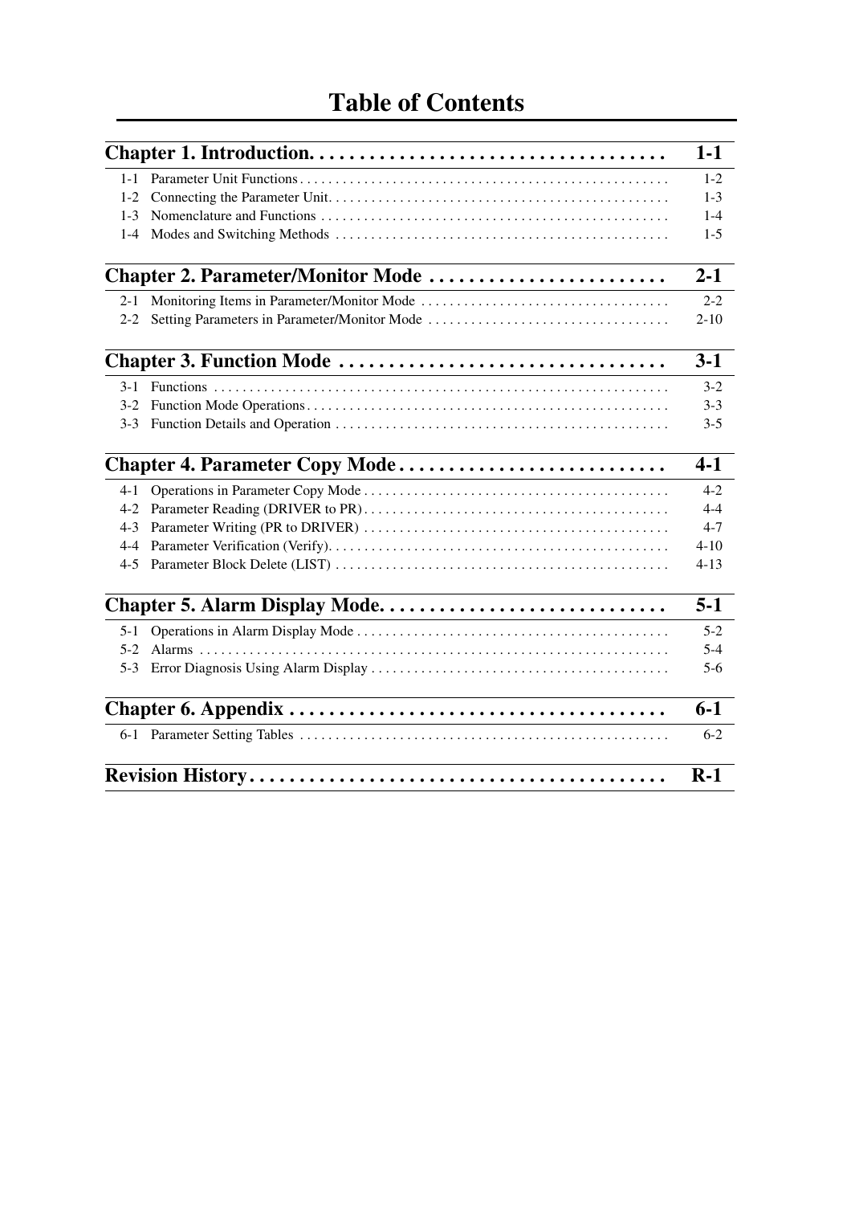# Table of Contents

| | |
|---|---|
| **Chapter 1. Introduction** | **1-1** |
| 1-1 Parameter Unit Functions | 1-2 |
| 1-2 Connecting the Parameter Unit | 1-3 |
| 1-3 Nomenclature and Functions | 1-4 |
| 1-4 Modes and Switching Methods | 1-5 |
| **Chapter 2. Parameter/Monitor Mode** | **2-1** |
| 2-1 Monitoring Items in Parameter/Monitor Mode | 2-2 |
| 2-2 Setting Parameters in Parameter/Monitor Mode | 2-10 |
| **Chapter 3. Function Mode** | **3-1** |
| 3-1 Functions | 3-2 |
| 3-2 Function Mode Operations | 3-3 |
| 3-3 Function Details and Operation | 3-5 |
| **Chapter 4. Parameter Copy Mode** | **4-1** |
| 4-1 Operations in Parameter Copy Mode | 4-2 |
| 4-2 Parameter Reading (DRIVER to PR) | 4-4 |
| 4-3 Parameter Writing (PR to DRIVER) | 4-7 |
| 4-4 Parameter Verification (Verify) | 4-10 |
| 4-5 Parameter Block Delete (LIST) | 4-13 |
| **Chapter 5. Alarm Display Mode** | **5-1** |
| 5-1 Operations in Alarm Display Mode | 5-2 |
| 5-2 Alarms | 5-4 |
| 5-3 Error Diagnosis Using Alarm Display | 5-6 |
| **Chapter 6. Appendix** | **6-1** |
| 6-1 Parameter Setting Tables | 6-2 |
| **Revision History** | **R-1** |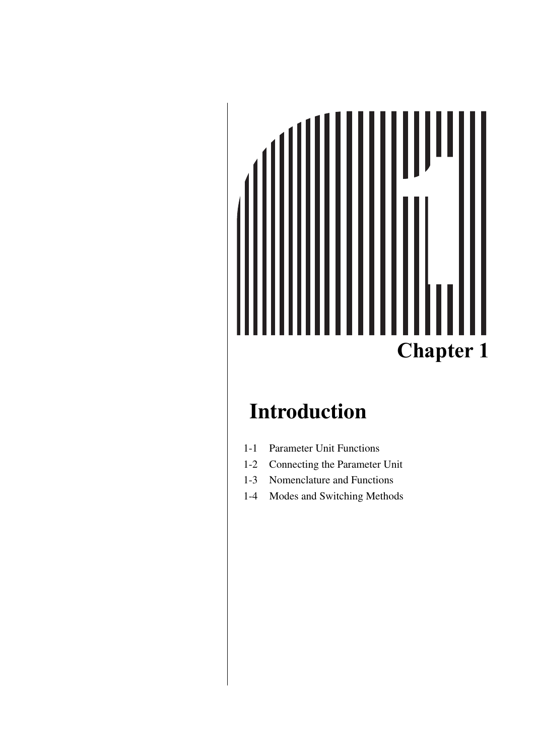# Chapter 1

## Introduction

1-1 Parameter Unit Functions
1-2 Connecting the Parameter Unit
1-3 Nomenclature and Functions
1-4 Modes and Switching Methods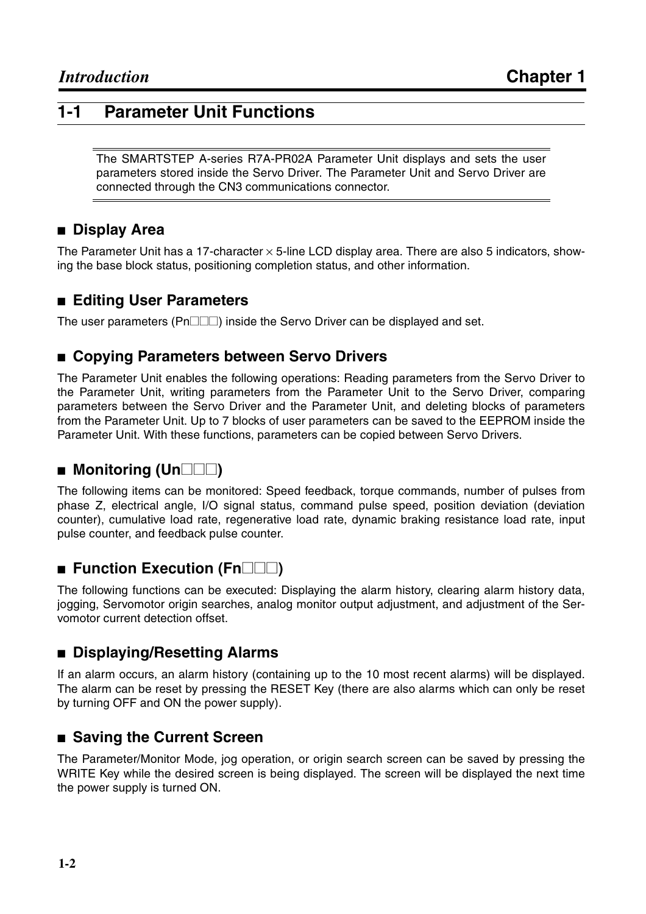## 1-1 Parameter Unit Functions

The SMARTSTEP A-series R7A-PR02A Parameter Unit displays and sets the user parameters stored inside the Servo Driver. The Parameter Unit and Servo Driver are connected through the CN3 communications connector.

### ■ Display Area

The Parameter Unit has a 17-character × 5-line LCD display area. There are also 5 indicators, showing the base block status, positioning completion status, and other information.

### ■ Editing User Parameters

The user parameters (Pn□□□) inside the Servo Driver can be displayed and set.

### ■ Copying Parameters between Servo Drivers

The Parameter Unit enables the following operations: Reading parameters from the Servo Driver to the Parameter Unit, writing parameters from the Parameter Unit to the Servo Driver, comparing parameters between the Servo Driver and the Parameter Unit, and deleting blocks of parameters from the Parameter Unit. Up to 7 blocks of user parameters can be saved to the EEPROM inside the Parameter Unit. With these functions, parameters can be copied between Servo Drivers.

### ■ Monitoring (Un□□□)

The following items can be monitored: Speed feedback, torque commands, number of pulses from phase Z, electrical angle, I/O signal status, command pulse speed, position deviation (deviation counter), cumulative load rate, regenerative load rate, dynamic braking resistance load rate, input pulse counter, and feedback pulse counter.

### ■ Function Execution (Fn□□□)

The following functions can be executed: Displaying the alarm history, clearing alarm history data, jogging, Servomotor origin searches, analog monitor output adjustment, and adjustment of the Servomotor current detection offset.

### ■ Displaying/Resetting Alarms

If an alarm occurs, an alarm history (containing up to the 10 most recent alarms) will be displayed. The alarm can be reset by pressing the RESET Key (there are also alarms which can only be reset by turning OFF and ON the power supply).

### ■ Saving the Current Screen

The Parameter/Monitor Mode, jog operation, or origin search screen can be saved by pressing the WRITE Key while the desired screen is being displayed. The screen will be displayed the next time the power supply is turned ON.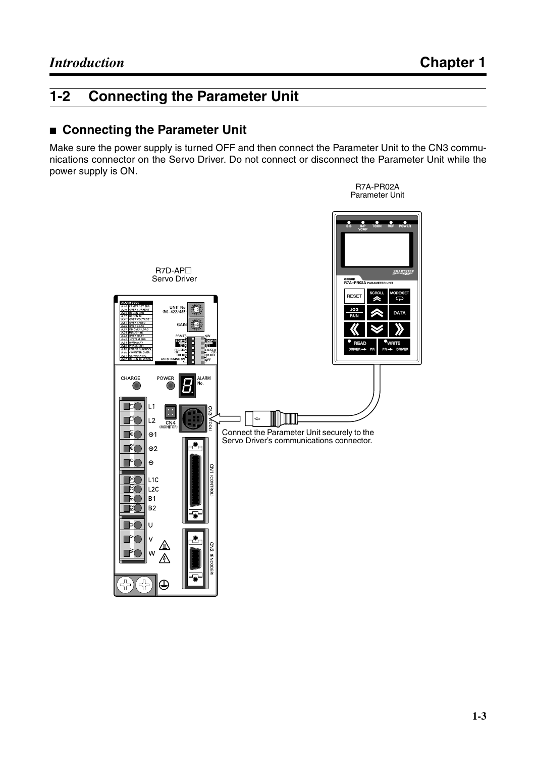## 1-2 Connecting the Parameter Unit

### ■ Connecting the Parameter Unit

Make sure the power supply is turned OFF and then connect the Parameter Unit to the CN3 communications connector on the Servo Driver. Do not connect or disconnect the Parameter Unit while the power supply is ON.

R7A-PR02A Parameter Unit

R7D-AP□ Servo Driver

Connect the Parameter Unit securely to the Servo Driver's communications connector.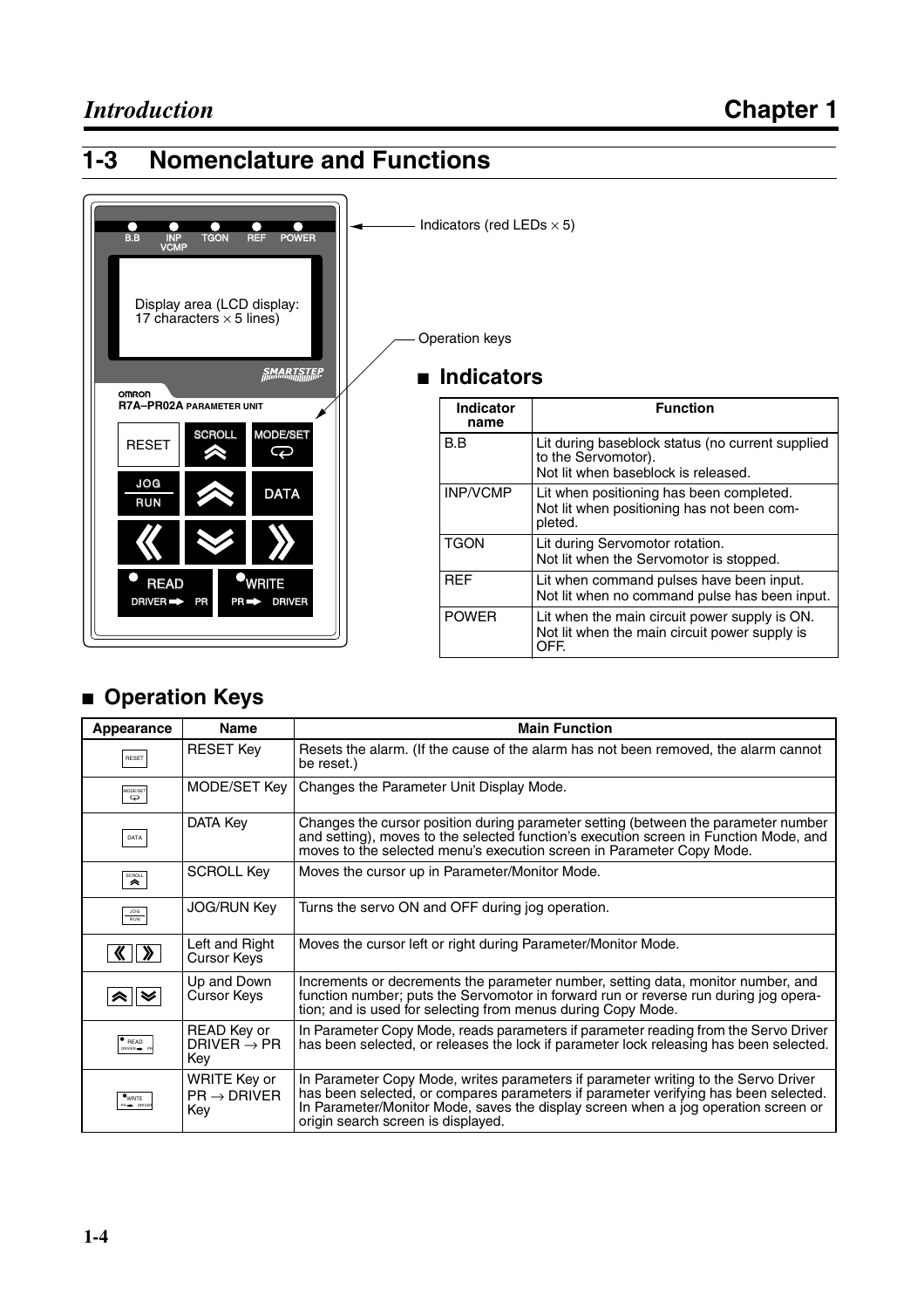## 1-3 Nomenclature and Functions

Indicators (red LEDs × 5)

Display area (LCD display: 17 characters × 5 lines)

Operation keys

B.B INP VCMP TGON REF POWER

R7A–PR02A PARAMETER UNIT

RESET SCROLL MODE/SET JOG RUN DATA READ DRIVER → PR WRITE PR → DRIVER

### ■ Indicators

| Indicator name | Function |
|---|---|
| B.B | Lit during baseblock status (no current supplied to the Servomotor). Not lit when baseblock is released. |
| INP/VCMP | Lit when positioning has been completed. Not lit when positioning has not been completed. |
| TGON | Lit during Servomotor rotation. Not lit when the Servomotor is stopped. |
| REF | Lit when command pulses have been input. Not lit when no command pulse has been input. |
| POWER | Lit when the main circuit power supply is ON. Not lit when the main circuit power supply is OFF. |

### ■ Operation Keys

| Appearance | Name | Main Function |
|---|---|---|
| RESET | RESET Key | Resets the alarm. (If the cause of the alarm has not been removed, the alarm cannot be reset.) |
| MODE/SET | MODE/SET Key | Changes the Parameter Unit Display Mode. |
| DATA | DATA Key | Changes the cursor position during parameter setting (between the parameter number and setting), moves to the selected function's execution screen in Function Mode, and moves to the selected menu's execution screen in Parameter Copy Mode. |
| SCROLL | SCROLL Key | Moves the cursor up in Parameter/Monitor Mode. |
| JOG RUN | JOG/RUN Key | Turns the servo ON and OFF during jog operation. |
| « » | Left and Right Cursor Keys | Moves the cursor left or right during Parameter/Monitor Mode. |
| ︽ ︾ | Up and Down Cursor Keys | Increments or decrements the parameter number, setting data, monitor number, and function number; puts the Servomotor in forward run or reverse run during jog operation; and is used for selecting from menus during Copy Mode. |
| READ DRIVER → PR | READ Key or DRIVER → PR Key | In Parameter Copy Mode, reads parameters if parameter reading from the Servo Driver has been selected, or releases the lock if parameter lock releasing has been selected. |
| WRITE PR → DRIVER | WRITE Key or PR → DRIVER Key | In Parameter Copy Mode, writes parameters if parameter writing to the Servo Driver has been selected, or compares parameters if parameter verifying has been selected. In Parameter/Monitor Mode, saves the display screen when a jog operation screen or origin search screen is displayed. |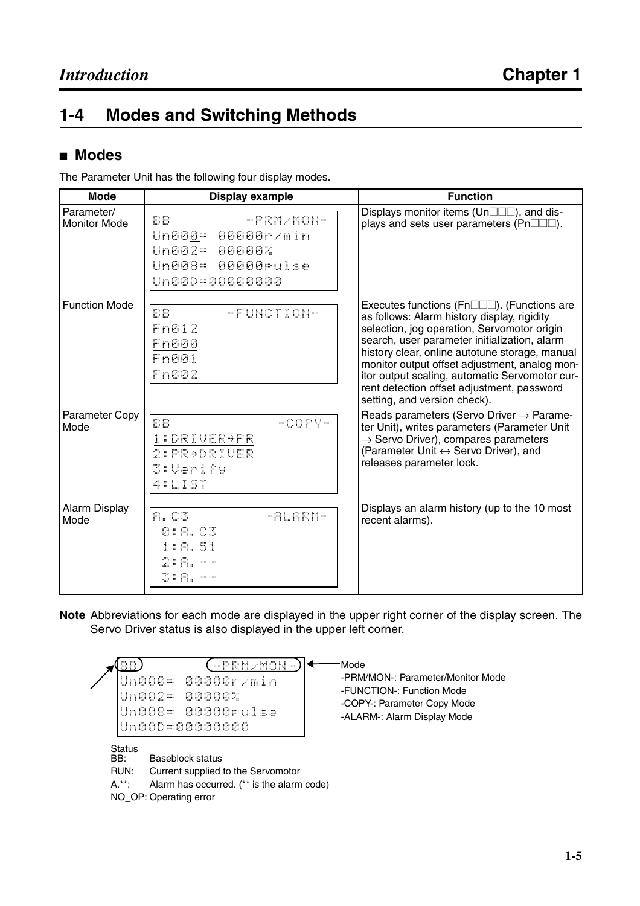## 1-4 Modes and Switching Methods

### ■ Modes

The Parameter Unit has the following four display modes.

| Mode | Display example | Function |
|---|---|---|
| Parameter/ Monitor Mode | BB -PRM/MON-<br>Un000= 00000r/min<br>Un002= 00000%<br>Un008= 00000pulse<br>Un00D=00000000 | Displays monitor items (Un□□□), and displays and sets user parameters (Pn□□□). |
| Function Mode | BB -FUNCTION-<br>Fn012<br>Fn000<br>Fn001<br>Fn002 | Executes functions (Fn□□□). (Functions are as follows: Alarm history display, rigidity selection, jog operation, Servomotor origin search, user parameter initialization, alarm history clear, online autotune storage, manual monitor output offset adjustment, analog monitor output scaling, automatic Servomotor current detection offset adjustment, password setting, and version check). |
| Parameter Copy Mode | BB -COPY-<br>1:DRIVER→PR<br>2:PR→DRIVER<br>3:Verify<br>4:LIST | Reads parameters (Servo Driver → Parameter Unit), writes parameters (Parameter Unit → Servo Driver), compares parameters (Parameter Unit ↔ Servo Driver), and releases parameter lock. |
| Alarm Display Mode | A.C3 -ALARM-<br>0:A.C3<br>1:A.51<br>2:A.--<br>3:A.-- | Displays an alarm history (up to the 10 most recent alarms). |

**Note** Abbreviations for each mode are displayed in the upper right corner of the display screen. The Servo Driver status is also displayed in the upper left corner.

```
BB          -PRM/MON-
Un000= 00000r/min
Un002= 00000%
Un008= 00000pulse
Un00D=00000000
```

Mode
-PRM/MON-: Parameter/Monitor Mode
-FUNCTION-: Function Mode
-COPY-: Parameter Copy Mode
-ALARM-: Alarm Display Mode

Status
BB: Baseblock status
RUN: Current supplied to the Servomotor
A.**: Alarm has occurred. (** is the alarm code)
NO_OP: Operating error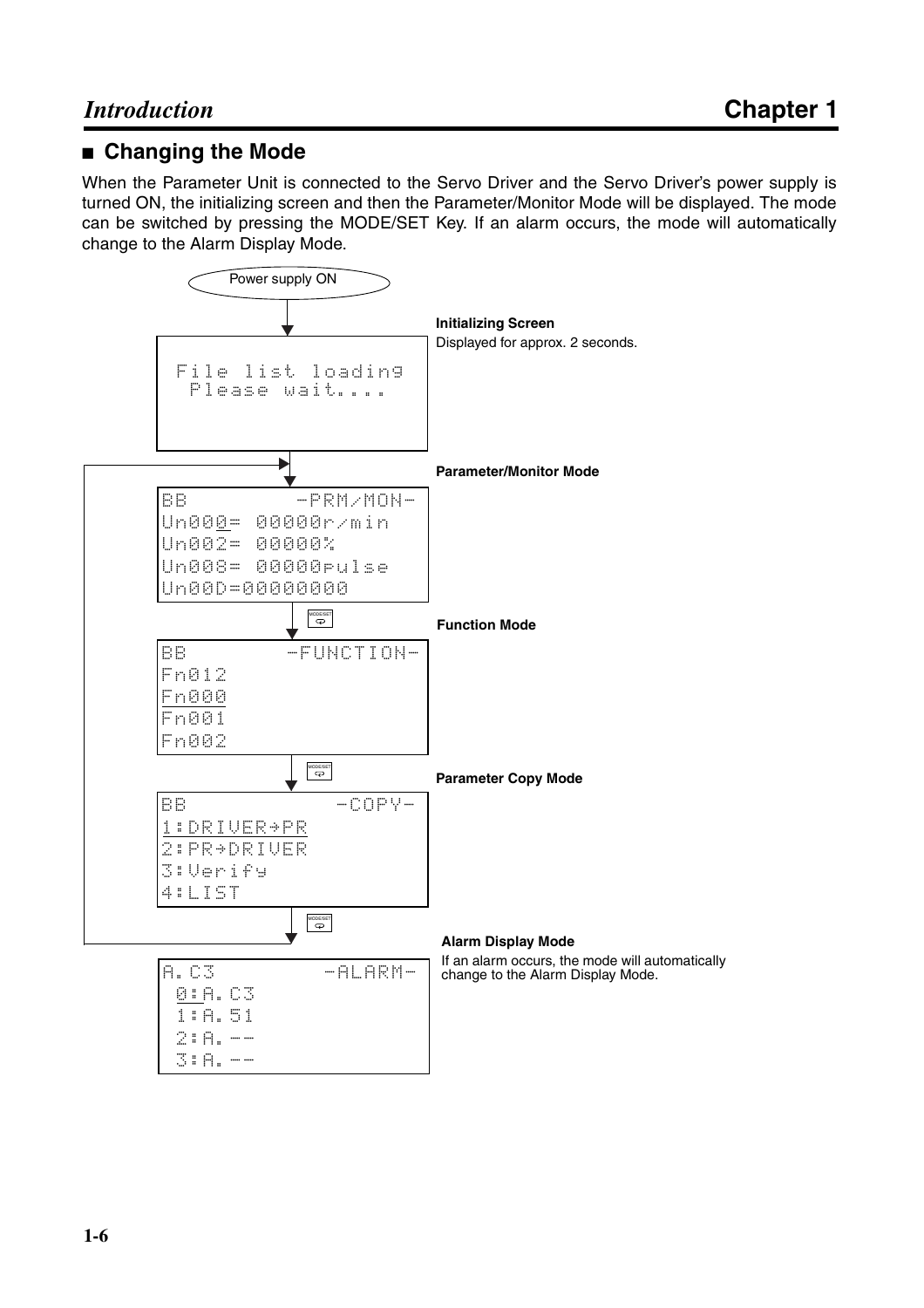## ■ Changing the Mode

When the Parameter Unit is connected to the Servo Driver and the Servo Driver's power supply is turned ON, the initializing screen and then the Parameter/Monitor Mode will be displayed. The mode can be switched by pressing the MODE/SET Key. If an alarm occurs, the mode will automatically change to the Alarm Display Mode.

Power supply ON

**Initializing Screen**
Displayed for approx. 2 seconds.

```
File list loading
 Please wait....
```

**Parameter/Monitor Mode**

```
BB          -PRM/MON-
Un000= 00000r/min
Un002= 00000%
Un008= 00000pulse
Un00D=00000000
```

MODE/SET

**Function Mode**

```
BB         -FUNCTION-
Fn012
Fn000
Fn001
Fn002
```

MODE/SET

**Parameter Copy Mode**

```
BB             -COPY-
1:DRIVER→PR
2:PR→DRIVER
3:Verify
4:LIST
```

MODE/SET

**Alarm Display Mode**
If an alarm occurs, the mode will automatically change to the Alarm Display Mode.

```
A.C3          -ALARM-
 0:A.C3
 1:A.51
 2:A.--
 3:A.--
```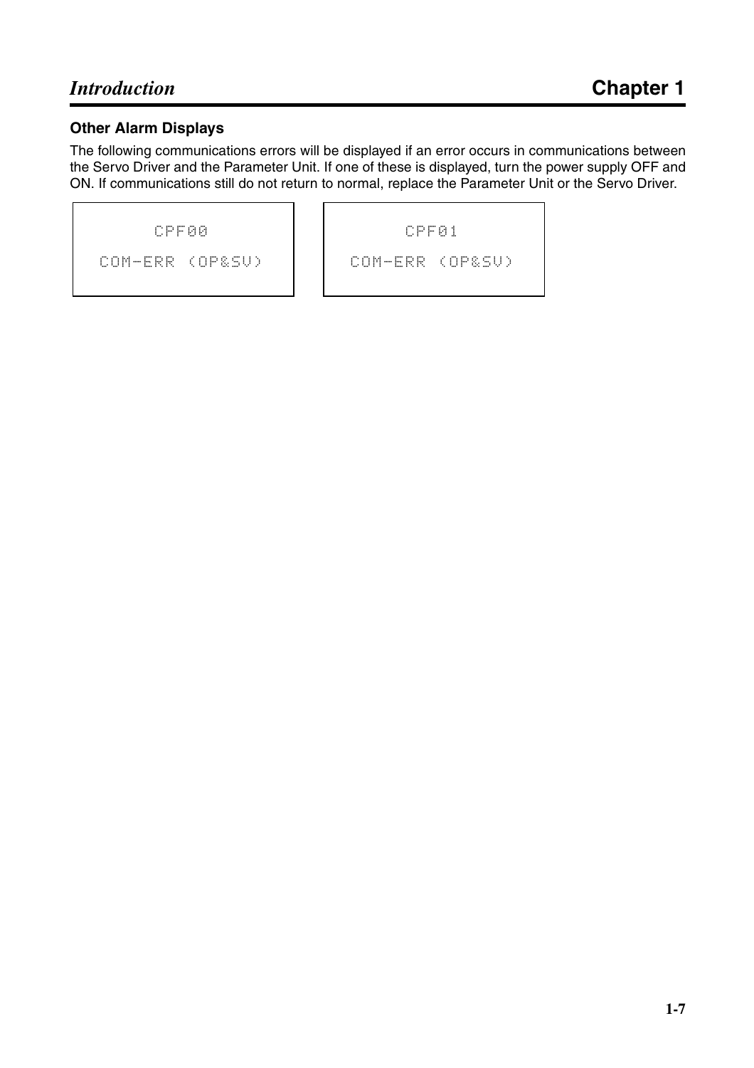### Other Alarm Displays

The following communications errors will be displayed if an error occurs in communications between the Servo Driver and the Parameter Unit. If one of these is displayed, turn the power supply OFF and ON. If communications still do not return to normal, replace the Parameter Unit or the Servo Driver.

```
CPF00
COM-ERR (OP&SV)
```

```
CPF01
COM-ERR (OP&SV)
```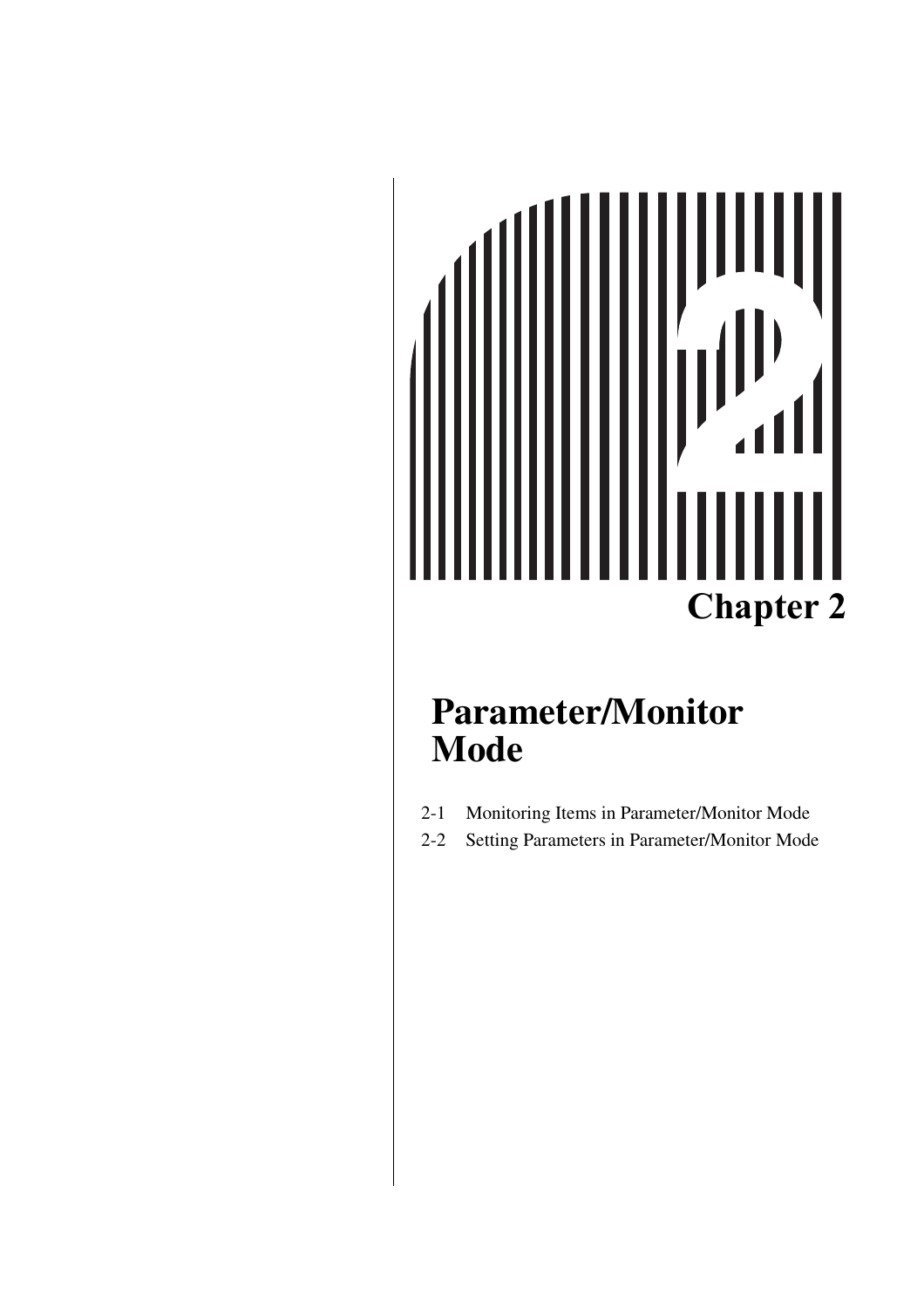# Chapter 2

# Parameter/Monitor Mode

2-1 Monitoring Items in Parameter/Monitor Mode

2-2 Setting Parameters in Parameter/Monitor Mode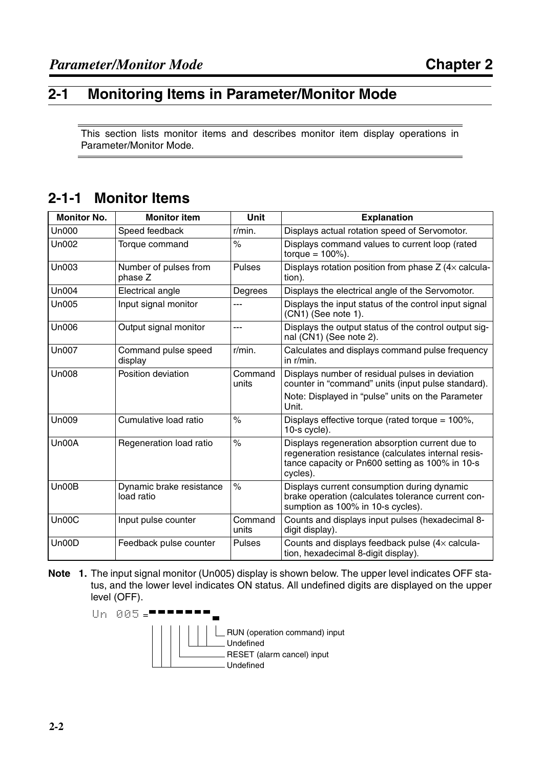## 2-1 Monitoring Items in Parameter/Monitor Mode

This section lists monitor items and describes monitor item display operations in Parameter/Monitor Mode.

### 2-1-1 Monitor Items

| Monitor No. | Monitor item | Unit | Explanation |
|---|---|---|---|
| Un000 | Speed feedback | r/min. | Displays actual rotation speed of Servomotor. |
| Un002 | Torque command | % | Displays command values to current loop (rated torque = 100%). |
| Un003 | Number of pulses from phase Z | Pulses | Displays rotation position from phase Z (4× calculation). |
| Un004 | Electrical angle | Degrees | Displays the electrical angle of the Servomotor. |
| Un005 | Input signal monitor | --- | Displays the input status of the control input signal (CN1) (See note 1). |
| Un006 | Output signal monitor | --- | Displays the output status of the control output signal (CN1) (See note 2). |
| Un007 | Command pulse speed display | r/min. | Calculates and displays command pulse frequency in r/min. |
| Un008 | Position deviation | Command units | Displays number of residual pulses in deviation counter in "command" units (input pulse standard).<br>Note: Displayed in "pulse" units on the Parameter Unit. |
| Un009 | Cumulative load ratio | % | Displays effective torque (rated torque = 100%, 10-s cycle). |
| Un00A | Regeneration load ratio | % | Displays regeneration absorption current due to regeneration resistance (calculates internal resistance capacity or Pn600 setting as 100% in 10-s cycles). |
| Un00B | Dynamic brake resistance load ratio | % | Displays current consumption during dynamic brake operation (calculates tolerance current consumption as 100% in 10-s cycles). |
| Un00C | Input pulse counter | Command units | Counts and displays input pulses (hexadecimal 8-digit display). |
| Un00D | Feedback pulse counter | Pulses | Counts and displays feedback pulse (4× calculation, hexadecimal 8-digit display). |

**Note 1.** The input signal monitor (Un005) display is shown below. The upper level indicates OFF status, and the lower level indicates ON status. All undefined digits are displayed on the upper level (OFF).

Un 005 =

- RUN (operation command) input
- Undefined
- RESET (alarm cancel) input
- Undefined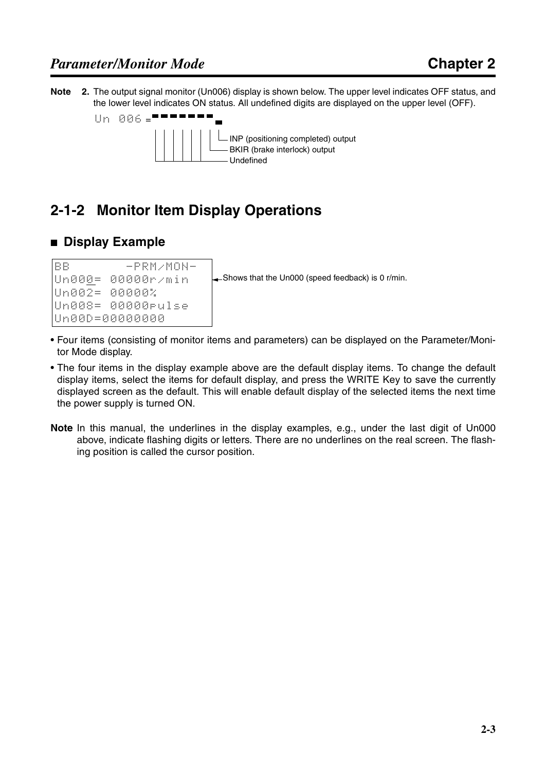**Note 2.** The output signal monitor (Un006) display is shown below. The upper level indicates OFF status, and the lower level indicates ON status. All undefined digits are displayed on the upper level (OFF).

```
Un 006 = ▀▀▀▀▀▀▀ ▄
```

- INP (positioning completed) output
- BKIR (brake interlock) output
- Undefined

## 2-1-2 Monitor Item Display Operations

### ■ Display Example

```
BB        -PRM/MON-
Un000= 00000r/min
Un002= 00000%
Un008= 00000pulse
Un00D=00000000
```

Shows that the Un000 (speed feedback) is 0 r/min.

- Four items (consisting of monitor items and parameters) can be displayed on the Parameter/Monitor Mode display.
- The four items in the display example above are the default display items. To change the default display items, select the items for default display, and press the WRITE Key to save the currently displayed screen as the default. This will enable default display of the selected items the next time the power supply is turned ON.

**Note** In this manual, the underlines in the display examples, e.g., under the last digit of Un000 above, indicate flashing digits or letters. There are no underlines on the real screen. The flashing position is called the cursor position.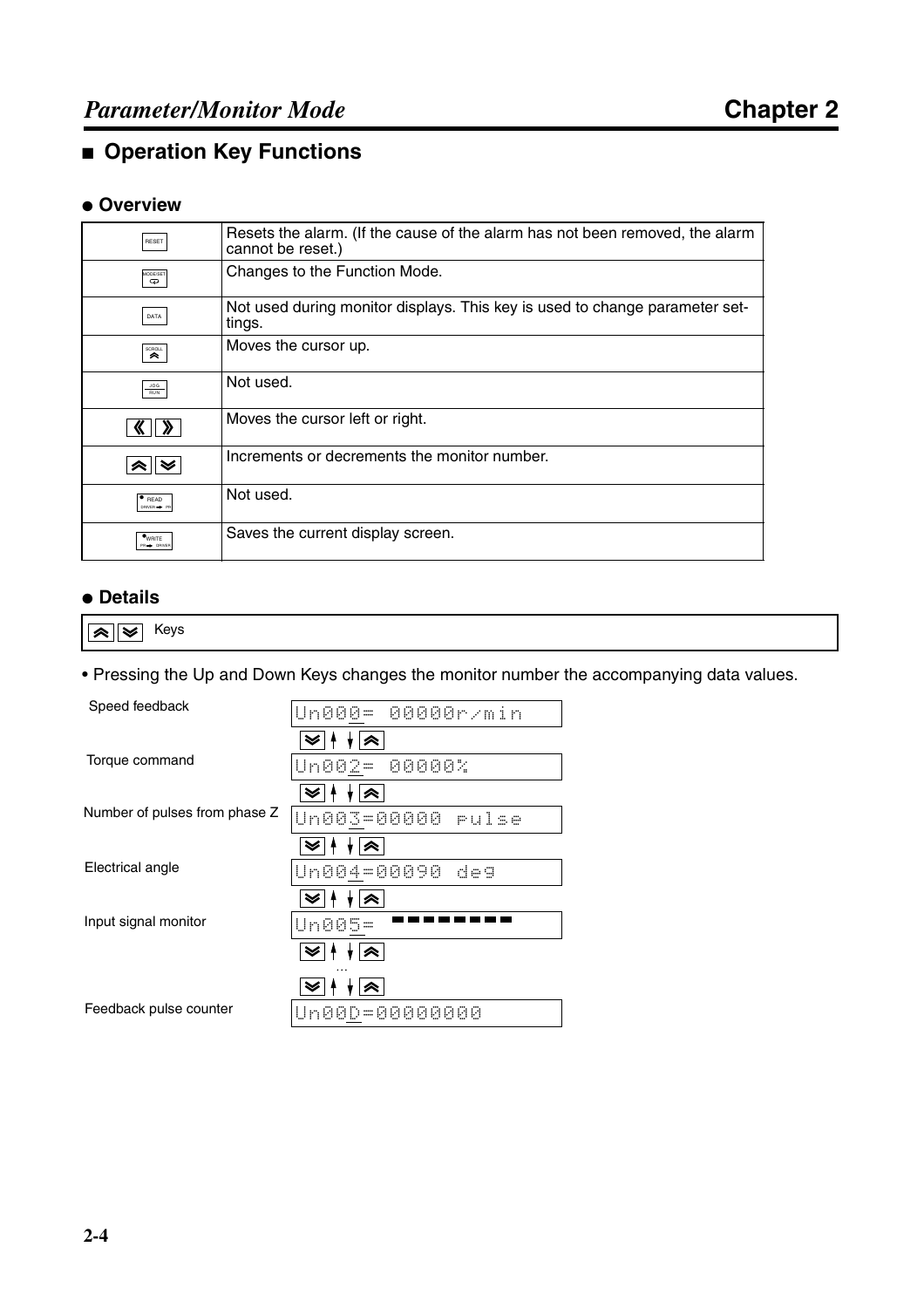## ■ Operation Key Functions

### ● Overview

| Key | Function |
|---|---|
| RESET | Resets the alarm. (If the cause of the alarm has not been removed, the alarm cannot be reset.) |
| MODE/SET | Changes to the Function Mode. |
| DATA | Not used during monitor displays. This key is used to change parameter settings. |
| SCROLL | Moves the cursor up. |
| JOG RUN | Not used. |
| ≪ ≫ | Moves the cursor left or right. |
| ⋀ ⋁ | Increments or decrements the monitor number. |
| READ DRIVER → PR | Not used. |
| WRITE PR → DRIVER | Saves the current display screen. |

### ● Details

**⋀ ⋁ Keys**

- Pressing the Up and Down Keys changes the monitor number the accompanying data values.

| Monitor | Display |
|---|---|
| Speed feedback | Un000= 00000r/min |
| Torque command | Un002= 00000% |
| Number of pulses from phase Z | Un003=00000 pulse |
| Electrical angle | Un004=00090 deg |
| Input signal monitor | Un005= ▬▬▬▬▬▬▬▬ |
| ... | ... |
| Feedback pulse counter | Un00D=00000000 |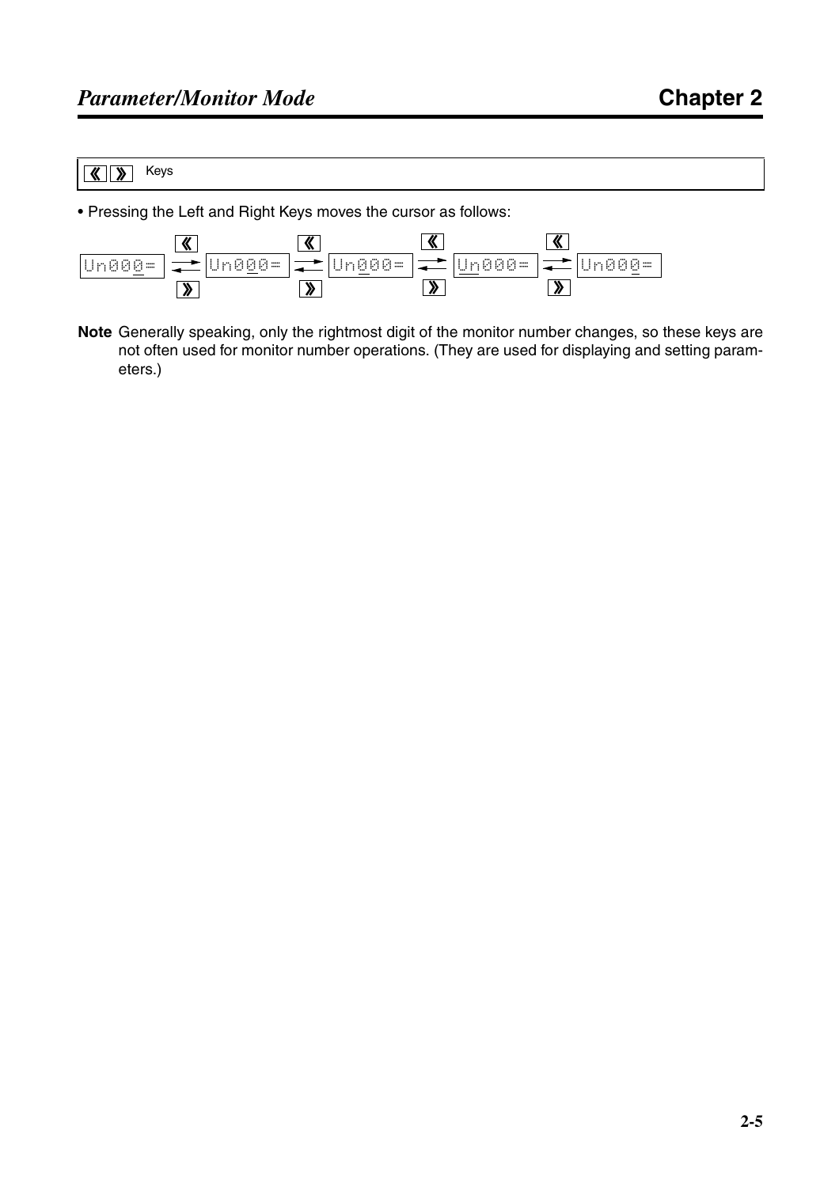**《 》 Keys**

- Pressing the Left and Right Keys moves the cursor as follows:

Un000= ⇄ Un000= ⇄ Un000= ⇄ Un000= ⇄ Un000=

(《 moves the cursor left; 》 moves the cursor right.)

**Note** Generally speaking, only the rightmost digit of the monitor number changes, so these keys are not often used for monitor number operations. (They are used for displaying and setting parameters.)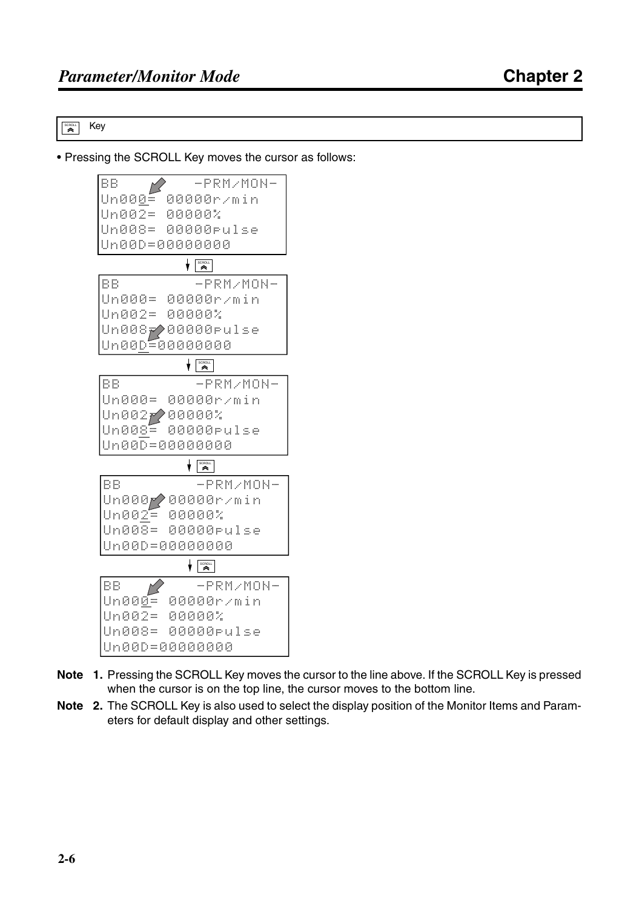SCROLL Key

- Pressing the SCROLL Key moves the cursor as follows:

```
BB           -PRM/MON-
Un000= 00000r/min
Un002= 00000%
Un008= 00000pulse
Un00D=00000000
```

↓ SCROLL

```
BB           -PRM/MON-
Un000= 00000r/min
Un002= 00000%
Un008= 00000pulse
Un00D=00000000
```

↓ SCROLL

```
BB           -PRM/MON-
Un000= 00000r/min
Un002= 00000%
Un008= 00000pulse
Un00D=00000000
```

↓ SCROLL

```
BB           -PRM/MON-
Un000= 00000r/min
Un002= 00000%
Un008= 00000pulse
Un00D=00000000
```

↓ SCROLL

```
BB           -PRM/MON-
Un000= 00000r/min
Un002= 00000%
Un008= 00000pulse
Un00D=00000000
```

**Note 1.** Pressing the SCROLL Key moves the cursor to the line above. If the SCROLL Key is pressed when the cursor is on the top line, the cursor moves to the bottom line.

**Note 2.** The SCROLL Key is also used to select the display position of the Monitor Items and Parameters for default display and other settings.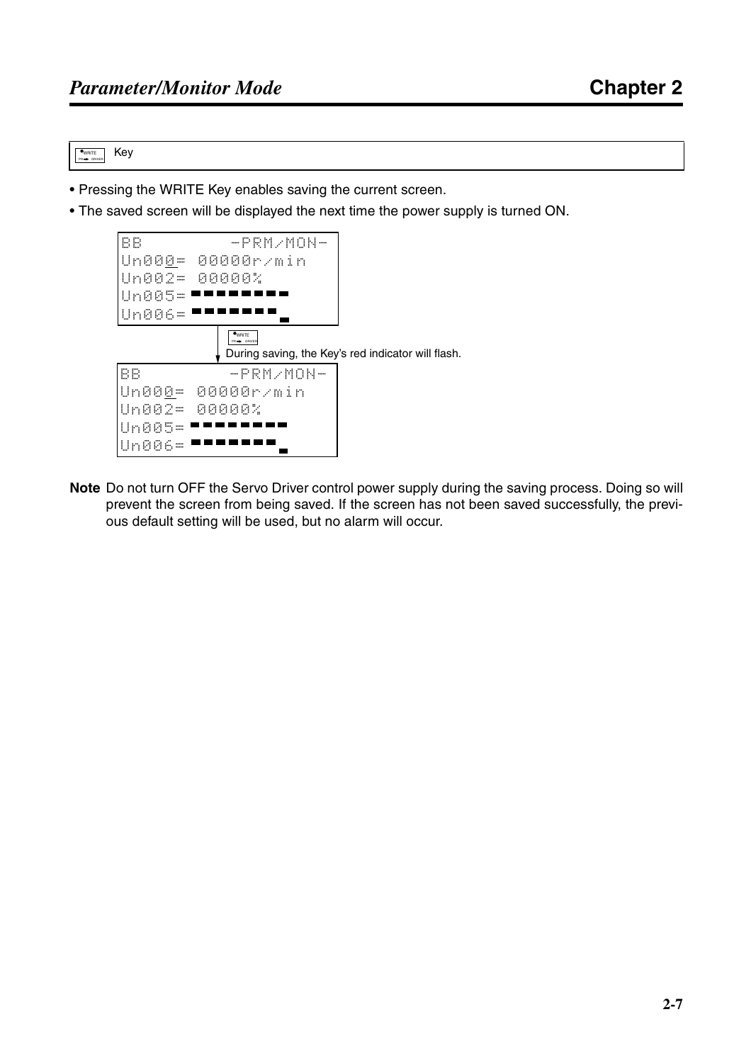WRITE (PR → DRIVER) Key

- Pressing the WRITE Key enables saving the current screen.
- The saved screen will be displayed the next time the power supply is turned ON.

```
BB          -PRM/MON-
Un000= 00000r/min
Un002= 00000%
Un005= ■■■■■■■■
Un006= ■■■■■■■_
```

WRITE (PR → DRIVER)

During saving, the Key's red indicator will flash.

```
BB          -PRM/MON-
Un000= 00000r/min
Un002= 00000%
Un005= ■■■■■■■■
Un006= ■■■■■■■_
```

**Note** Do not turn OFF the Servo Driver control power supply during the saving process. Doing so will prevent the screen from being saved. If the screen has not been saved successfully, the previous default setting will be used, but no alarm will occur.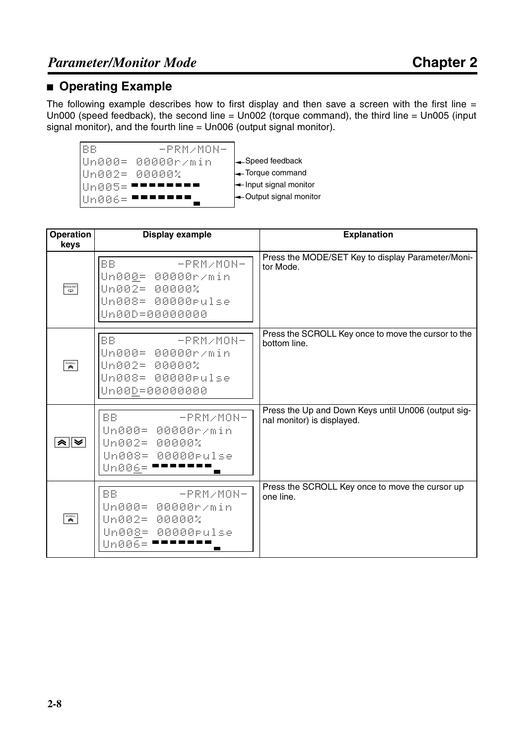## ■ Operating Example

The following example describes how to first display and then save a screen with the first line = Un000 (speed feedback), the second line = Un002 (torque command), the third line = Un005 (input signal monitor), and the fourth line = Un006 (output signal monitor).

```
BB          -PRM/MON-
Un000= 00000r/min        ← Speed feedback
Un002= 00000%            ← Torque command
Un005= ▬▬▬▬▬▬▬▬          ← Input signal monitor
Un006= ▬▬▬▬▬▬▬_▬         ← Output signal monitor
```

| Operation keys | Display example | Explanation |
|---|---|---|
| MODE/SET | BB -PRM/MON-<br>Un000= 00000r/min<br>Un002= 00000%<br>Un008= 00000pulse<br>Un00D=00000000 | Press the MODE/SET Key to display Parameter/Monitor Mode. |
| SCROLL | BB -PRM/MON-<br>Un000= 00000r/min<br>Un002= 00000%<br>Un008= 00000pulse<br>Un00D=00000000 | Press the SCROLL Key once to move the cursor to the bottom line. |
| Up / Down | BB -PRM/MON-<br>Un000= 00000r/min<br>Un002= 00000%<br>Un008= 00000pulse<br>Un006= ▬▬▬▬▬▬▬_▬ | Press the Up and Down Keys until Un006 (output signal monitor) is displayed. |
| SCROLL | BB -PRM/MON-<br>Un000= 00000r/min<br>Un002= 00000%<br>Un008= 00000pulse<br>Un006= ▬▬▬▬▬▬▬_▬ | Press the SCROLL Key once to move the cursor up one line. |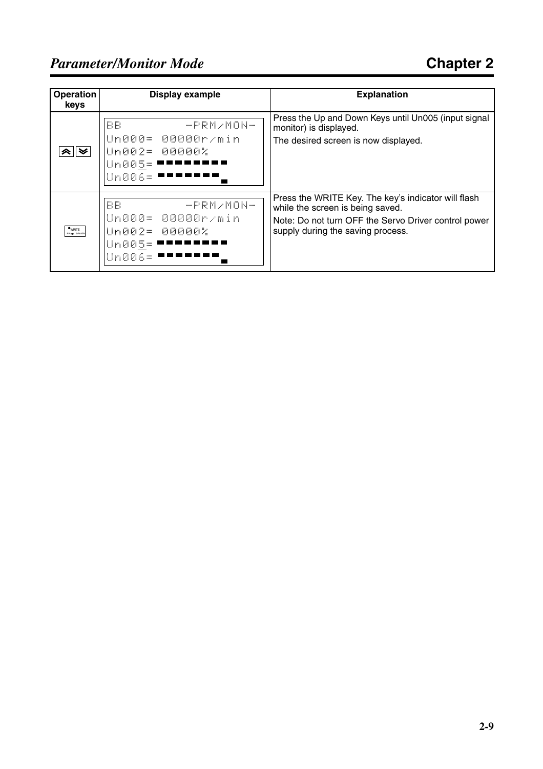| Operation keys | Display example | Explanation |
|---|---|---|
| ⮝ ⮟ | BB -PRM/MON-<br>Un000= 00000r/min<br>Un002= 00000%<br>Un005= ■■■■■■■■<br>Un006= ■■■■■■■ | Press the Up and Down Keys until Un005 (input signal monitor) is displayed.<br>The desired screen is now displayed. |
| WRITE PR → DRIVER | BB -PRM/MON-<br>Un000= 00000r/min<br>Un002= 00000%<br>Un005= ■■■■■■■■<br>Un006= ■■■■■■■ | Press the WRITE Key. The key's indicator will flash while the screen is being saved.<br>Note: Do not turn OFF the Servo Driver control power supply during the saving process. |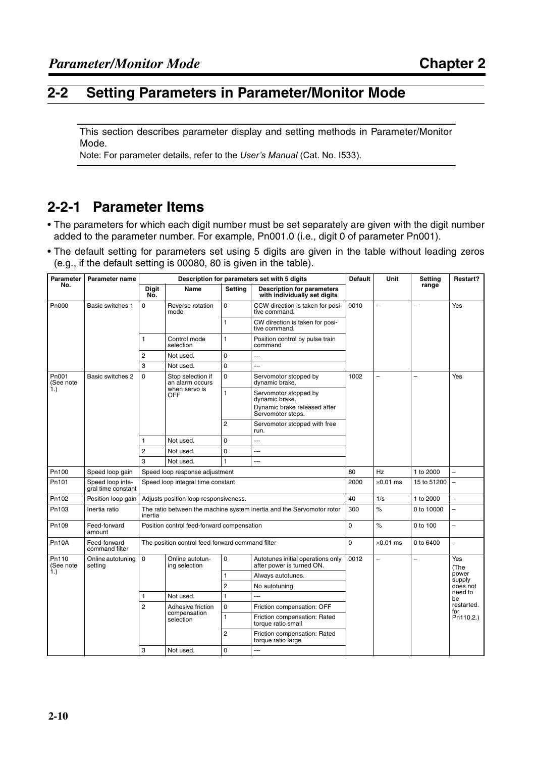## 2-2 Setting Parameters in Parameter/Monitor Mode

This section describes parameter display and setting methods in Parameter/Monitor Mode.

Note: For parameter details, refer to the *User's Manual* (Cat. No. I533).

### 2-2-1 Parameter Items

- The parameters for which each digit number must be set separately are given with the digit number added to the parameter number. For example, Pn001.0 (i.e., digit 0 of parameter Pn001).
- The default setting for parameters set using 5 digits are given in the table without leading zeros (e.g., if the default setting is 00080, 80 is given in the table).

| Parameter No. | Parameter name | Description for parameters set with 5 digits | | | | Default | Unit | Setting range | Restart? |
|---|---|---|---|---|---|---|---|---|---|
| | | Digit No. | Name | Setting | Description for parameters with individually set digits | | | | |
| Pn000 | Basic switches 1 | 0 | Reverse rotation mode | 0 | CCW direction is taken for positive command. | 0010 | – | – | Yes |
| | | | | 1 | CW direction is taken for positive command. | | | | |
| | | 1 | Control mode selection | 1 | Position control by pulse train command | | | | |
| | | 2 | Not used. | 0 | --- | | | | |
| | | 3 | Not used. | 0 | --- | | | | |
| Pn001 (See note 1.) | Basic switches 2 | 0 | Stop selection if an alarm occurs when servo is OFF | 0 | Servomotor stopped by dynamic brake. | 1002 | – | – | Yes |
| | | | | 1 | Servomotor stopped by dynamic brake. Dynamic brake released after Servomotor stops. | | | | |
| | | | | 2 | Servomotor stopped with free run. | | | | |
| | | 1 | Not used. | 0 | --- | | | | |
| | | 2 | Not used. | 0 | --- | | | | |
| | | 3 | Not used. | 1 | --- | | | | |
| Pn100 | Speed loop gain | Speed loop response adjustment | | | | 80 | Hz | 1 to 2000 | – |
| Pn101 | Speed loop integral time constant | Speed loop integral time constant | | | | 2000 | ×0.01 ms | 15 to 51200 | – |
| Pn102 | Position loop gain | Adjusts position loop responsiveness. | | | | 40 | 1/s | 1 to 2000 | – |
| Pn103 | Inertia ratio | The ratio between the machine system inertia and the Servomotor rotor inertia | | | | 300 | % | 0 to 10000 | – |
| Pn109 | Feed-forward amount | Position control feed-forward compensation | | | | 0 | % | 0 to 100 | – |
| Pn10A | Feed-forward command filter | The position control feed-forward command filter | | | | 0 | ×0.01 ms | 0 to 6400 | – |
| Pn110 (See note 1.) | Online autotuning setting | 0 | Online autotuning selection | 0 | Autotunes initial operations only after power is turned ON. | 0012 | – | – | Yes (The power supply does not need to be restarted. for Pn110.2.) |
| | | | | 1 | Always autotunes. | | | | |
| | | | | 2 | No autotuning | | | | |
| | | 1 | Not used. | 1 | --- | | | | |
| | | 2 | Adhesive friction compensation selection | 0 | Friction compensation: OFF | | | | |
| | | | | 1 | Friction compensation: Rated torque ratio small | | | | |
| | | | | 2 | Friction compensation: Rated torque ratio large | | | | |
| | | 3 | Not used. | 0 | --- | | | | |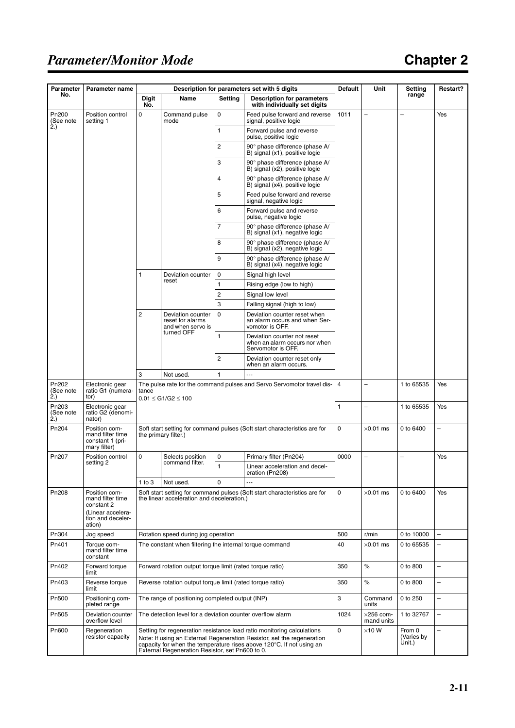| Parameter No. | Parameter name | Description for parameters set with 5 digits | | | | Default | Unit | Setting range | Restart? |
|---|---|---|---|---|---|---|---|---|---|
| | | Digit No. | Name | Setting | Description for parameters with individually set digits | | | | |
| Pn200 (See note 2.) | Position control setting 1 | 0 | Command pulse mode | 0 | Feed pulse forward and reverse signal, positive logic | 1011 | – | – | Yes |
| | | | | 1 | Forward pulse and reverse pulse, positive logic | | | | |
| | | | | 2 | 90° phase difference (phase A/B) signal (x1), positive logic | | | | |
| | | | | 3 | 90° phase difference (phase A/B) signal (x2), positive logic | | | | |
| | | | | 4 | 90° phase difference (phase A/B) signal (x4), positive logic | | | | |
| | | | | 5 | Feed pulse forward and reverse signal, negative logic | | | | |
| | | | | 6 | Forward pulse and reverse pulse, negative logic | | | | |
| | | | | 7 | 90° phase difference (phase A/B) signal (x1), negative logic | | | | |
| | | | | 8 | 90° phase difference (phase A/B) signal (x2), negative logic | | | | |
| | | | | 9 | 90° phase difference (phase A/B) signal (x4), negative logic | | | | |
| | | 1 | Deviation counter reset | 0 | Signal high level | | | | |
| | | | | 1 | Rising edge (low to high) | | | | |
| | | | | 2 | Signal low level | | | | |
| | | | | 3 | Falling signal (high to low) | | | | |
| | | 2 | Deviation counter reset for alarms and when servo is turned OFF | 0 | Deviation counter reset when an alarm occurs and when Servomotor is OFF. | | | | |
| | | | | 1 | Deviation counter not reset when an alarm occurs nor when Servomotor is OFF. | | | | |
| | | | | 2 | Deviation counter reset only when an alarm occurs. | | | | |
| | | 3 | Not used. | 1 | --- | | | | |
| Pn202 (See note 2.) | Electronic gear ratio G1 (numerator) | The pulse rate for the command pulses and Servo Servomotor travel distance $0.01 \le G1/G2 \le 100$ | | | | 4 | – | 1 to 65535 | Yes |
| Pn203 (See note 2.) | Electronic gear ratio G2 (denominator) | | | | | 1 | – | 1 to 65535 | Yes |
| Pn204 | Position command filter time constant 1 (primary filter) | Soft start setting for command pulses (Soft start characteristics are for the primary filter.) | | | | 0 | ×0.01 ms | 0 to 6400 | – |
| Pn207 | Position control setting 2 | 0 | Selects position command filter. | 0 | Primary filter (Pn204) | 0000 | – | – | Yes |
| | | | | 1 | Linear acceleration and deceleration (Pn208) | | | | |
| | | 1 to 3 | Not used. | 0 | --- | | | | |
| Pn208 | Position command filter time constant 2 (Linear acceleration and deceleration) | Soft start setting for command pulses (Soft start characteristics are for the linear acceleration and deceleration.) | | | | 0 | ×0.01 ms | 0 to 6400 | Yes |
| Pn304 | Jog speed | Rotation speed during jog operation | | | | 500 | r/min | 0 to 10000 | – |
| Pn401 | Torque command filter time constant | The constant when filtering the internal torque command | | | | 40 | ×0.01 ms | 0 to 65535 | – |
| Pn402 | Forward torque limit | Forward rotation output torque limit (rated torque ratio) | | | | 350 | % | 0 to 800 | – |
| Pn403 | Reverse torque limit | Reverse rotation output torque limit (rated torque ratio) | | | | 350 | % | 0 to 800 | – |
| Pn500 | Positioning completed range | The range of positioning completed output (INP) | | | | 3 | Command units | 0 to 250 | – |
| Pn505 | Deviation counter overflow level | The detection level for a deviation counter overflow alarm | | | | 1024 | ×256 command units | 1 to 32767 | – |
| Pn600 | Regeneration resistor capacity | Setting for regeneration resistance load ratio monitoring calculations Note: If using an External Regeneration Resistor, set the regeneration capacity for when the temperature rises above 120°C. If not using an External Regeneration Resistor, set Pn600 to 0. | | | | 0 | ×10 W | From 0 (Varies by Unit.) | – |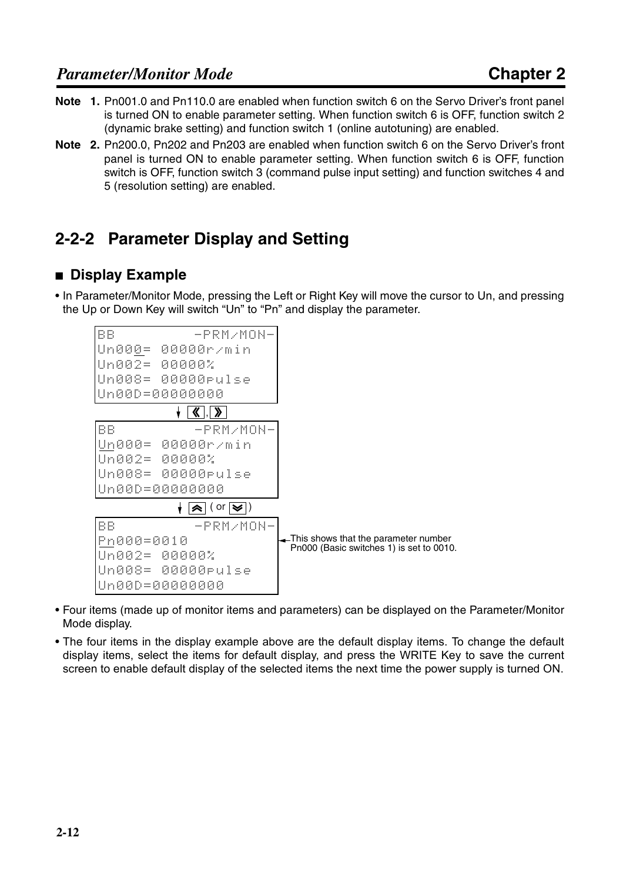**Note 1.** Pn001.0 and Pn110.0 are enabled when function switch 6 on the Servo Driver's front panel is turned ON to enable parameter setting. When function switch 6 is OFF, function switch 2 (dynamic brake setting) and function switch 1 (online autotuning) are enabled.

**Note 2.** Pn200.0, Pn202 and Pn203 are enabled when function switch 6 on the Servo Driver's front panel is turned ON to enable parameter setting. When function switch 6 is OFF, function switch is OFF, function switch 3 (command pulse input setting) and function switches 4 and 5 (resolution setting) are enabled.

## 2-2-2 Parameter Display and Setting

### ■ Display Example

- In Parameter/Monitor Mode, pressing the Left or Right Key will move the cursor to Un, and pressing the Up or Down Key will switch "Un" to "Pn" and display the parameter.

```
BB          -PRM/MON-
Un000= 00000r/min
Un002= 00000%
Un008= 00000pulse
Un00D=00000000
```

↓ 《 , 》

```
BB          -PRM/MON-
Un000= 00000r/min
Un002= 00000%
Un008= 00000pulse
Un00D=00000000
```

↓ ⩓ ( or ⩔ )

```
BB          -PRM/MON-
Pn000=0010
Un002= 00000%
Un008= 00000pulse
Un00D=00000000
```

This shows that the parameter number Pn000 (Basic switches 1) is set to 0010.

- Four items (made up of monitor items and parameters) can be displayed on the Parameter/Monitor Mode display.
- The four items in the display example above are the default display items. To change the default display items, select the items for default display, and press the WRITE Key to save the current screen to enable default display of the selected items the next time the power supply is turned ON.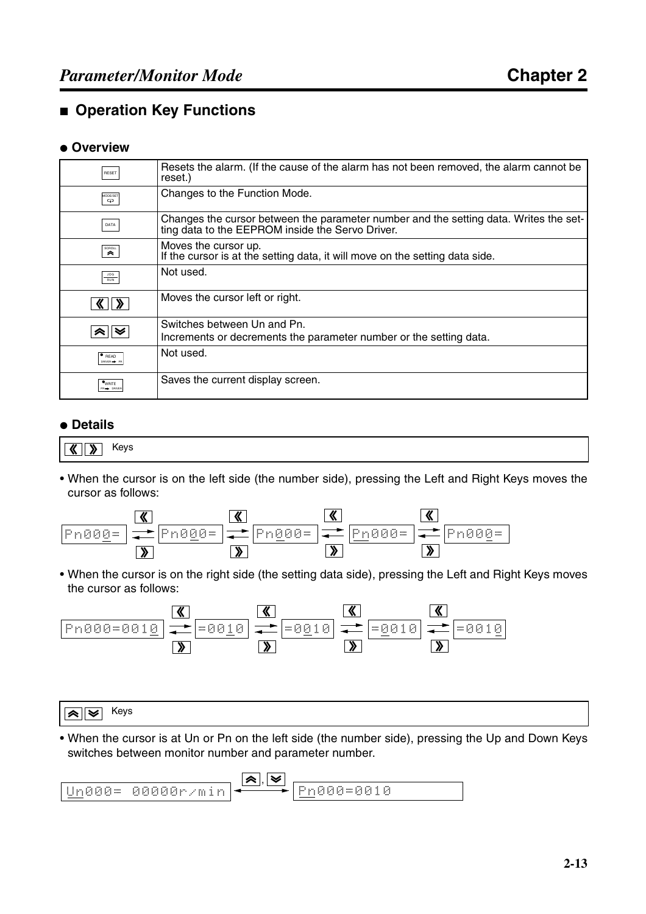## ■ Operation Key Functions

### ● Overview

| Key | Function |
|---|---|
| RESET | Resets the alarm. (If the cause of the alarm has not been removed, the alarm cannot be reset.) |
| MODE/SET | Changes to the Function Mode. |
| DATA | Changes the cursor between the parameter number and the setting data. Writes the setting data to the EEPROM inside the Servo Driver. |
| SCROLL | Moves the cursor up. If the cursor is at the setting data, it will move on the setting data side. |
| JOG RUN | Not used. |
| « » | Moves the cursor left or right. |
| ︽ ︾ | Switches between Un and Pn. Increments or decrements the parameter number or the setting data. |
| READ DRIVER → PR | Not used. |
| WRITE PR → DRIVER | Saves the current display screen. |

### ● Details

**« » Keys**

- When the cursor is on the left side (the number side), pressing the Left and Right Keys moves the cursor as follows:

Pn000= ⇄ Pn000= ⇄ Pn000= ⇄ Pn000= ⇄ Pn000=

- When the cursor is on the right side (the setting data side), pressing the Left and Right Keys moves the cursor as follows:

Pn000=0010 ⇄ =0010 ⇄ =0010 ⇄ =0010 ⇄ =0010

**︽ ︾ Keys**

- When the cursor is at Un or Pn on the left side (the number side), pressing the Up and Down Keys switches between monitor number and parameter number.

Un000= 00000r/min ⇄ (︽, ︾) Pn000=0010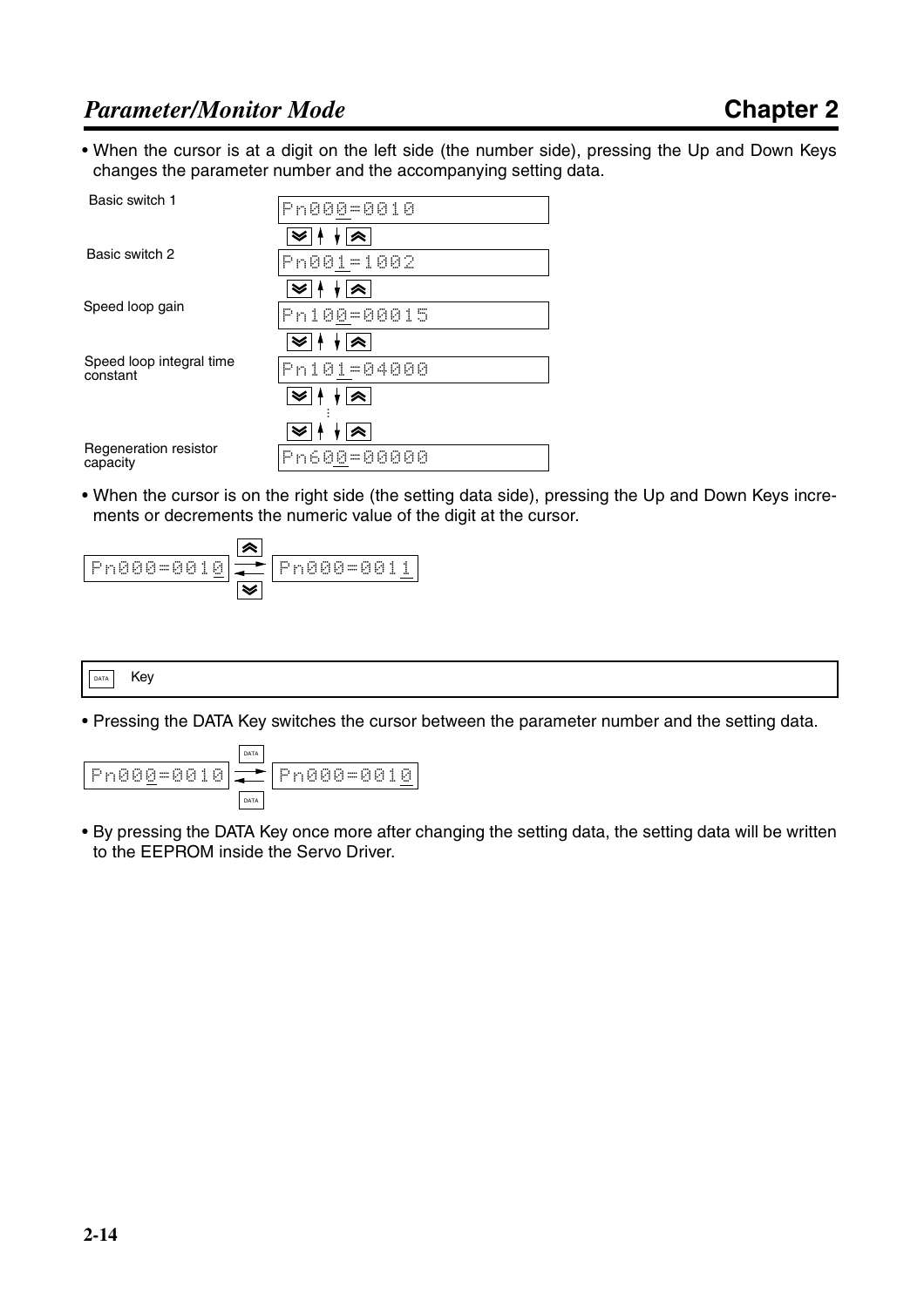• When the cursor is at a digit on the left side (the number side), pressing the Up and Down Keys changes the parameter number and the accompanying setting data.

| | |
|---|---|
| Basic switch 1 | Pn000=0010 |
| Basic switch 2 | Pn001=1002 |
| Speed loop gain | Pn100=00015 |
| Speed loop integral time constant | Pn101=04000 |
| ⋮ | ⋮ |
| Regeneration resistor capacity | Pn600=00000 |

• When the cursor is on the right side (the setting data side), pressing the Up and Down Keys increments or decrements the numeric value of the digit at the cursor.

Pn000=0010 ⇄ Pn000=0011

## DATA Key

• Pressing the DATA Key switches the cursor between the parameter number and the setting data.

Pn000=0010 ⇄ Pn000=0010

• By pressing the DATA Key once more after changing the setting data, the setting data will be written to the EEPROM inside the Servo Driver.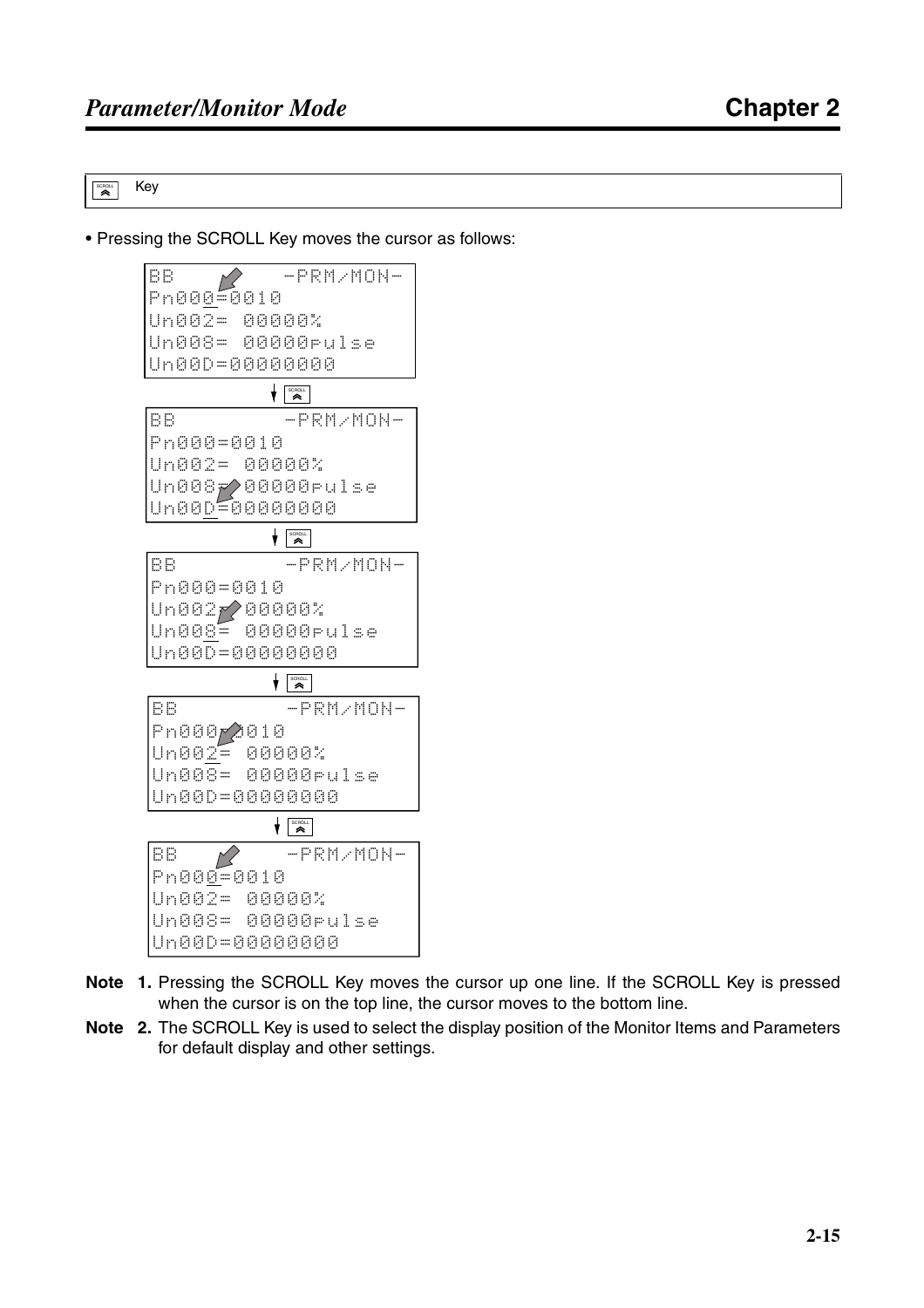SCROLL Key

• Pressing the SCROLL Key moves the cursor as follows:

```
BB          -PRM/MON-
Pn000=0010
Un002= 00000%
Un008= 00000pulse
Un00D=00000000
```

↓ SCROLL

```
BB          -PRM/MON-
Pn000=0010
Un002= 00000%
Un008= 00000pulse
Un00D=00000000
```

↓ SCROLL

```
BB          -PRM/MON-
Pn000=0010
Un002= 00000%
Un008= 00000pulse
Un00D=00000000
```

↓ SCROLL

```
BB          -PRM/MON-
Pn000=0010
Un002= 00000%
Un008= 00000pulse
Un00D=00000000
```

↓ SCROLL

```
BB          -PRM/MON-
Pn000=0010
Un002= 00000%
Un008= 00000pulse
Un00D=00000000
```

**Note 1.** Pressing the SCROLL Key moves the cursor up one line. If the SCROLL Key is pressed when the cursor is on the top line, the cursor moves to the bottom line.

**Note 2.** The SCROLL Key is used to select the display position of the Monitor Items and Parameters for default display and other settings.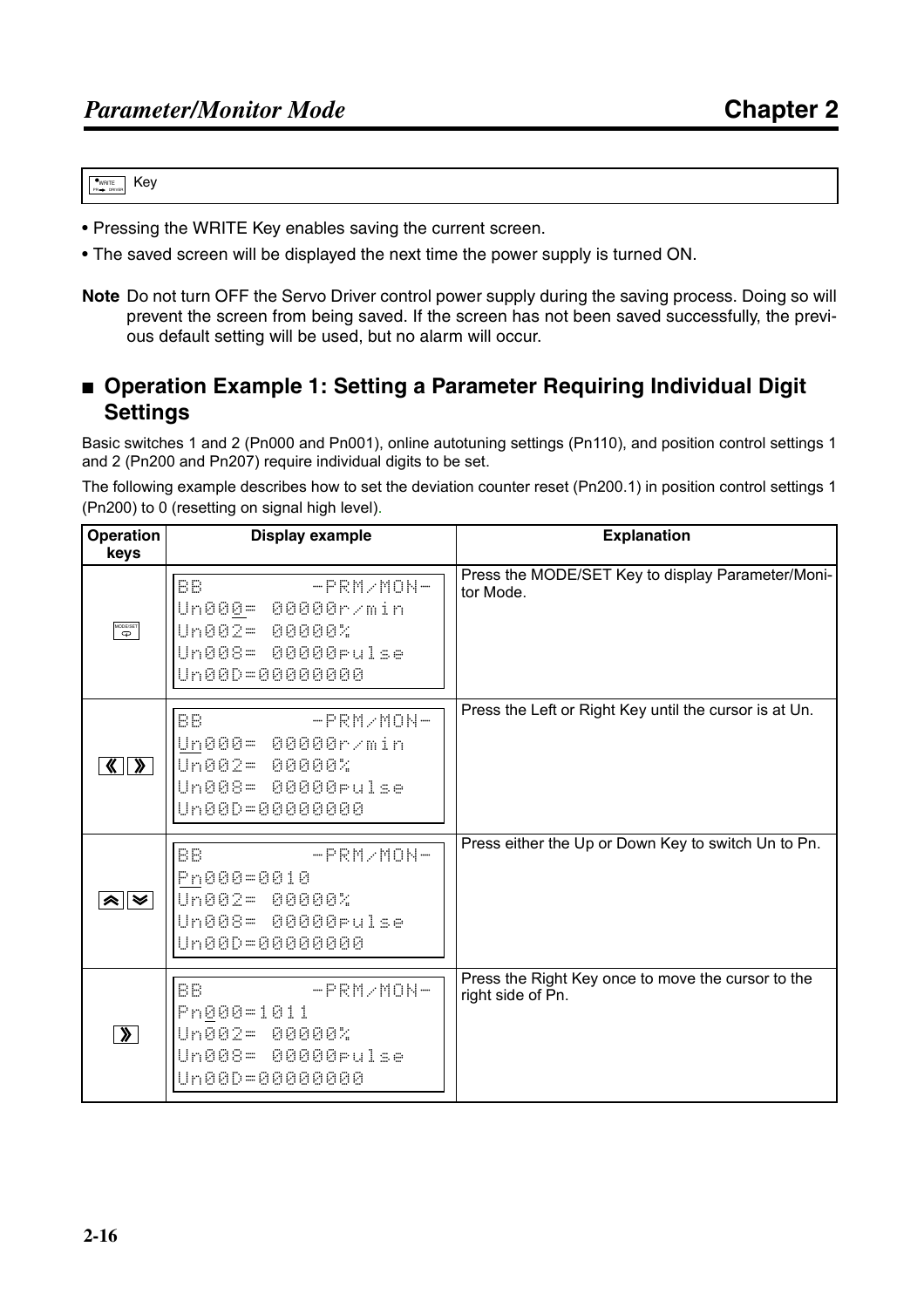| WRITE Key |
|---|

- Pressing the WRITE Key enables saving the current screen.
- The saved screen will be displayed the next time the power supply is turned ON.

**Note** Do not turn OFF the Servo Driver control power supply during the saving process. Doing so will prevent the screen from being saved. If the screen has not been saved successfully, the previous default setting will be used, but no alarm will occur.

## ■ Operation Example 1: Setting a Parameter Requiring Individual Digit Settings

Basic switches 1 and 2 (Pn000 and Pn001), online autotuning settings (Pn110), and position control settings 1 and 2 (Pn200 and Pn207) require individual digits to be set.

The following example describes how to set the deviation counter reset (Pn200.1) in position control settings 1 (Pn200) to 0 (resetting on signal high level).

| Operation keys | Display example | Explanation |
|---|---|---|
| MODE/SET | BB -PRM/MON-<br>Un000= 00000r/min<br>Un002= 00000%<br>Un008= 00000pulse<br>Un00D=00000000 | Press the MODE/SET Key to display Parameter/Monitor Mode. |
| 《 》 | BB -PRM/MON-<br>Un000= 00000r/min<br>Un002= 00000%<br>Un008= 00000pulse<br>Un00D=00000000 | Press the Left or Right Key until the cursor is at Un. |
| ︽ ︾ | BB -PRM/MON-<br>Pn000=0010<br>Un002= 00000%<br>Un008= 00000pulse<br>Un00D=00000000 | Press either the Up or Down Key to switch Un to Pn. |
| 》 | BB -PRM/MON-<br>Pn000=1011<br>Un002= 00000%<br>Un008= 00000pulse<br>Un00D=00000000 | Press the Right Key once to move the cursor to the right side of Pn. |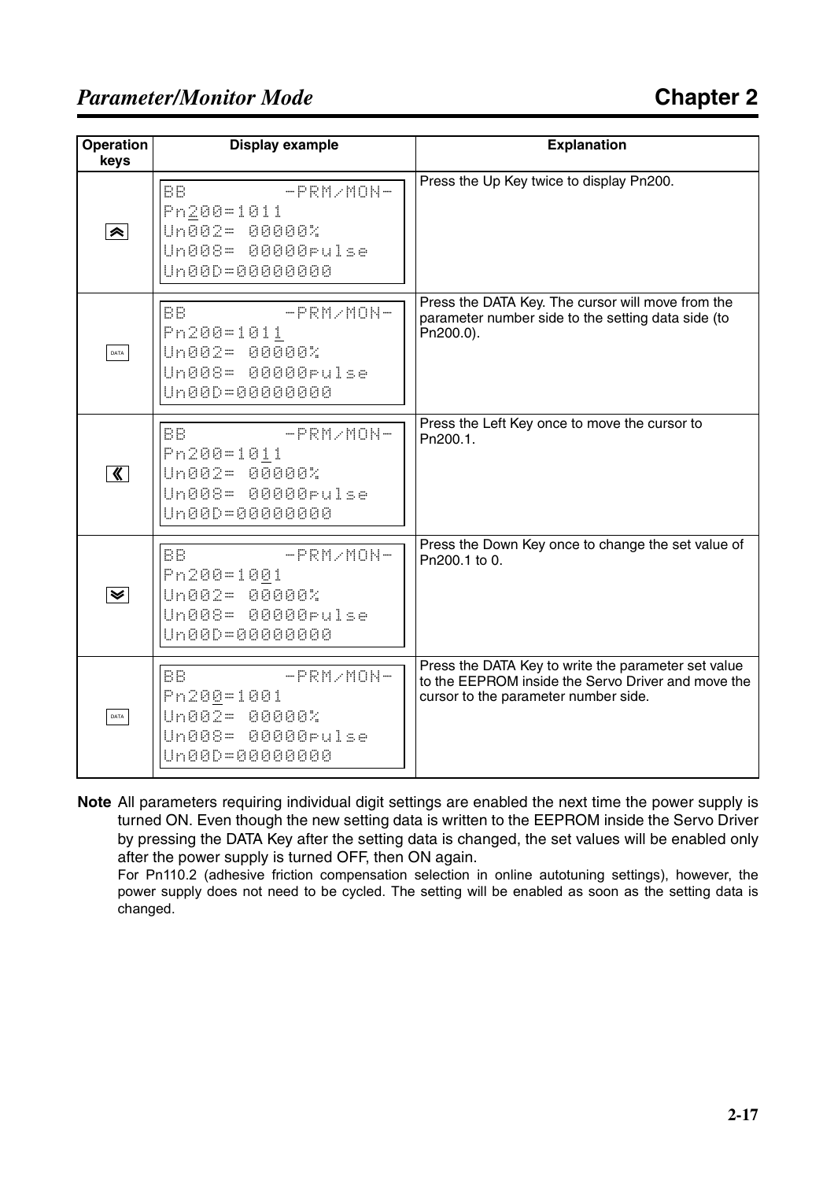| Operation keys | Display example | Explanation |
|---|---|---|
| Up Key | BB -PRM/MON-<br>Pn200=1011<br>Un002= 00000%<br>Un008= 00000pulse<br>Un00D=00000000 | Press the Up Key twice to display Pn200. |
| DATA | BB -PRM/MON-<br>Pn200=1011<br>Un002= 00000%<br>Un008= 00000pulse<br>Un00D=00000000 | Press the DATA Key. The cursor will move from the parameter number side to the setting data side (to Pn200.0). |
| Left Key | BB -PRM/MON-<br>Pn200=1011<br>Un002= 00000%<br>Un008= 00000pulse<br>Un00D=00000000 | Press the Left Key once to move the cursor to Pn200.1. |
| Down Key | BB -PRM/MON-<br>Pn200=1001<br>Un002= 00000%<br>Un008= 00000pulse<br>Un00D=00000000 | Press the Down Key once to change the set value of Pn200.1 to 0. |
| DATA | BB -PRM/MON-<br>Pn200=1001<br>Un002= 00000%<br>Un008= 00000pulse<br>Un00D=00000000 | Press the DATA Key to write the parameter set value to the EEPROM inside the Servo Driver and move the cursor to the parameter number side. |

**Note** All parameters requiring individual digit settings are enabled the next time the power supply is turned ON. Even though the new setting data is written to the EEPROM inside the Servo Driver by pressing the DATA Key after the setting data is changed, the set values will be enabled only after the power supply is turned OFF, then ON again.

For Pn110.2 (adhesive friction compensation selection in online autotuning settings), however, the power supply does not need to be cycled. The setting will be enabled as soon as the setting data is changed.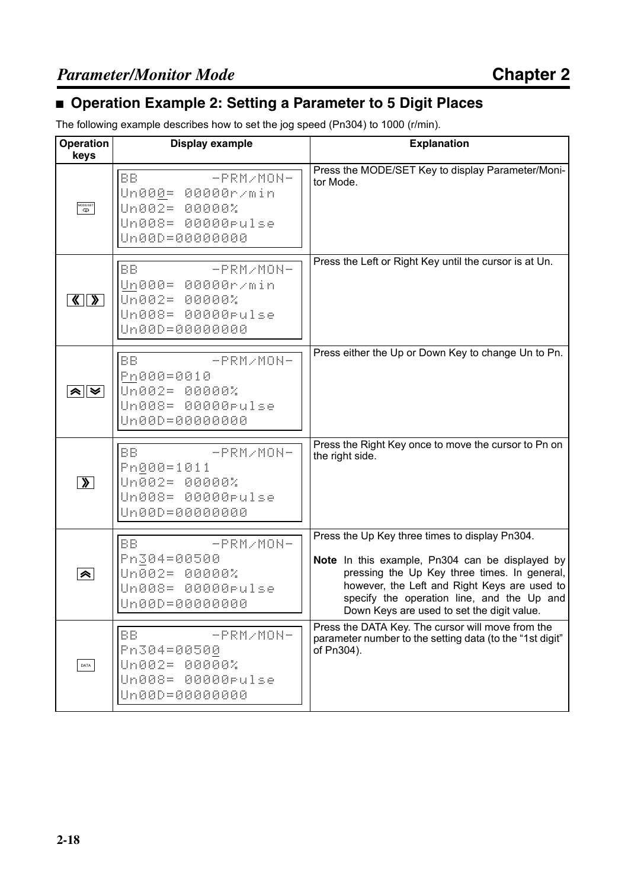## ■ Operation Example 2: Setting a Parameter to 5 Digit Places

The following example describes how to set the jog speed (Pn304) to 1000 (r/min).

| Operation keys | Display example | Explanation |
|---|---|---|
| MODE/SET | BB -PRM/MON-<br>Un000= 00000r/min<br>Un002= 00000%<br>Un008= 00000pulse<br>Un00D=00000000 | Press the MODE/SET Key to display Parameter/Monitor Mode. |
| « » | BB -PRM/MON-<br>Un000= 00000r/min<br>Un002= 00000%<br>Un008= 00000pulse<br>Un00D=00000000 | Press the Left or Right Key until the cursor is at Un. |
| ⌃ ⌄ | BB -PRM/MON-<br>Pn000=0010<br>Un002= 00000%<br>Un008= 00000pulse<br>Un00D=00000000 | Press either the Up or Down Key to change Un to Pn. |
| » | BB -PRM/MON-<br>Pn000=1011<br>Un002= 00000%<br>Un008= 00000pulse<br>Un00D=00000000 | Press the Right Key once to move the cursor to Pn on the right side. |
| ⌃ | BB -PRM/MON-<br>Pn304=00500<br>Un002= 00000%<br>Un008= 00000pulse<br>Un00D=00000000 | Press the Up Key three times to display Pn304.<br><br>**Note** In this example, Pn304 can be displayed by pressing the Up Key three times. In general, however, the Left and Right Keys are used to specify the operation line, and the Up and Down Keys are used to set the digit value. |
| DATA | BB -PRM/MON-<br>Pn304=00500<br>Un002= 00000%<br>Un008= 00000pulse<br>Un00D=00000000 | Press the DATA Key. The cursor will move from the parameter number to the setting data (to the "1st digit" of Pn304). |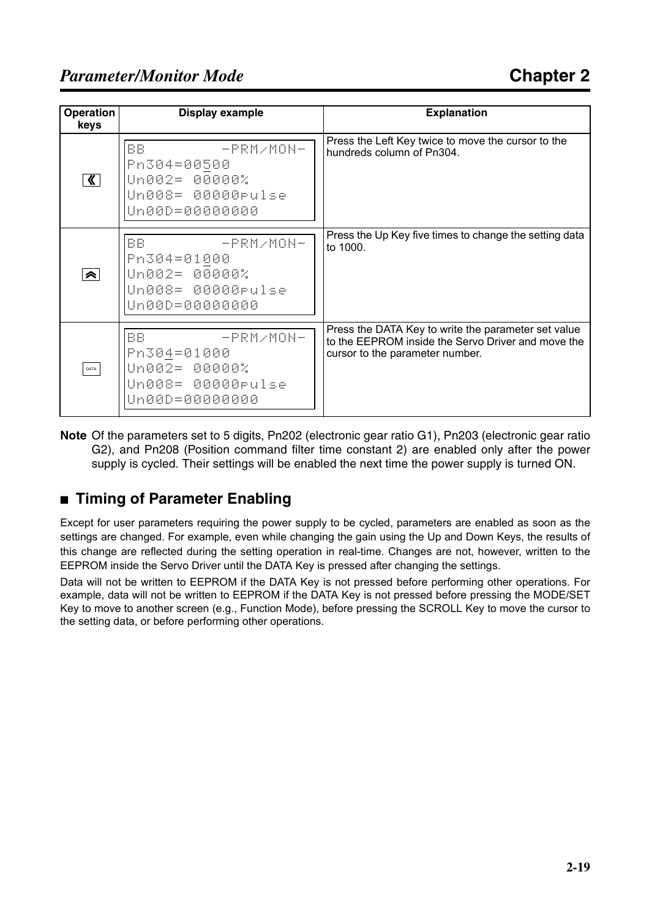| Operation keys | Display example | Explanation |
|---|---|---|
| 《 | BB -PRM/MON-<br>Pn304=00500<br>Un002= 00000%<br>Un008= 00000pulse<br>Un00D=00000000 | Press the Left Key twice to move the cursor to the hundreds column of Pn304. |
| ︽ | BB -PRM/MON-<br>Pn304=01000<br>Un002= 00000%<br>Un008= 00000pulse<br>Un00D=00000000 | Press the Up Key five times to change the setting data to 1000. |
| DATA | BB -PRM/MON-<br>Pn304=01000<br>Un002= 00000%<br>Un008= 00000pulse<br>Un00D=00000000 | Press the DATA Key to write the parameter set value to the EEPROM inside the Servo Driver and move the cursor to the parameter number. |

**Note** Of the parameters set to 5 digits, Pn202 (electronic gear ratio G1), Pn203 (electronic gear ratio G2), and Pn208 (Position command filter time constant 2) are enabled only after the power supply is cycled. Their settings will be enabled the next time the power supply is turned ON.

## ■ Timing of Parameter Enabling

Except for user parameters requiring the power supply to be cycled, parameters are enabled as soon as the settings are changed. For example, even while changing the gain using the Up and Down Keys, the results of this change are reflected during the setting operation in real-time. Changes are not, however, written to the EEPROM inside the Servo Driver until the DATA Key is pressed after changing the settings.

Data will not be written to EEPROM if the DATA Key is not pressed before performing other operations. For example, data will not be written to EEPROM if the DATA Key is not pressed before pressing the MODE/SET Key to move to another screen (e.g., Function Mode), before pressing the SCROLL Key to move the cursor to the setting data, or before performing other operations.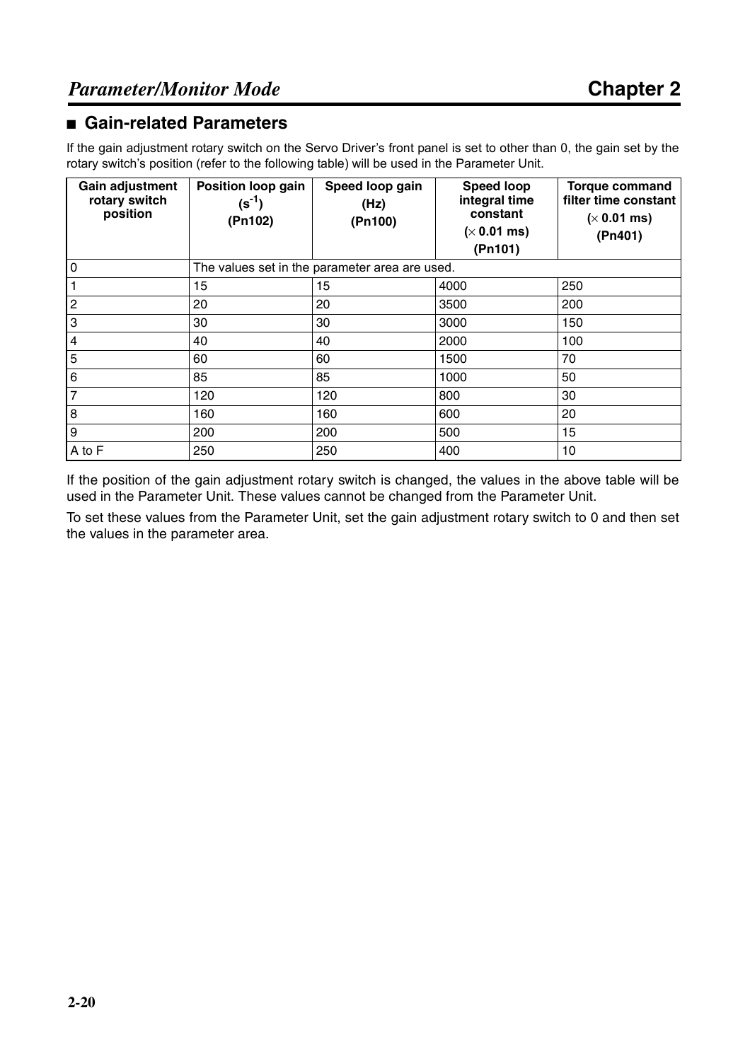## ■ Gain-related Parameters

If the gain adjustment rotary switch on the Servo Driver's front panel is set to other than 0, the gain set by the rotary switch's position (refer to the following table) will be used in the Parameter Unit.

| Gain adjustment rotary switch position | Position loop gain ($s^{-1}$) (Pn102) | Speed loop gain (Hz) (Pn100) | Speed loop integral time constant (× 0.01 ms) (Pn101) | Torque command filter time constant (× 0.01 ms) (Pn401) |
|---|---|---|---|---|
| 0 | The values set in the parameter area are used. | | | |
| 1 | 15 | 15 | 4000 | 250 |
| 2 | 20 | 20 | 3500 | 200 |
| 3 | 30 | 30 | 3000 | 150 |
| 4 | 40 | 40 | 2000 | 100 |
| 5 | 60 | 60 | 1500 | 70 |
| 6 | 85 | 85 | 1000 | 50 |
| 7 | 120 | 120 | 800 | 30 |
| 8 | 160 | 160 | 600 | 20 |
| 9 | 200 | 200 | 500 | 15 |
| A to F | 250 | 250 | 400 | 10 |

If the position of the gain adjustment rotary switch is changed, the values in the above table will be used in the Parameter Unit. These values cannot be changed from the Parameter Unit.

To set these values from the Parameter Unit, set the gain adjustment rotary switch to 0 and then set the values in the parameter area.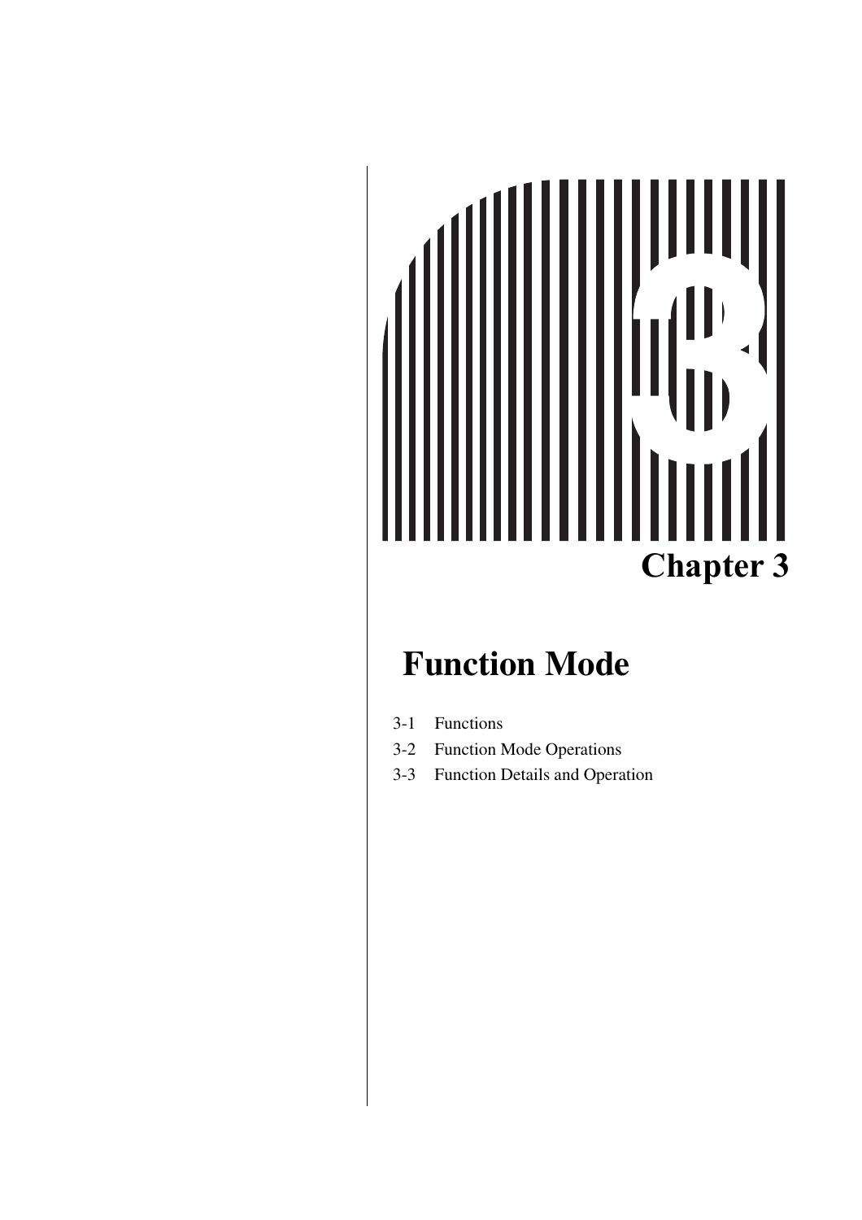# Chapter 3

## Function Mode

3-1 Functions

3-2 Function Mode Operations

3-3 Function Details and Operation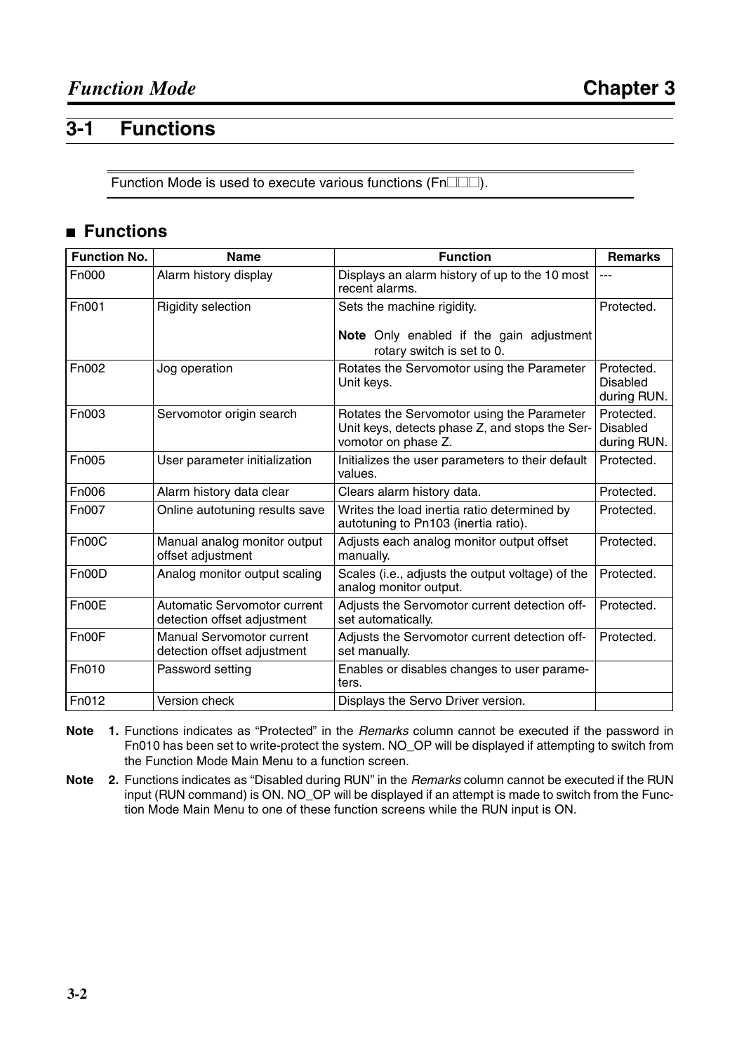## 3-1 Functions

Function Mode is used to execute various functions (Fn□□□).

### ■ Functions

| Function No. | Name | Function | Remarks |
|---|---|---|---|
| Fn000 | Alarm history display | Displays an alarm history of up to the 10 most recent alarms. | --- |
| Fn001 | Rigidity selection | Sets the machine rigidity.<br><br>**Note** Only enabled if the gain adjustment rotary switch is set to 0. | Protected. |
| Fn002 | Jog operation | Rotates the Servomotor using the Parameter Unit keys. | Protected. Disabled during RUN. |
| Fn003 | Servomotor origin search | Rotates the Servomotor using the Parameter Unit keys, detects phase Z, and stops the Servomotor on phase Z. | Protected. Disabled during RUN. |
| Fn005 | User parameter initialization | Initializes the user parameters to their default values. | Protected. |
| Fn006 | Alarm history data clear | Clears alarm history data. | Protected. |
| Fn007 | Online autotuning results save | Writes the load inertia ratio determined by autotuning to Pn103 (inertia ratio). | Protected. |
| Fn00C | Manual analog monitor output offset adjustment | Adjusts each analog monitor output offset manually. | Protected. |
| Fn00D | Analog monitor output scaling | Scales (i.e., adjusts the output voltage) of the analog monitor output. | Protected. |
| Fn00E | Automatic Servomotor current detection offset adjustment | Adjusts the Servomotor current detection offset automatically. | Protected. |
| Fn00F | Manual Servomotor current detection offset adjustment | Adjusts the Servomotor current detection offset manually. | Protected. |
| Fn010 | Password setting | Enables or disables changes to user parameters. | |
| Fn012 | Version check | Displays the Servo Driver version. | |

**Note 1.** Functions indicates as “Protected” in the *Remarks* column cannot be executed if the password in Fn010 has been set to write-protect the system. NO_OP will be displayed if attempting to switch from the Function Mode Main Menu to a function screen.

**Note 2.** Functions indicates as “Disabled during RUN” in the *Remarks* column cannot be executed if the RUN input (RUN command) is ON. NO_OP will be displayed if an attempt is made to switch from the Function Mode Main Menu to one of these function screens while the RUN input is ON.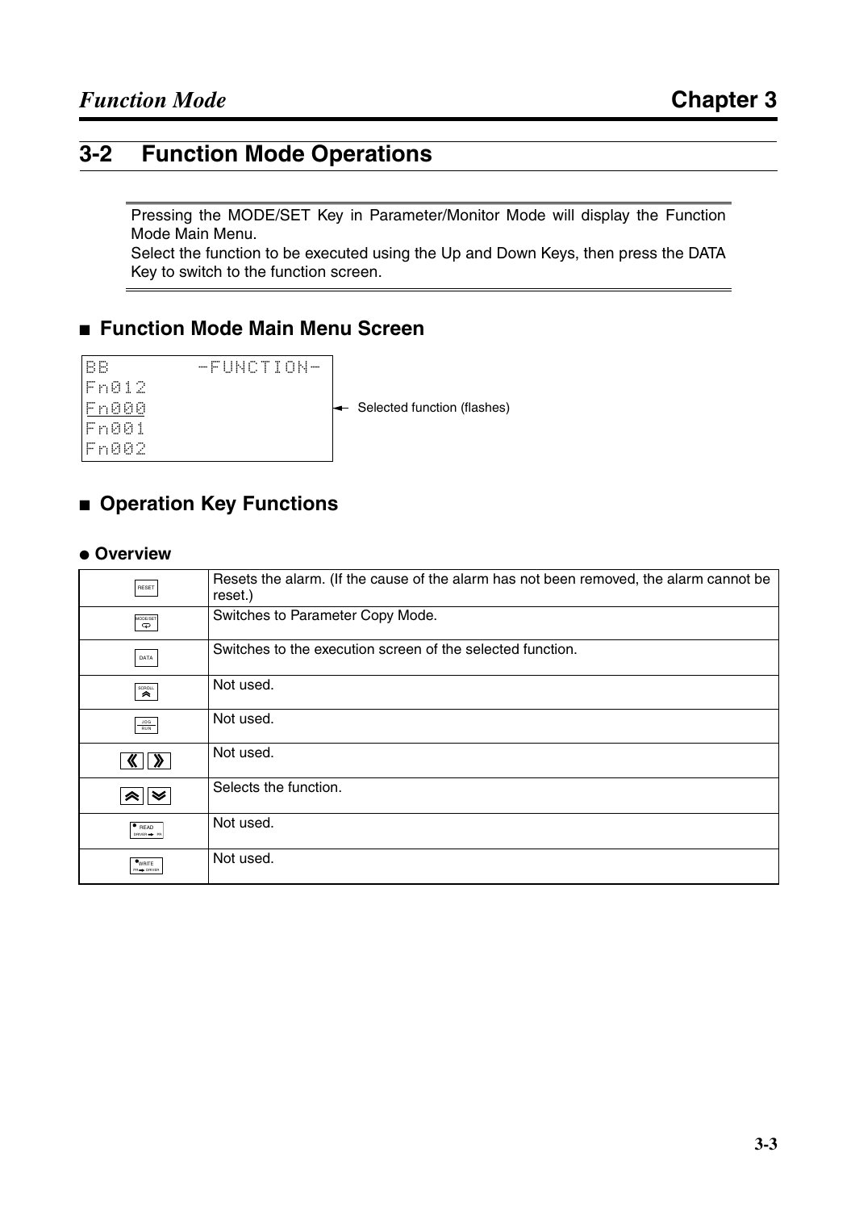## 3-2 Function Mode Operations

Pressing the MODE/SET Key in Parameter/Monitor Mode will display the Function Mode Main Menu.
Select the function to be executed using the Up and Down Keys, then press the DATA Key to switch to the function screen.

### ■ Function Mode Main Menu Screen

```
BB          -FUNCTION-
Fn012
Fn000
Fn001
Fn002
```

Fn000 ← Selected function (flashes)

### ■ Operation Key Functions

#### ● Overview

| Key | Function |
|---|---|
| RESET | Resets the alarm. (If the cause of the alarm has not been removed, the alarm cannot be reset.) |
| MODE/SET | Switches to Parameter Copy Mode. |
| DATA | Switches to the execution screen of the selected function. |
| SCROLL | Not used. |
| JOG RUN | Not used. |
| 《 》 | Not used. |
| Up / Down | Selects the function. |
| READ (DRIVER → PR) | Not used. |
| WRITE (PR → DRIVER) | Not used. |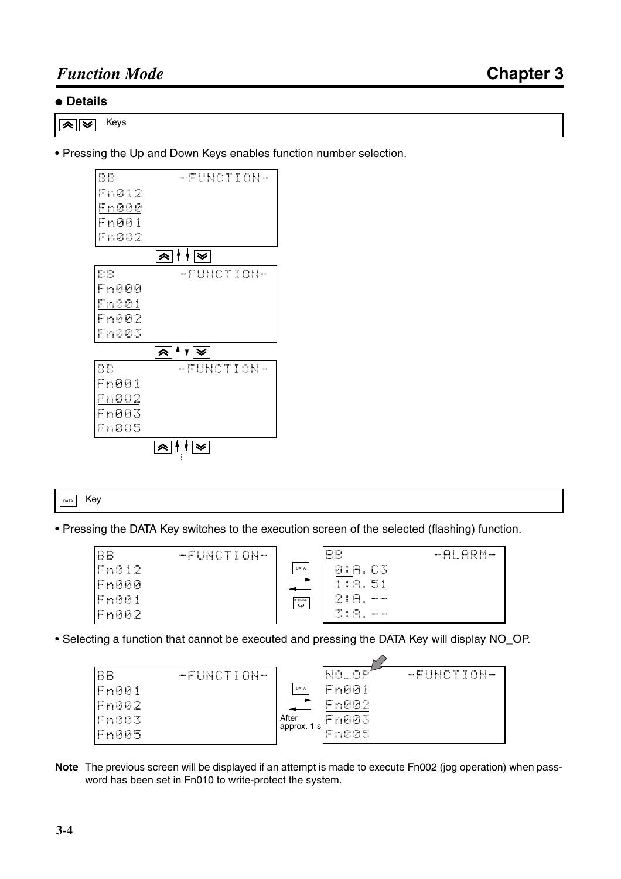## ● Details

**Keys** (Up/Down)

- Pressing the Up and Down Keys enables function number selection.

```
BB        -FUNCTION-
Fn012
Fn000
Fn001
Fn002
```

```
BB        -FUNCTION-
Fn000
Fn001
Fn002
Fn003
```

```
BB        -FUNCTION-
Fn001
Fn002
Fn003
Fn005
```

**DATA Key**

- Pressing the DATA Key switches to the execution screen of the selected (flashing) function.

```
BB        -FUNCTION-        BB           -ALARM-
Fn012                        0:A.C3
Fn000          DATA →        1:A.51
Fn001       ← MODE/SET       2:A.--
Fn002                        3:A.--
```

- Selecting a function that cannot be executed and pressing the DATA Key will display NO_OP.

```
BB        -FUNCTION-                NO_OP      -FUNCTION-
Fn001                               Fn001
Fn002          DATA →               Fn002
Fn003       ← After approx. 1 s     Fn003
Fn005                               Fn005
```

**Note** The previous screen will be displayed if an attempt is made to execute Fn002 (jog operation) when password has been set in Fn010 to write-protect the system.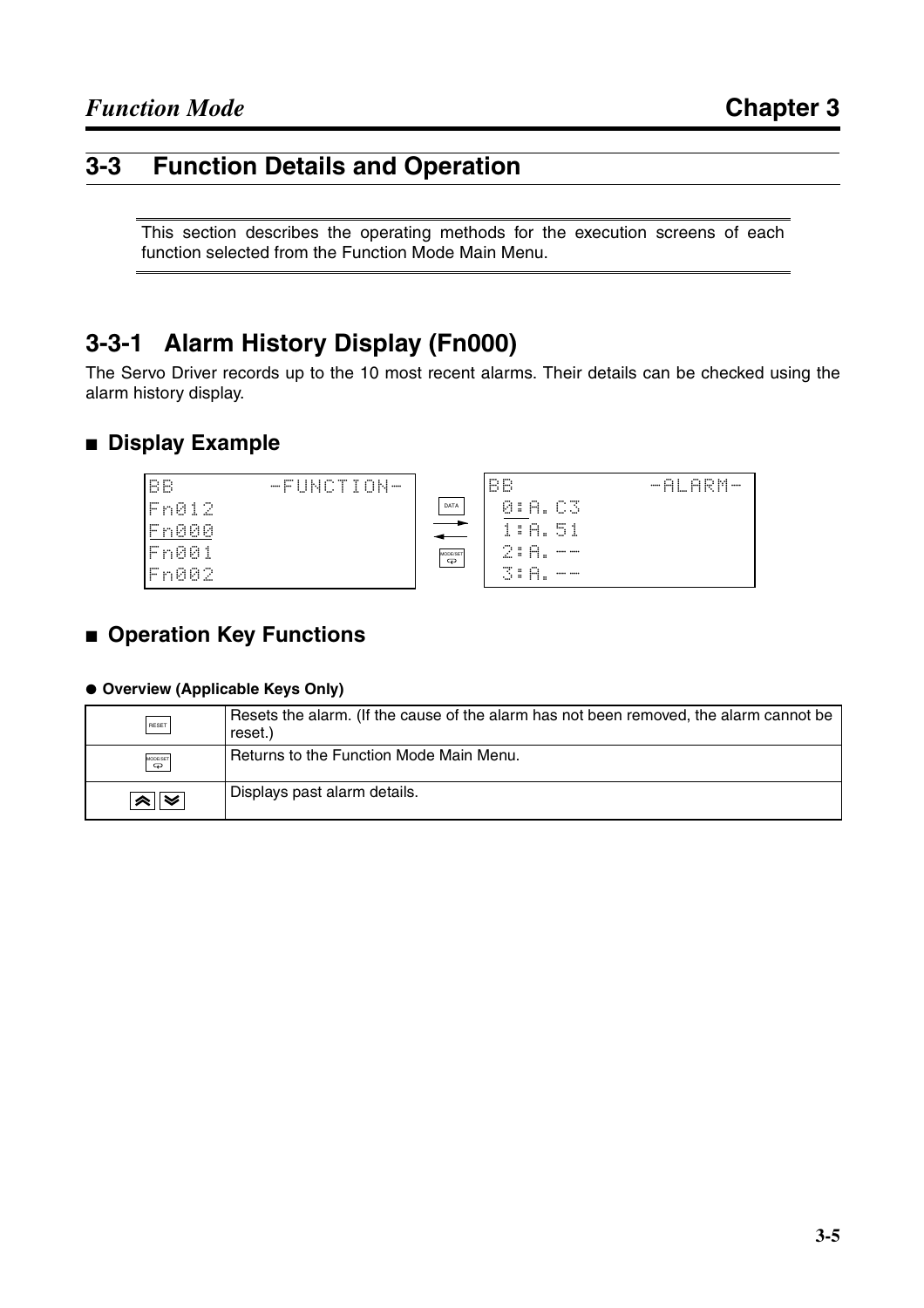## 3-3 Function Details and Operation

This section describes the operating methods for the execution screens of each function selected from the Function Mode Main Menu.

### 3-3-1 Alarm History Display (Fn000)

The Servo Driver records up to the 10 most recent alarms. Their details can be checked using the alarm history display.

#### ■ Display Example

```
BB          -FUNCTION-              BB              -ALARM-
Fn012                     DATA       0:A.C3
Fn000                    ----->      1:A.51
Fn001                    <-----      2:A.--
Fn002                   MODE/SET     3:A.--
```

#### ■ Operation Key Functions

● **Overview (Applicable Keys Only)**

| Key | Function |
|---|---|
| RESET | Resets the alarm. (If the cause of the alarm has not been removed, the alarm cannot be reset.) |
| MODE/SET | Returns to the Function Mode Main Menu. |
| Up / Down | Displays past alarm details. |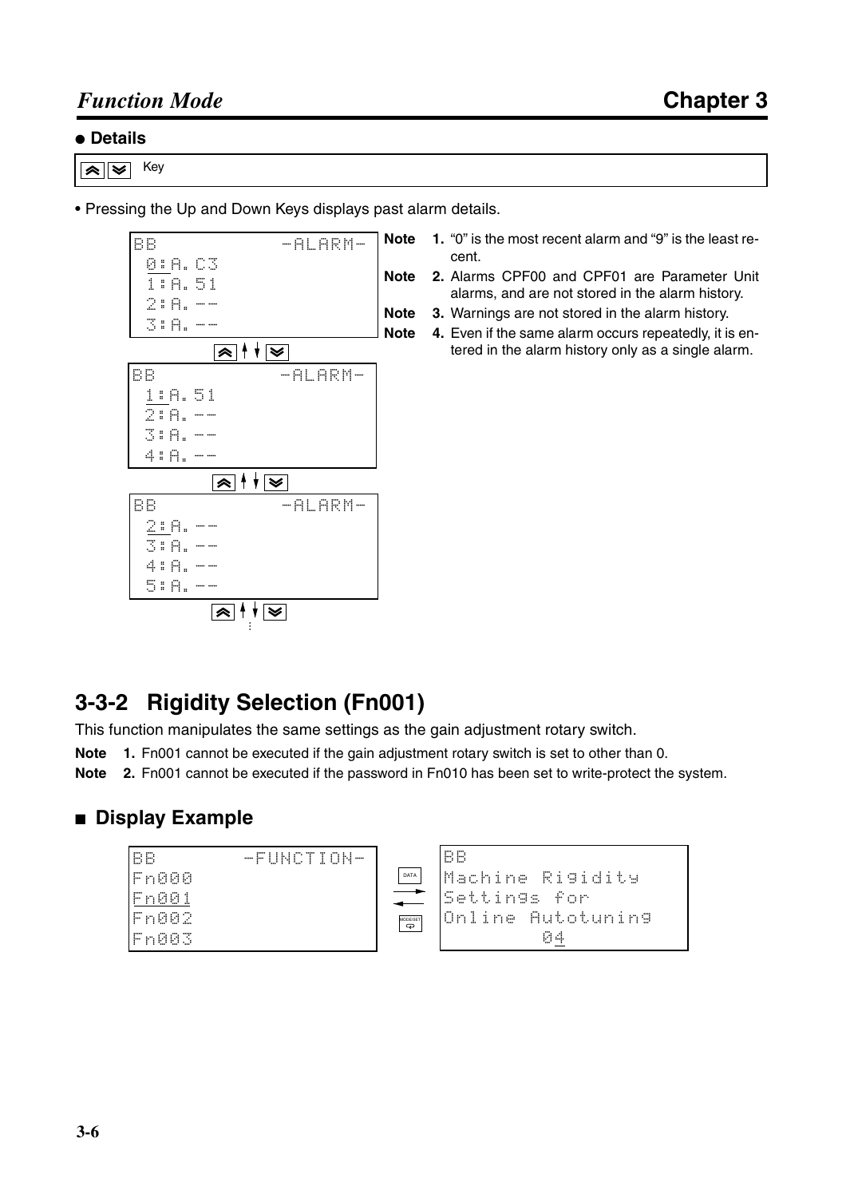## ● Details

| Key |
|---|
| [▲][▼] Key |

• Pressing the Up and Down Keys displays past alarm details.

```
BB            -ALARM-
 0:A.C3
 1:A.51
 2:A.--
 3:A.--
```

[▲] ↑↓ [▼]

```
BB            -ALARM-
 1:A.51
 2:A.--
 3:A.--
 4:A.--
```

[▲] ↑↓ [▼]

```
BB            -ALARM-
 2:A.--
 3:A.--
 4:A.--
 5:A.--
```

[▲] ↑↓ [▼]

⋮

**Note** **1.** "0" is the most recent alarm and "9" is the least recent.

**Note** **2.** Alarms CPF00 and CPF01 are Parameter Unit alarms, and are not stored in the alarm history.

**Note** **3.** Warnings are not stored in the alarm history.

**Note** **4.** Even if the same alarm occurs repeatedly, it is entered in the alarm history only as a single alarm.

## 3-3-2 Rigidity Selection (Fn001)

This function manipulates the same settings as the gain adjustment rotary switch.

**Note** **1.** Fn001 cannot be executed if the gain adjustment rotary switch is set to other than 0.

**Note** **2.** Fn001 cannot be executed if the password in Fn010 has been set to write-protect the system.

## ■ Display Example

```
BB         -FUNCTION-
Fn000
Fn001
Fn002
Fn003
```

DATA →
← MODE/SET

```
BB
Machine Rigidity
Settings for
Online Autotuning
          04
```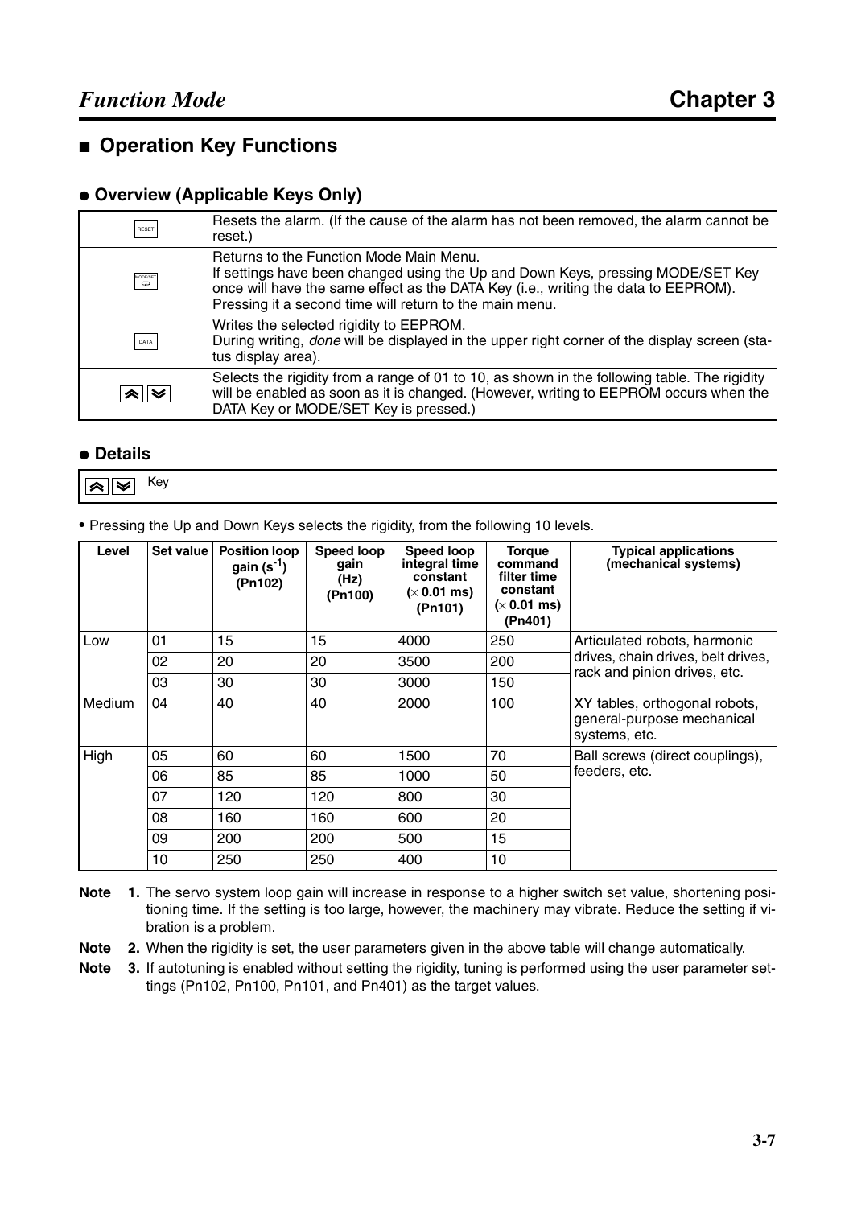## ■ Operation Key Functions

### ● Overview (Applicable Keys Only)

| Key | Function |
|---|---|
| RESET | Resets the alarm. (If the cause of the alarm has not been removed, the alarm cannot be reset.) |
| MODE/SET | Returns to the Function Mode Main Menu.<br>If settings have been changed using the Up and Down Keys, pressing MODE/SET Key once will have the same effect as the DATA Key (i.e., writing the data to EEPROM). Pressing it a second time will return to the main menu. |
| DATA | Writes the selected rigidity to EEPROM.<br>During writing, *done* will be displayed in the upper right corner of the display screen (status display area). |
| Up/Down | Selects the rigidity from a range of 01 to 10, as shown in the following table. The rigidity will be enabled as soon as it is changed. (However, writing to EEPROM occurs when the DATA Key or MODE/SET Key is pressed.) |

### ● Details

Up/Down Key

- Pressing the Up and Down Keys selects the rigidity, from the following 10 levels.

| Level | Set value | Position loop gain ($s^{-1}$) (Pn102) | Speed loop gain (Hz) (Pn100) | Speed loop integral time constant (× 0.01 ms) (Pn101) | Torque command filter time constant (× 0.01 ms) (Pn401) | Typical applications (mechanical systems) |
|---|---|---|---|---|---|---|
| Low | 01 | 15 | 15 | 4000 | 250 | Articulated robots, harmonic drives, chain drives, belt drives, rack and pinion drives, etc. |
| | 02 | 20 | 20 | 3500 | 200 | |
| | 03 | 30 | 30 | 3000 | 150 | |
| Medium | 04 | 40 | 40 | 2000 | 100 | XY tables, orthogonal robots, general-purpose mechanical systems, etc. |
| High | 05 | 60 | 60 | 1500 | 70 | Ball screws (direct couplings), feeders, etc. |
| | 06 | 85 | 85 | 1000 | 50 | |
| | 07 | 120 | 120 | 800 | 30 | |
| | 08 | 160 | 160 | 600 | 20 | |
| | 09 | 200 | 200 | 500 | 15 | |
| | 10 | 250 | 250 | 400 | 10 | |

**Note 1.** The servo system loop gain will increase in response to a higher switch set value, shortening positioning time. If the setting is too large, however, the machinery may vibrate. Reduce the setting if vibration is a problem.

**Note 2.** When the rigidity is set, the user parameters given in the above table will change automatically.

**Note 3.** If autotuning is enabled without setting the rigidity, tuning is performed using the user parameter settings (Pn102, Pn100, Pn101, and Pn401) as the target values.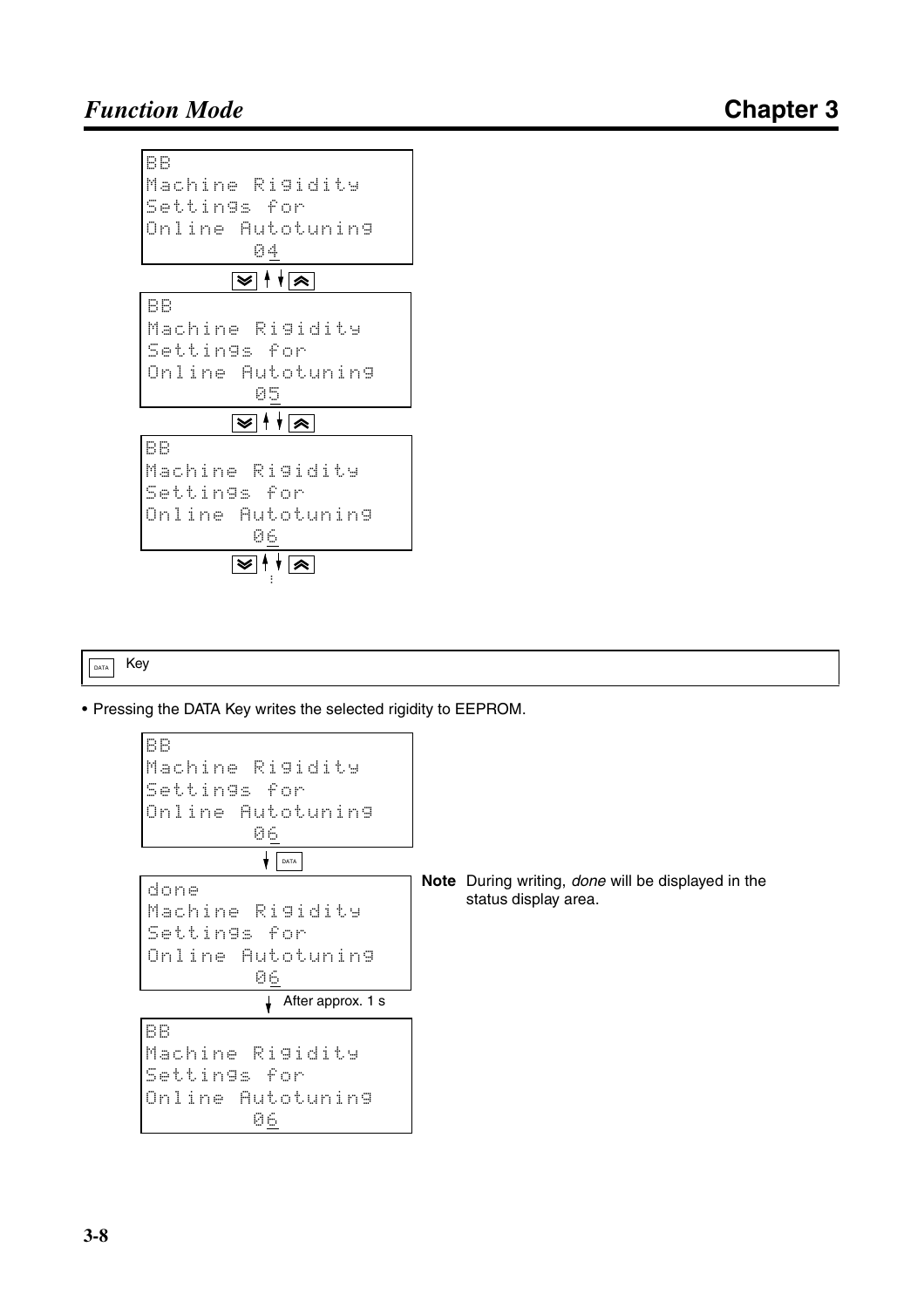```
BB
Machine Rigidity
Settings for
Online Autotuning
          04
```

▼ ▲

```
BB
Machine Rigidity
Settings for
Online Autotuning
          05
```

▼ ▲

```
BB
Machine Rigidity
Settings for
Online Autotuning
          06
```

▼ ▲

⋮

DATA Key

- Pressing the DATA Key writes the selected rigidity to EEPROM.

```
BB
Machine Rigidity
Settings for
Online Autotuning
          06
```

↓ DATA

```
done
Machine Rigidity
Settings for
Online Autotuning
          06
```

**Note** During writing, *done* will be displayed in the status display area.

↓ After approx. 1 s

```
BB
Machine Rigidity
Settings for
Online Autotuning
          06
```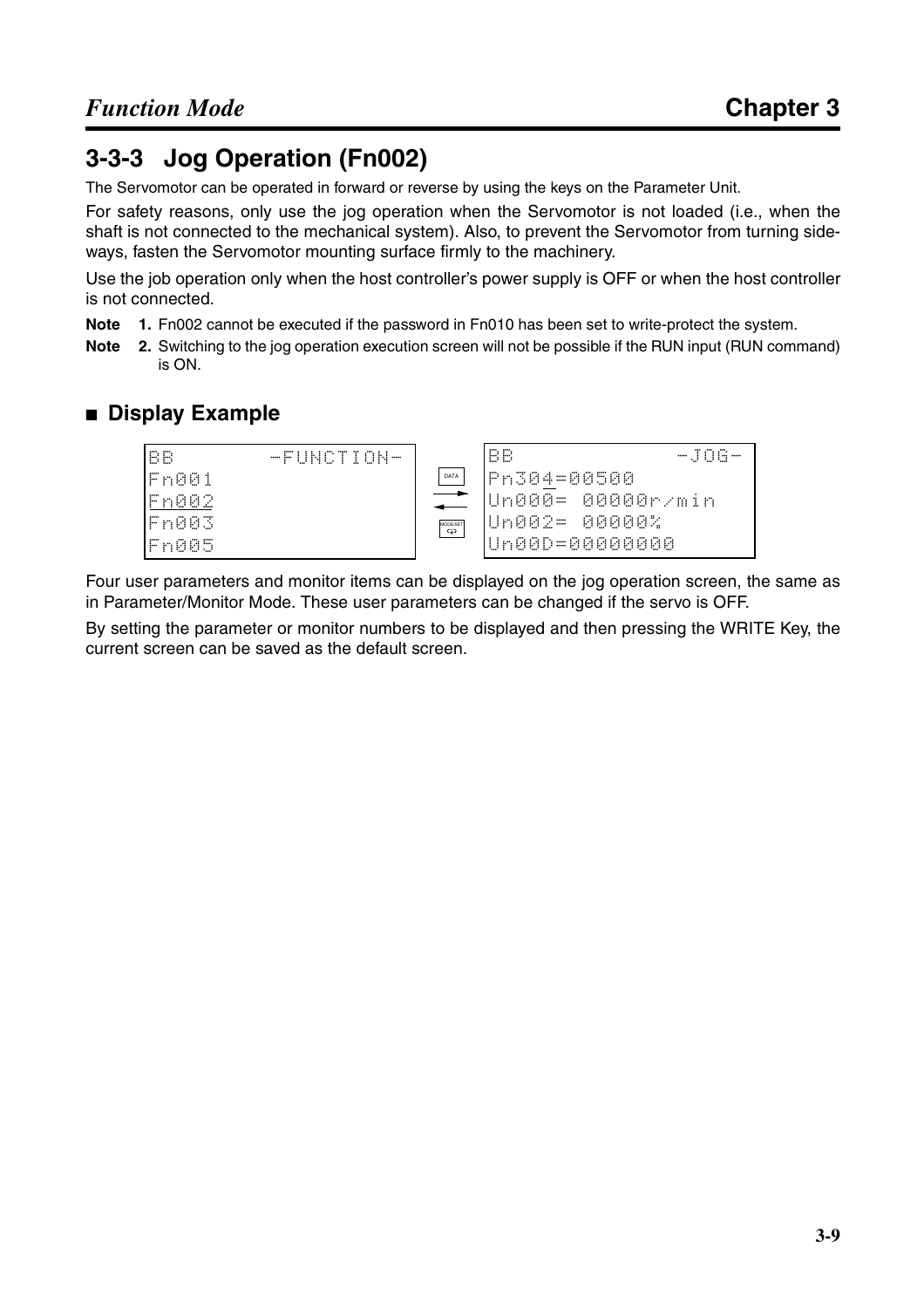## 3-3-3 Jog Operation (Fn002)

The Servomotor can be operated in forward or reverse by using the keys on the Parameter Unit.

For safety reasons, only use the jog operation when the Servomotor is not loaded (i.e., when the shaft is not connected to the mechanical system). Also, to prevent the Servomotor from turning sideways, fasten the Servomotor mounting surface firmly to the machinery.

Use the job operation only when the host controller's power supply is OFF or when the host controller is not connected.

**Note 1.** Fn002 cannot be executed if the password in Fn010 has been set to write-protect the system.

**Note 2.** Switching to the jog operation execution screen will not be possible if the RUN input (RUN command) is ON.

### ■ Display Example

```
BB        -FUNCTION-            BB              -JOG-
Fn001                  DATA     Pn304=00500
Fn002                  --->     Un000= 00000r/min
Fn003                  <---     Un002= 00000%
Fn005                MODE/SET   Un00D=00000000
```

Four user parameters and monitor items can be displayed on the jog operation screen, the same as in Parameter/Monitor Mode. These user parameters can be changed if the servo is OFF.

By setting the parameter or monitor numbers to be displayed and then pressing the WRITE Key, the current screen can be saved as the default screen.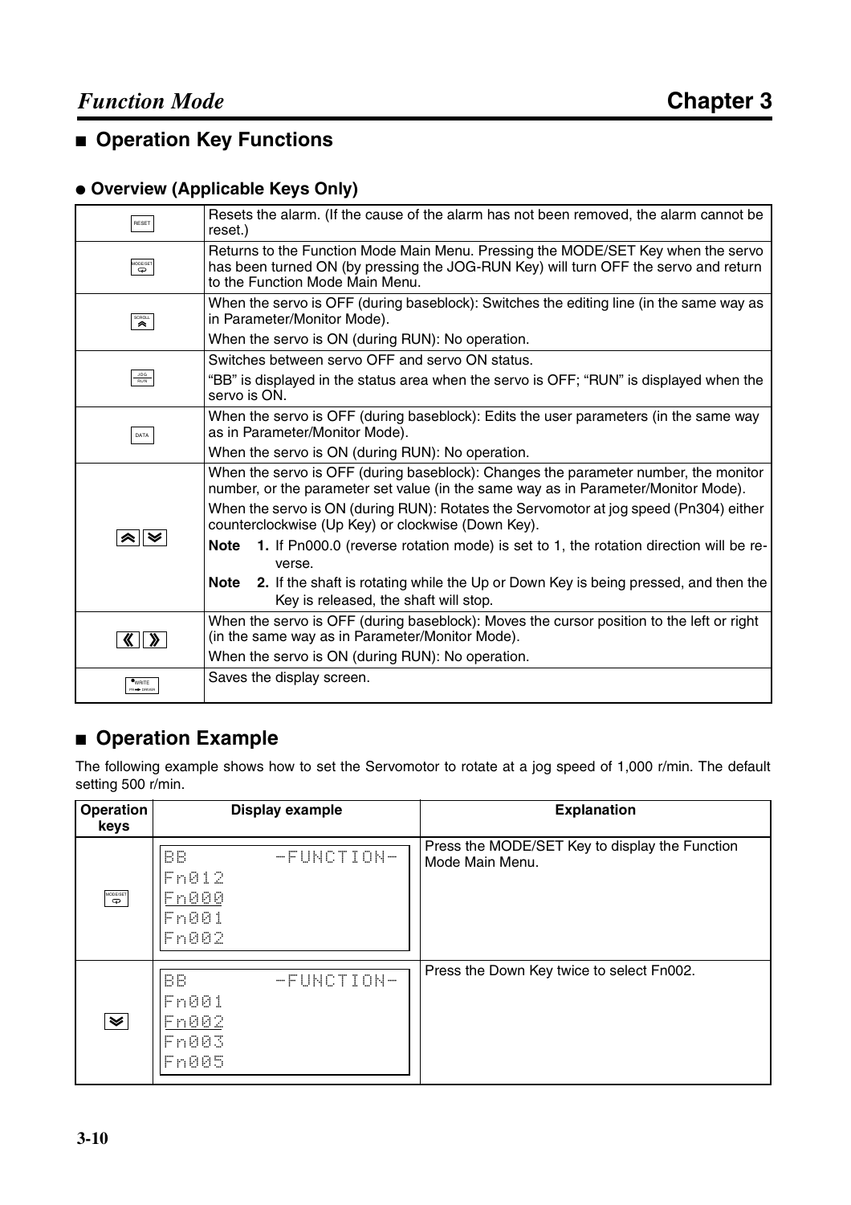## ■ Operation Key Functions

### ● Overview (Applicable Keys Only)

| | |
|---|---|
| RESET | Resets the alarm. (If the cause of the alarm has not been removed, the alarm cannot be reset.) |
| MODE/SET | Returns to the Function Mode Main Menu. Pressing the MODE/SET Key when the servo has been turned ON (by pressing the JOG-RUN Key) will turn OFF the servo and return to the Function Mode Main Menu. |
| SCROLL | When the servo is OFF (during baseblock): Switches the editing line (in the same way as in Parameter/Monitor Mode).<br>When the servo is ON (during RUN): No operation. |
| JOG RUN | Switches between servo OFF and servo ON status.<br>"BB" is displayed in the status area when the servo is OFF; "RUN" is displayed when the servo is ON. |
| DATA | When the servo is OFF (during baseblock): Edits the user parameters (in the same way as in Parameter/Monitor Mode).<br>When the servo is ON (during RUN): No operation. |
| Up / Down | When the servo is OFF (during baseblock): Changes the parameter number, the monitor number, or the parameter set value (in the same way as in Parameter/Monitor Mode).<br>When the servo is ON (during RUN): Rotates the Servomotor at jog speed (Pn304) either counterclockwise (Up Key) or clockwise (Down Key).<br>**Note 1.** If Pn000.0 (reverse rotation mode) is set to 1, the rotation direction will be reverse.<br>**Note 2.** If the shaft is rotating while the Up or Down Key is being pressed, and then the Key is released, the shaft will stop. |
| Left / Right | When the servo is OFF (during baseblock): Moves the cursor position to the left or right (in the same way as in Parameter/Monitor Mode).<br>When the servo is ON (during RUN): No operation. |
| WRITE (PR → DRIVER) | Saves the display screen. |

## ■ Operation Example

The following example shows how to set the Servomotor to rotate at a jog speed of 1,000 r/min. The default setting 500 r/min.

| Operation keys | Display example | Explanation |
|---|---|---|
| MODE/SET | BB -FUNCTION-<br>Fn012<br>Fn000<br>Fn001<br>Fn002 | Press the MODE/SET Key to display the Function Mode Main Menu. |
| Down | BB -FUNCTION-<br>Fn001<br>Fn002<br>Fn003<br>Fn005 | Press the Down Key twice to select Fn002. |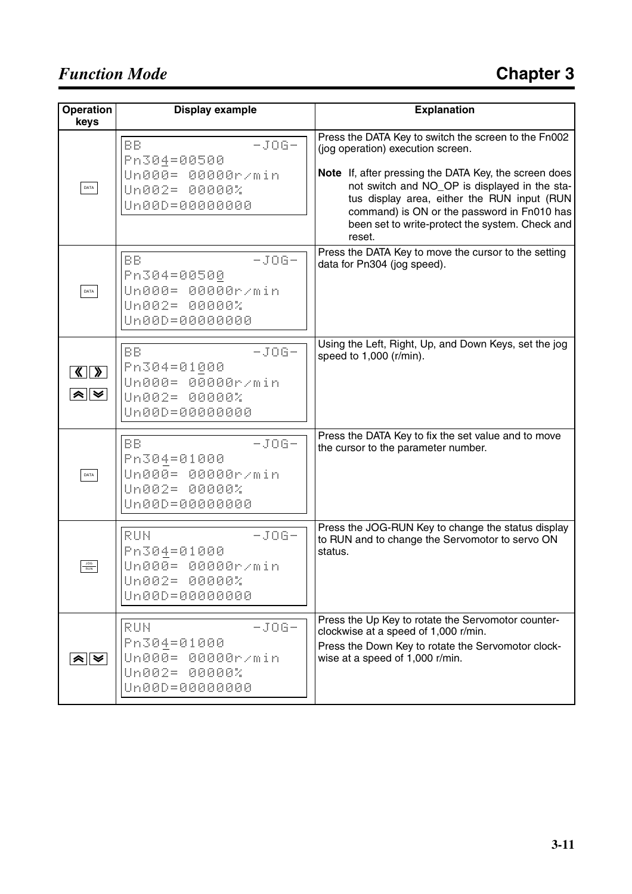| Operation keys | Display example | Explanation |
|---|---|---|
| DATA | BB -JOG-<br>Pn304=00500<br>Un000= 00000r/min<br>Un002= 00000%<br>Un00D=00000000 | Press the DATA Key to switch the screen to the Fn002 (jog operation) execution screen.<br><br>**Note** If, after pressing the DATA Key, the screen does not switch and NO_OP is displayed in the status display area, either the RUN input (RUN command) is ON or the password in Fn010 has been set to write-protect the system. Check and reset. |
| DATA | BB -JOG-<br>Pn304=00500<br>Un000= 00000r/min<br>Un002= 00000%<br>Un00D=00000000 | Press the DATA Key to move the cursor to the setting data for Pn304 (jog speed). |
| ≪ ≫<br>⋀ ⋁ | BB -JOG-<br>Pn304=01000<br>Un000= 00000r/min<br>Un002= 00000%<br>Un00D=00000000 | Using the Left, Right, Up, and Down Keys, set the jog speed to 1,000 (r/min). |
| DATA | BB -JOG-<br>Pn304=01000<br>Un000= 00000r/min<br>Un002= 00000%<br>Un00D=00000000 | Press the DATA Key to fix the set value and to move the cursor to the parameter number. |
| JOG RUN | RUN -JOG-<br>Pn304=01000<br>Un000= 00000r/min<br>Un002= 00000%<br>Un00D=00000000 | Press the JOG-RUN Key to change the status display to RUN and to change the Servomotor to servo ON status. |
| ⋀ ⋁ | RUN -JOG-<br>Pn304=01000<br>Un000= 00000r/min<br>Un002= 00000%<br>Un00D=00000000 | Press the Up Key to rotate the Servomotor counter-clockwise at a speed of 1,000 r/min.<br>Press the Down Key to rotate the Servomotor clockwise at a speed of 1,000 r/min. |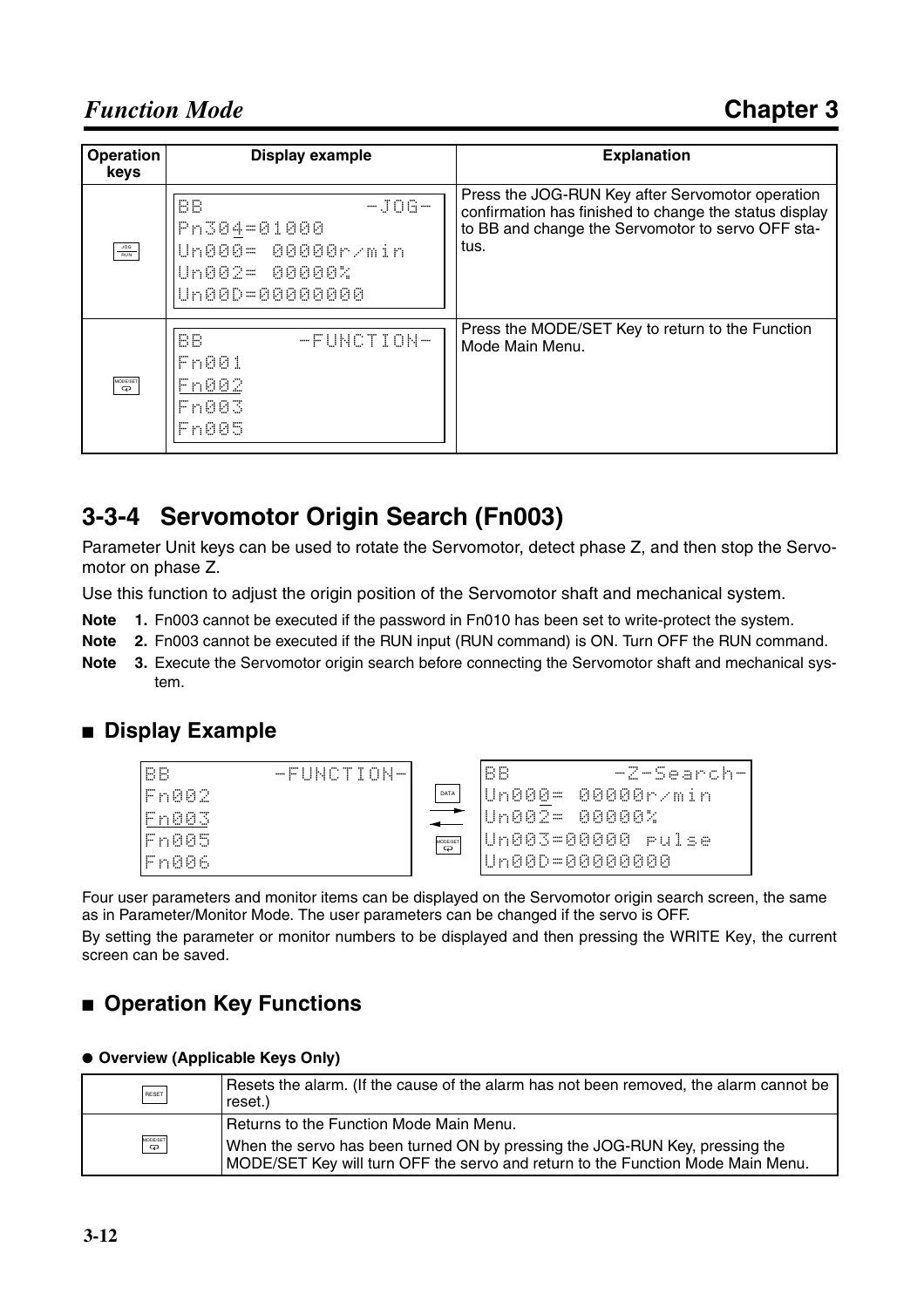| Operation keys | Display example | Explanation |
|---|---|---|
| JOG RUN | BB -JOG-<br>Pn304=01000<br>Un000= 00000r/min<br>Un002= 00000%<br>Un00D=00000000 | Press the JOG-RUN Key after Servomotor operation confirmation has finished to change the status display to BB and change the Servomotor to servo OFF status. |
| MODE/SET | BB -FUNCTION-<br>Fn001<br>Fn002<br>Fn003<br>Fn005 | Press the MODE/SET Key to return to the Function Mode Main Menu. |

## 3-3-4 Servomotor Origin Search (Fn003)

Parameter Unit keys can be used to rotate the Servomotor, detect phase Z, and then stop the Servomotor on phase Z.

Use this function to adjust the origin position of the Servomotor shaft and mechanical system.

**Note 1.** Fn003 cannot be executed if the password in Fn010 has been set to write-protect the system.

**Note 2.** Fn003 cannot be executed if the RUN input (RUN command) is ON. Turn OFF the RUN command.

**Note 3.** Execute the Servomotor origin search before connecting the Servomotor shaft and mechanical system.

### ■ Display Example

```
BB        -FUNCTION-        DATA →        BB        -Z-Search-
Fn002                                     Un000= 00000r/min
Fn003                    ← MODE/SET       Un002= 00000%
Fn005                                     Un003=00000 pulse
Fn006                                     Un00D=00000000
```

Four user parameters and monitor items can be displayed on the Servomotor origin search screen, the same as in Parameter/Monitor Mode. The user parameters can be changed if the servo is OFF.

By setting the parameter or monitor numbers to be displayed and then pressing the WRITE Key, the current screen can be saved.

### ■ Operation Key Functions

**● Overview (Applicable Keys Only)**

| Key | Function |
|---|---|
| RESET | Resets the alarm. (If the cause of the alarm has not been removed, the alarm cannot be reset.) |
| MODE/SET | Returns to the Function Mode Main Menu.<br>When the servo has been turned ON by pressing the JOG-RUN Key, pressing the MODE/SET Key will turn OFF the servo and return to the Function Mode Main Menu. |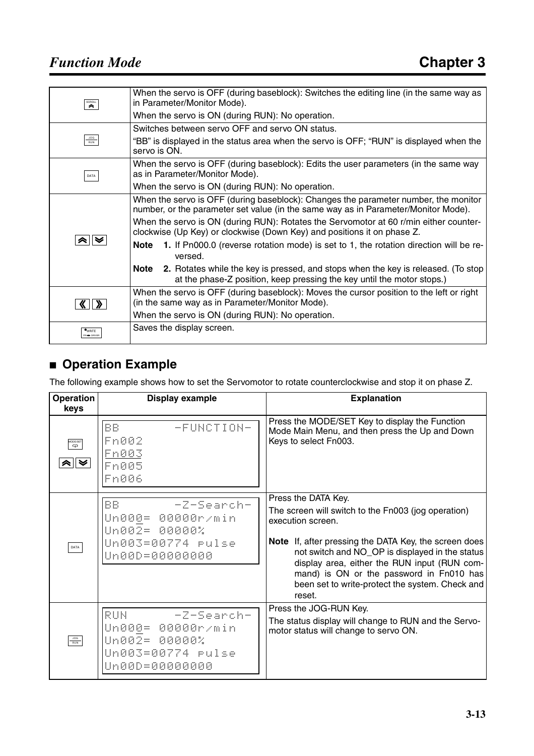| | |
|---|---|
| SCROLL | When the servo is OFF (during baseblock): Switches the editing line (in the same way as in Parameter/Monitor Mode).<br>When the servo is ON (during RUN): No operation. |
| JOG RUN | Switches between servo OFF and servo ON status.<br>"BB" is displayed in the status area when the servo is OFF; "RUN" is displayed when the servo is ON. |
| DATA | When the servo is OFF (during baseblock): Edits the user parameters (in the same way as in Parameter/Monitor Mode).<br>When the servo is ON (during RUN): No operation. |
| Up / Down | When the servo is OFF (during baseblock): Changes the parameter number, the monitor number, or the parameter set value (in the same way as in Parameter/Monitor Mode).<br>When the servo is ON (during RUN): Rotates the Servomotor at 60 r/min either counterclockwise (Up Key) or clockwise (Down Key) and positions it on phase Z.<br>**Note 1.** If Pn000.0 (reverse rotation mode) is set to 1, the rotation direction will be reversed.<br>**Note 2.** Rotates while the key is pressed, and stops when the key is released. (To stop at the phase-Z position, keep pressing the key until the motor stops.) |
| Left / Right | When the servo is OFF (during baseblock): Moves the cursor position to the left or right (in the same way as in Parameter/Monitor Mode).<br>When the servo is ON (during RUN): No operation. |
| WRITE PR→DRIVER | Saves the display screen. |

## ■ Operation Example

The following example shows how to set the Servomotor to rotate counterclockwise and stop it on phase Z.

| Operation keys | Display example | Explanation |
|---|---|---|
| MODE/SET<br>Up / Down | BB -FUNCTION-<br>Fn002<br>Fn003<br>Fn005<br>Fn006 | Press the MODE/SET Key to display the Function Mode Main Menu, and then press the Up and Down Keys to select Fn003. |
| DATA | BB -Z-Search-<br>Un000= 00000r/min<br>Un002= 00000%<br>Un003=00774 pulse<br>Un00D=00000000 | Press the DATA Key.<br>The screen will switch to the Fn003 (jog operation) execution screen.<br>**Note** If, after pressing the DATA Key, the screen does not switch and NO_OP is displayed in the status display area, either the RUN input (RUN command) is ON or the password in Fn010 has been set to write-protect the system. Check and reset. |
| JOG RUN | RUN -Z-Search-<br>Un000= 00000r/min<br>Un002= 00000%<br>Un003=00774 pulse<br>Un00D=00000000 | Press the JOG-RUN Key.<br>The status display will change to RUN and the Servomotor status will change to servo ON. |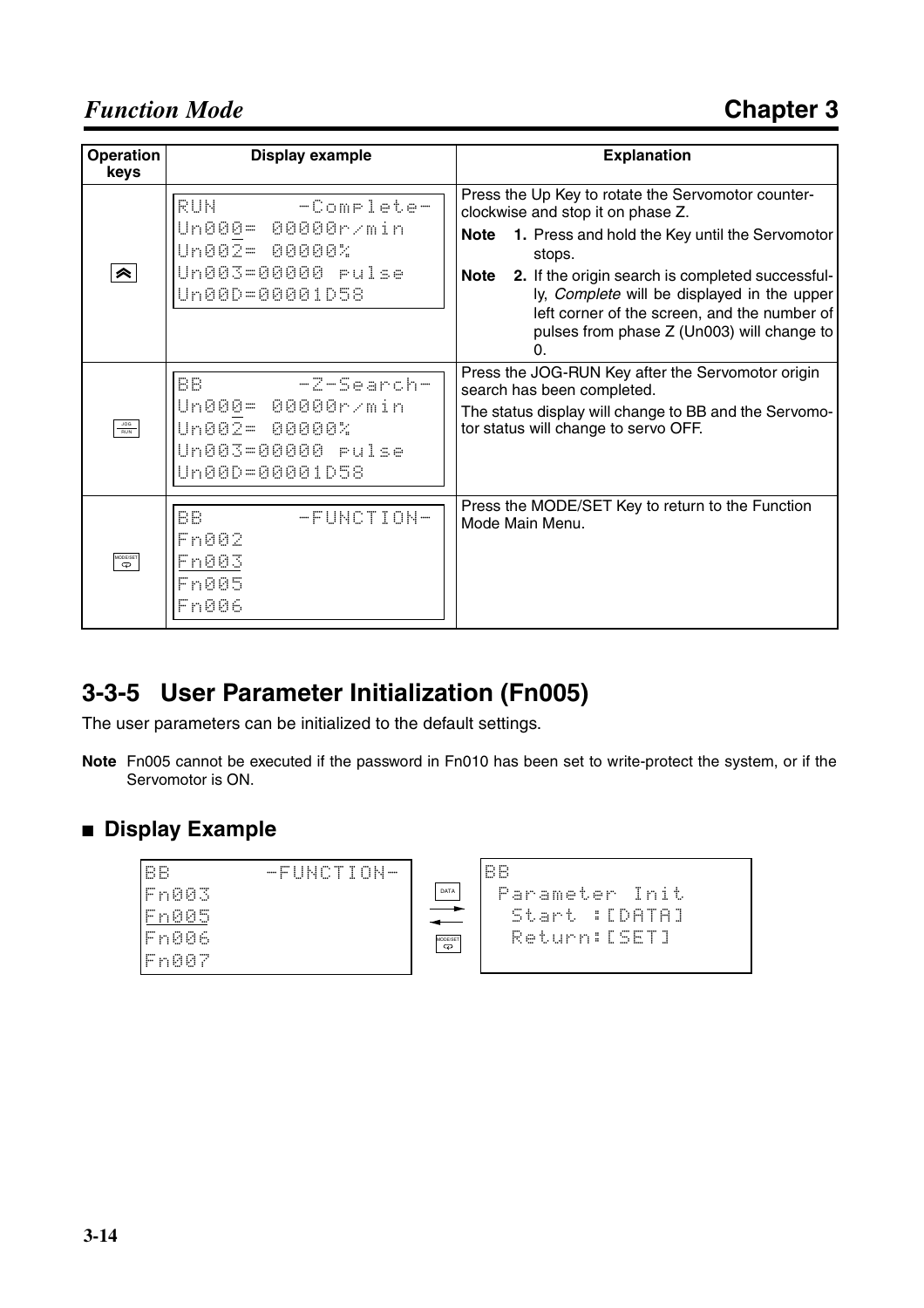| Operation keys | Display example | Explanation |
|---|---|---|
| (Up Key) | RUN -Complete-<br>Un000= 00000r/min<br>Un002= 00000%<br>Un003=00000 pulse<br>Un00D=00001D58 | Press the Up Key to rotate the Servomotor counter-clockwise and stop it on phase Z.<br>**Note 1.** Press and hold the Key until the Servomotor stops.<br>**Note 2.** If the origin search is completed successfully, *Complete* will be displayed in the upper left corner of the screen, and the number of pulses from phase Z (Un003) will change to 0. |
| JOG RUN | BB -Z-Search-<br>Un000= 00000r/min<br>Un002= 00000%<br>Un003=00000 pulse<br>Un00D=00001D58 | Press the JOG-RUN Key after the Servomotor origin search has been completed.<br>The status display will change to BB and the Servomotor status will change to servo OFF. |
| MODE/SET | BB -FUNCTION-<br>Fn002<br>Fn003<br>Fn005<br>Fn006 | Press the MODE/SET Key to return to the Function Mode Main Menu. |

## 3-3-5 User Parameter Initialization (Fn005)

The user parameters can be initialized to the default settings.

**Note** Fn005 cannot be executed if the password in Fn010 has been set to write-protect the system, or if the Servomotor is ON.

### ■ Display Example

```
BB        -FUNCTION-          BB
Fn003                 DATA →   Parameter Init
Fn005                            Start :[DATA]
Fn006              ← MODE/SET    Return:[SET]
Fn007
```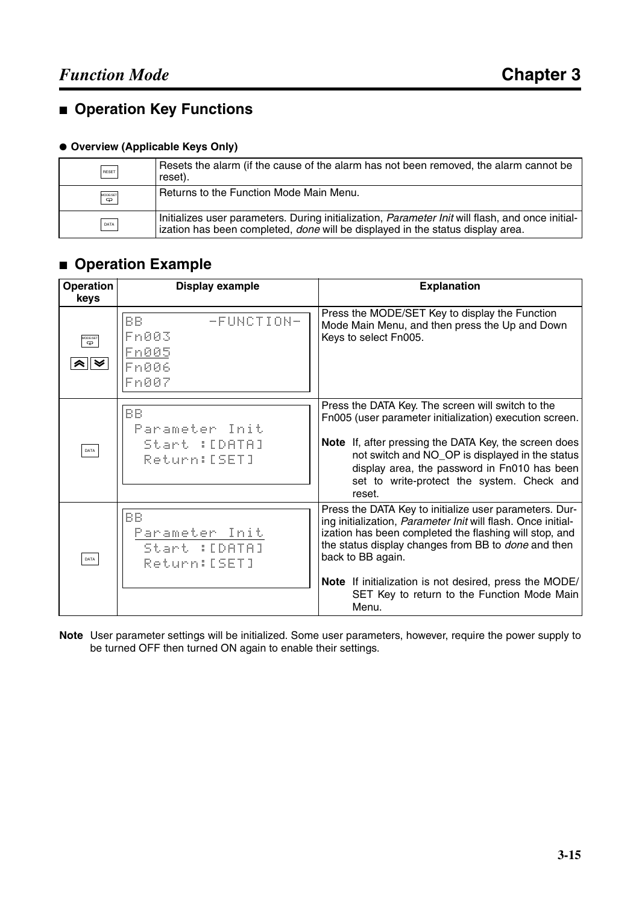## ■ Operation Key Functions

### ● Overview (Applicable Keys Only)

| | |
|---|---|
| RESET | Resets the alarm (if the cause of the alarm has not been removed, the alarm cannot be reset). |
| MODE/SET | Returns to the Function Mode Main Menu. |
| DATA | Initializes user parameters. During initialization, *Parameter Init* will flash, and once initialization has been completed, *done* will be displayed in the status display area. |

## ■ Operation Example

| Operation keys | Display example | Explanation |
|---|---|---|
| MODE/SET, Up/Down | BB -FUNCTION-<br>Fn003<br>Fn005<br>Fn006<br>Fn007 | Press the MODE/SET Key to display the Function Mode Main Menu, and then press the Up and Down Keys to select Fn005. |
| DATA | BB<br>Parameter Init<br>Start :[DATA]<br>Return:[SET] | Press the DATA Key. The screen will switch to the Fn005 (user parameter initialization) execution screen.<br><br>**Note** If, after pressing the DATA Key, the screen does not switch and NO_OP is displayed in the status display area, the password in Fn010 has been set to write-protect the system. Check and reset. |
| DATA | BB<br>Parameter Init<br>Start :[DATA]<br>Return:[SET] | Press the DATA Key to initialize user parameters. During initialization, *Parameter Init* will flash. Once initialization has been completed the flashing will stop, and the status display changes from BB to *done* and then back to BB again.<br><br>**Note** If initialization is not desired, press the MODE/SET Key to return to the Function Mode Main Menu. |

**Note** User parameter settings will be initialized. Some user parameters, however, require the power supply to be turned OFF then turned ON again to enable their settings.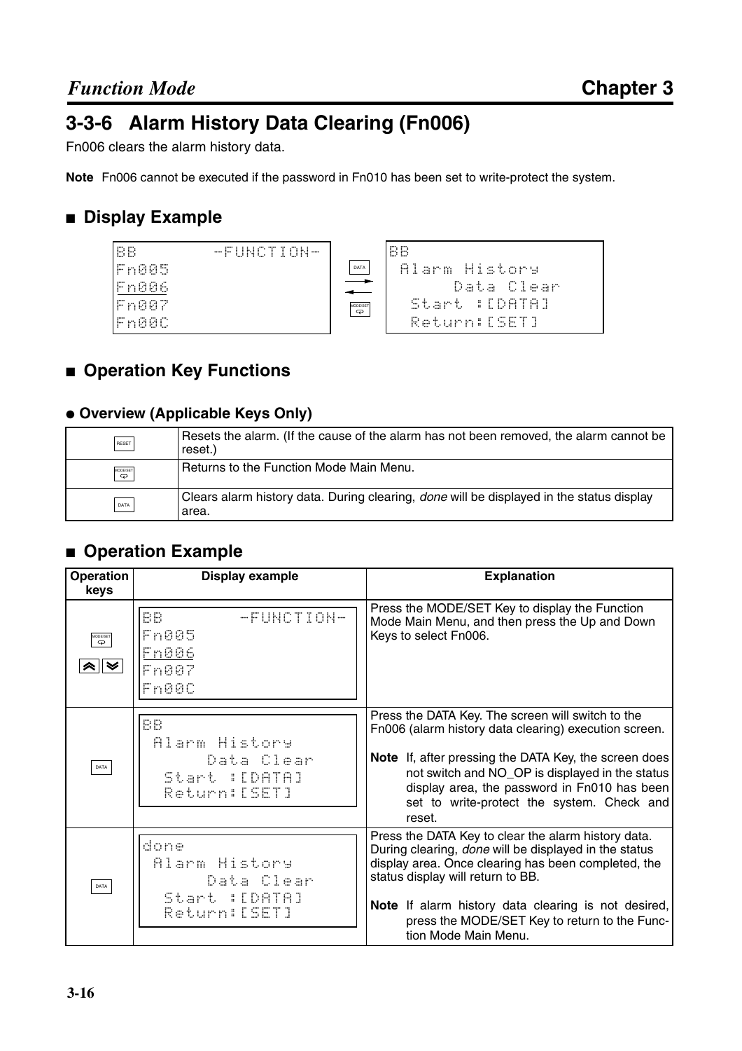# 3-3-6 Alarm History Data Clearing (Fn006)

Fn006 clears the alarm history data.

**Note** Fn006 cannot be executed if the password in Fn010 has been set to write-protect the system.

## ■ Display Example

```
BB        -FUNCTION-
Fn005
Fn006
Fn007
Fn00C
```

DATA → / ← MODE/SET

```
BB
 Alarm History
      Data Clear
  Start :[DATA]
  Return:[SET]
```

## ■ Operation Key Functions

### ● Overview (Applicable Keys Only)

| | |
|---|---|
| RESET | Resets the alarm. (If the cause of the alarm has not been removed, the alarm cannot be reset.) |
| MODE/SET | Returns to the Function Mode Main Menu. |
| DATA | Clears alarm history data. During clearing, *done* will be displayed in the status display area. |

## ■ Operation Example

| Operation keys | Display example | Explanation |
|---|---|---|
| MODE/SET, Up/Down | BB -FUNCTION-<br>Fn005<br>Fn006<br>Fn007<br>Fn00C | Press the MODE/SET Key to display the Function Mode Main Menu, and then press the Up and Down Keys to select Fn006. |
| DATA | BB<br>Alarm History<br>Data Clear<br>Start :[DATA]<br>Return:[SET] | Press the DATA Key. The screen will switch to the Fn006 (alarm history data clearing) execution screen.<br><br>**Note** If, after pressing the DATA Key, the screen does not switch and NO_OP is displayed in the status display area, the password in Fn010 has been set to write-protect the system. Check and reset. |
| DATA | done<br>Alarm History<br>Data Clear<br>Start :[DATA]<br>Return:[SET] | Press the DATA Key to clear the alarm history data. During clearing, *done* will be displayed in the status display area. Once clearing has been completed, the status display will return to BB.<br><br>**Note** If alarm history data clearing is not desired, press the MODE/SET Key to return to the Function Mode Main Menu. |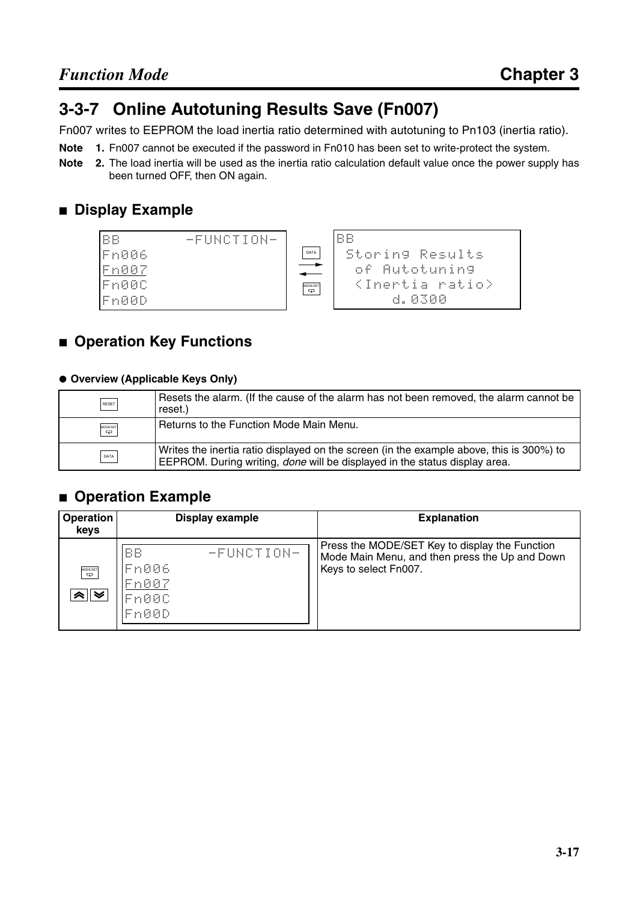## 3-3-7 Online Autotuning Results Save (Fn007)

Fn007 writes to EEPROM the load inertia ratio determined with autotuning to Pn103 (inertia ratio).

**Note 1.** Fn007 cannot be executed if the password in Fn010 has been set to write-protect the system.

**Note 2.** The load inertia will be used as the inertia ratio calculation default value once the power supply has been turned OFF, then ON again.

### ■ Display Example

```
BB        -FUNCTION-
Fn006
Fn007
Fn00C
Fn00D
```

DATA →  
MODE/SET ←

```
BB
 Storing Results
  of Autotuning
  <Inertia ratio>
        d.0300
```

### ■ Operation Key Functions

#### ● Overview (Applicable Keys Only)

| | |
|---|---|
| RESET | Resets the alarm. (If the cause of the alarm has not been removed, the alarm cannot be reset.) |
| MODE/SET | Returns to the Function Mode Main Menu. |
| DATA | Writes the inertia ratio displayed on the screen (in the example above, this is 300%) to EEPROM. During writing, *done* will be displayed in the status display area. |

### ■ Operation Example

| Operation keys | Display example | Explanation |
|---|---|---|
| MODE/SET, Up/Down | BB -FUNCTION-<br>Fn006<br>Fn007<br>Fn00C<br>Fn00D | Press the MODE/SET Key to display the Function Mode Main Menu, and then press the Up and Down Keys to select Fn007. |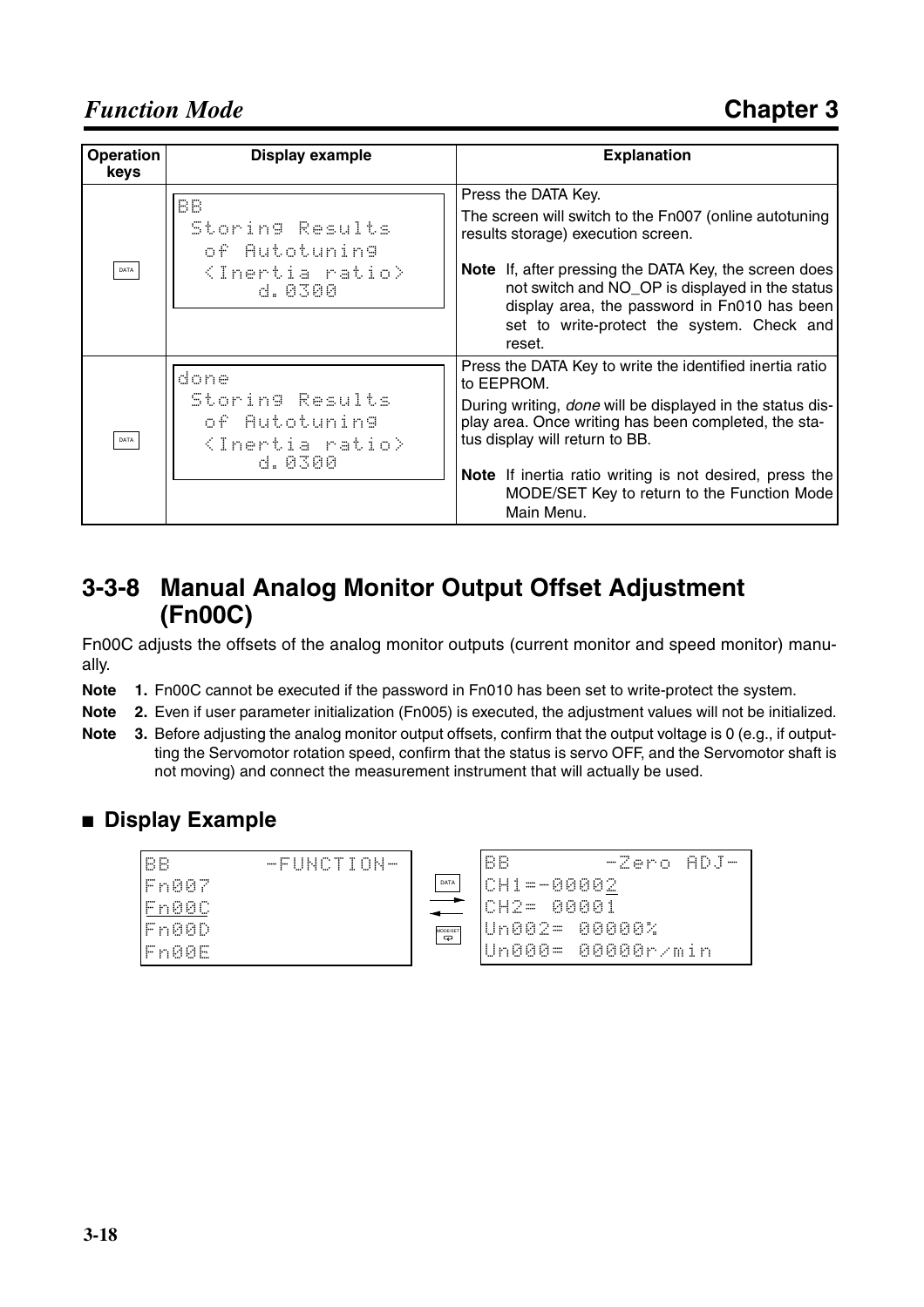| Operation keys | Display example | Explanation |
|---|---|---|
| DATA | BB<br>Storing Results<br>of Autotuning<br>⟨Inertia ratio⟩<br>d.0300 | Press the DATA Key.<br>The screen will switch to the Fn007 (online autotuning results storage) execution screen.<br>**Note** If, after pressing the DATA Key, the screen does not switch and NO_OP is displayed in the status display area, the password in Fn010 has been set to write-protect the system. Check and reset. |
| DATA | done<br>Storing Results<br>of Autotuning<br>⟨Inertia ratio⟩<br>d.0300 | Press the DATA Key to write the identified inertia ratio to EEPROM.<br>During writing, *done* will be displayed in the status display area. Once writing has been completed, the status display will return to BB.<br>**Note** If inertia ratio writing is not desired, press the MODE/SET Key to return to the Function Mode Main Menu. |

## 3-3-8 Manual Analog Monitor Output Offset Adjustment (Fn00C)

Fn00C adjusts the offsets of the analog monitor outputs (current monitor and speed monitor) manually.

**Note 1.** Fn00C cannot be executed if the password in Fn010 has been set to write-protect the system.

**Note 2.** Even if user parameter initialization (Fn005) is executed, the adjustment values will not be initialized.

**Note 3.** Before adjusting the analog monitor output offsets, confirm that the output voltage is 0 (e.g., if outputting the Servomotor rotation speed, confirm that the status is servo OFF, and the Servomotor shaft is not moving) and connect the measurement instrument that will actually be used.

### ■ Display Example

```
BB         -FUNCTION-
Fn007
Fn00C
Fn00D
Fn00E
```

DATA →
← MODE/SET

```
BB        -Zero ADJ-
CH1=-00002
CH2= 00001
Un002= 00000%
Un000= 00000r/min
```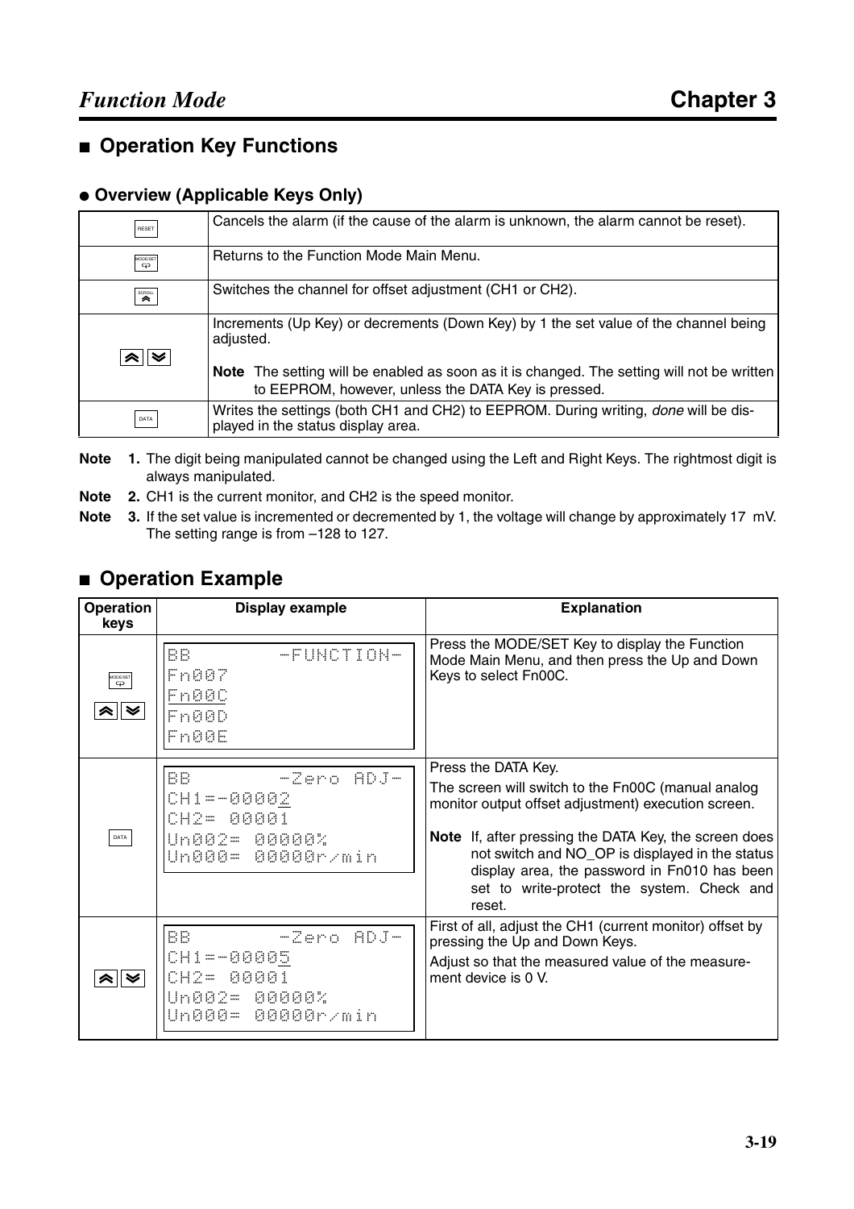## ■ Operation Key Functions

### ● Overview (Applicable Keys Only)

| | |
|---|---|
| RESET | Cancels the alarm (if the cause of the alarm is unknown, the alarm cannot be reset). |
| MODE/SET | Returns to the Function Mode Main Menu. |
| SCROLL | Switches the channel for offset adjustment (CH1 or CH2). |
| Up / Down | Increments (Up Key) or decrements (Down Key) by 1 the set value of the channel being adjusted.<br><br>**Note** The setting will be enabled as soon as it is changed. The setting will not be written to EEPROM, however, unless the DATA Key is pressed. |
| DATA | Writes the settings (both CH1 and CH2) to EEPROM. During writing, *done* will be displayed in the status display area. |

**Note 1.** The digit being manipulated cannot be changed using the Left and Right Keys. The rightmost digit is always manipulated.

**Note 2.** CH1 is the current monitor, and CH2 is the speed monitor.

**Note 3.** If the set value is incremented or decremented by 1, the voltage will change by approximately 17 mV. The setting range is from –128 to 127.

## ■ Operation Example

| Operation keys | Display example | Explanation |
|---|---|---|
| MODE/SET<br>Up / Down | BB -FUNCTION-<br>Fn007<br>Fn00C<br>Fn00D<br>Fn00E | Press the MODE/SET Key to display the Function Mode Main Menu, and then press the Up and Down Keys to select Fn00C. |
| DATA | BB -Zero ADJ-<br>CH1=-00002<br>CH2= 00001<br>Un002= 00000%<br>Un000= 00000r/min | Press the DATA Key.<br>The screen will switch to the Fn00C (manual analog monitor output offset adjustment) execution screen.<br><br>**Note** If, after pressing the DATA Key, the screen does not switch and NO_OP is displayed in the status display area, the password in Fn010 has been set to write-protect the system. Check and reset. |
| Up / Down | BB -Zero ADJ-<br>CH1=-00005<br>CH2= 00001<br>Un002= 00000%<br>Un000= 00000r/min | First of all, adjust the CH1 (current monitor) offset by pressing the Up and Down Keys.<br>Adjust so that the measured value of the measurement device is 0 V. |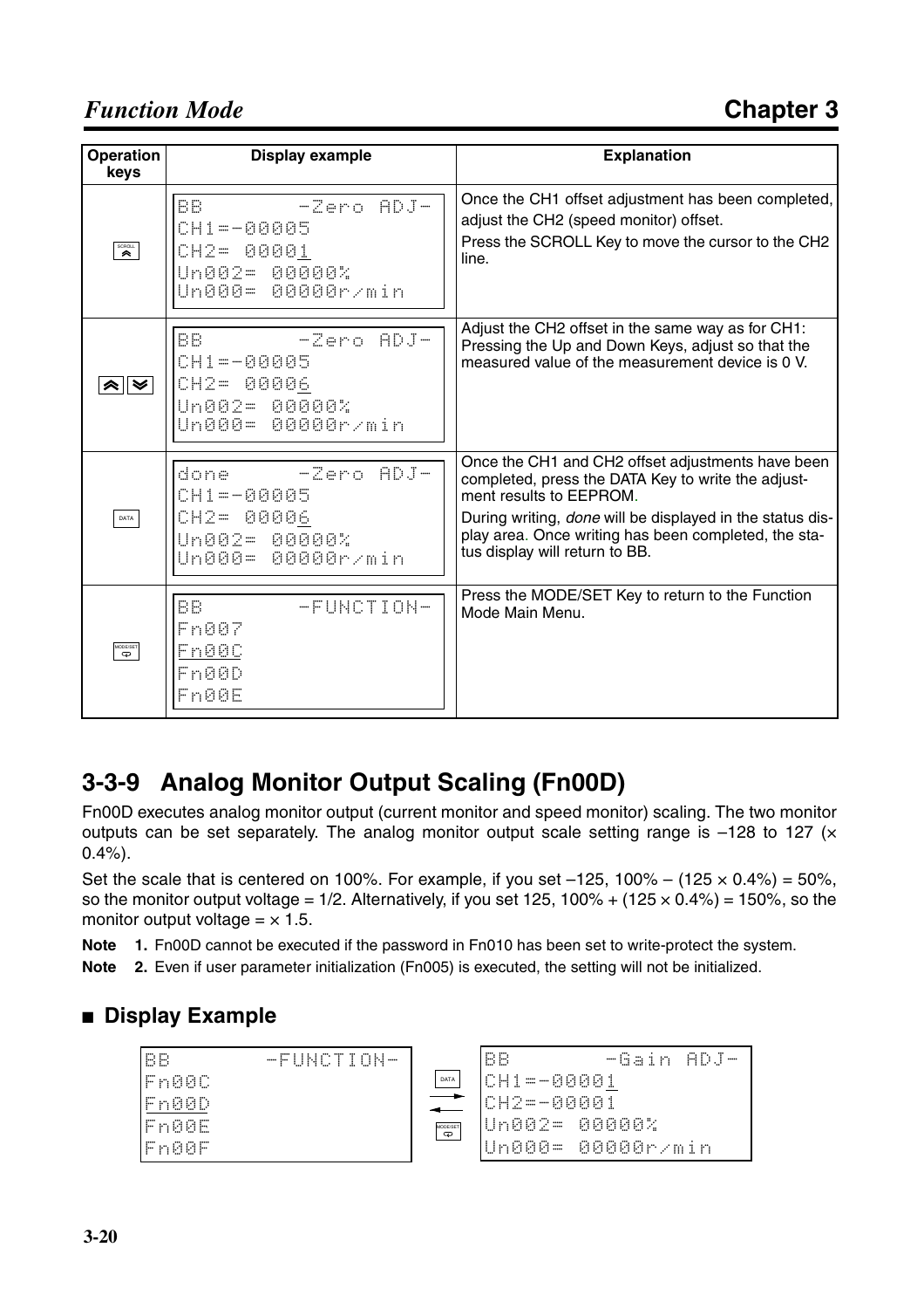| Operation keys | Display example | Explanation |
|---|---|---|
| SCROLL | BB -Zero ADJ-<br>CH1=-00005<br>CH2= 00001<br>Un002= 00000%<br>Un000= 00000r/min | Once the CH1 offset adjustment has been completed, adjust the CH2 (speed monitor) offset.<br>Press the SCROLL Key to move the cursor to the CH2 line. |
| Up / Down | BB -Zero ADJ-<br>CH1=-00005<br>CH2= 00006<br>Un002= 00000%<br>Un000= 00000r/min | Adjust the CH2 offset in the same way as for CH1: Pressing the Up and Down Keys, adjust so that the measured value of the measurement device is 0 V. |
| DATA | done -Zero ADJ-<br>CH1=-00005<br>CH2= 00006<br>Un002= 00000%<br>Un000= 00000r/min | Once the CH1 and CH2 offset adjustments have been completed, press the DATA Key to write the adjustment results to EEPROM.<br>During writing, *done* will be displayed in the status display area. Once writing has been completed, the status display will return to BB. |
| MODE/SET | BB -FUNCTION-<br>Fn007<br>Fn00C<br>Fn00D<br>Fn00E | Press the MODE/SET Key to return to the Function Mode Main Menu. |

## 3-3-9 Analog Monitor Output Scaling (Fn00D)

Fn00D executes analog monitor output (current monitor and speed monitor) scaling. The two monitor outputs can be set separately. The analog monitor output scale setting range is –128 to 127 (× 0.4%).

Set the scale that is centered on 100%. For example, if you set –125, 100% – (125 × 0.4%) = 50%, so the monitor output voltage = 1/2. Alternatively, if you set 125, 100% + (125 × 0.4%) = 150%, so the monitor output voltage = × 1.5.

**Note 1.** Fn00D cannot be executed if the password in Fn010 has been set to write-protect the system.

**Note 2.** Even if user parameter initialization (Fn005) is executed, the setting will not be initialized.

### ■ Display Example

```
BB        -FUNCTION-
Fn00C
Fn00D
Fn00E
Fn00F
```

DATA → / ← MODE/SET

```
BB        -Gain ADJ-
CH1=-00001
CH2=-00001
Un002= 00000%
Un000= 00000r/min
```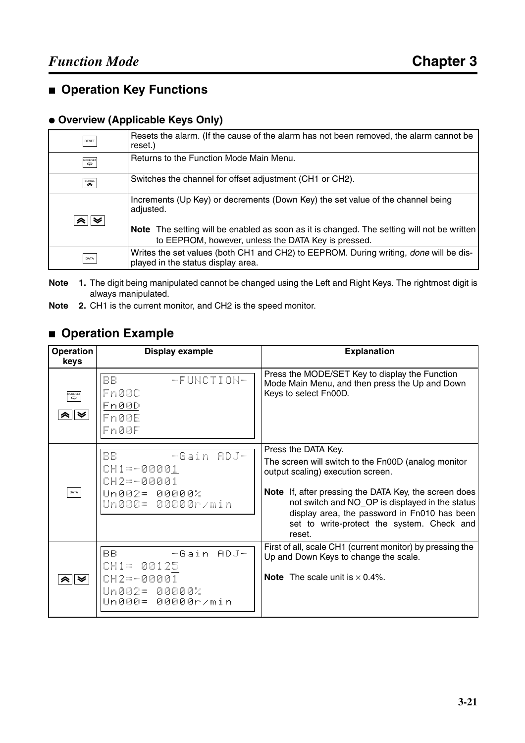## ■ Operation Key Functions

### ● Overview (Applicable Keys Only)

| | |
|---|---|
| RESET | Resets the alarm. (If the cause of the alarm has not been removed, the alarm cannot be reset.) |
| MODE/SET | Returns to the Function Mode Main Menu. |
| SCROLL | Switches the channel for offset adjustment (CH1 or CH2). |
| Up / Down | Increments (Up Key) or decrements (Down Key) the set value of the channel being adjusted.<br><br>**Note** The setting will be enabled as soon as it is changed. The setting will not be written to EEPROM, however, unless the DATA Key is pressed. |
| DATA | Writes the set values (both CH1 and CH2) to EEPROM. During writing, *done* will be displayed in the status display area. |

**Note 1.** The digit being manipulated cannot be changed using the Left and Right Keys. The rightmost digit is always manipulated.

**Note 2.** CH1 is the current monitor, and CH2 is the speed monitor.

## ■ Operation Example

| Operation keys | Display example | Explanation |
|---|---|---|
| MODE/SET<br>Up / Down | BB -FUNCTION-<br>Fn00C<br>Fn00D<br>Fn00E<br>Fn00F | Press the MODE/SET Key to display the Function Mode Main Menu, and then press the Up and Down Keys to select Fn00D. |
| DATA | BB -Gain ADJ-<br>CH1=-00001<br>CH2=-00001<br>Un002= 00000%<br>Un000= 00000r/min | Press the DATA Key.<br><br>The screen will switch to the Fn00D (analog monitor output scaling) execution screen.<br><br>**Note** If, after pressing the DATA Key, the screen does not switch and NO_OP is displayed in the status display area, the password in Fn010 has been set to write-protect the system. Check and reset. |
| Up / Down | BB -Gain ADJ-<br>CH1= 00125<br>CH2=-00001<br>Un002= 00000%<br>Un000= 00000r/min | First of all, scale CH1 (current monitor) by pressing the Up and Down Keys to change the scale.<br><br>**Note** The scale unit is × 0.4%. |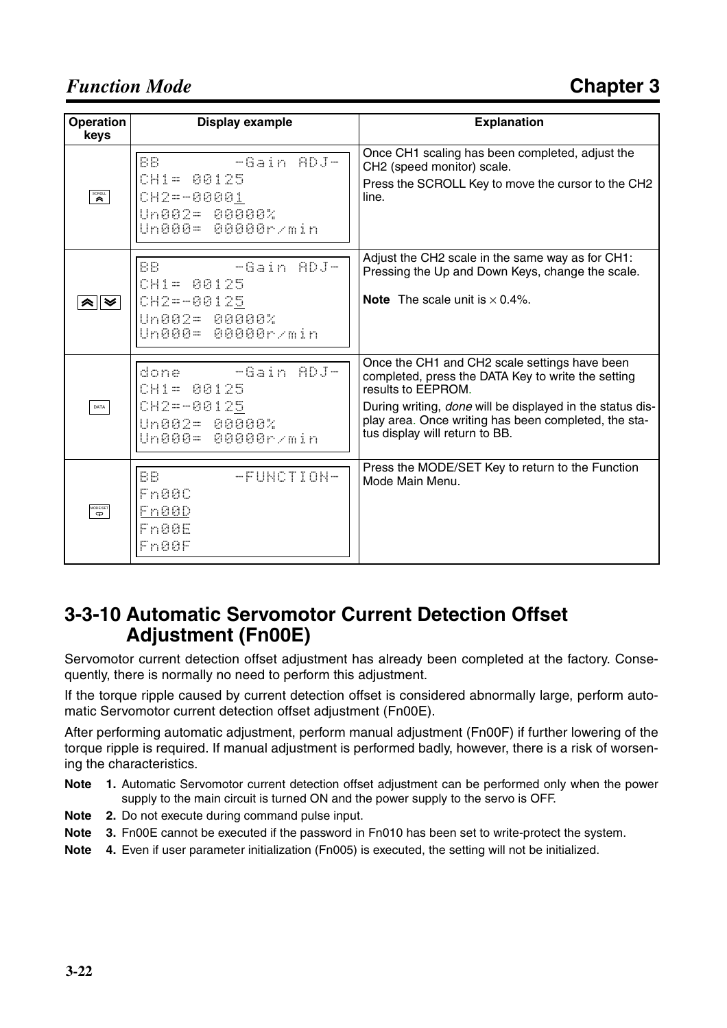| Operation keys | Display example | Explanation |
|---|---|---|
| SCROLL | BB -Gain ADJ-<br>CH1= 00125<br>CH2=-00001<br>Un002= 00000%<br>Un000= 00000r/min | Once CH1 scaling has been completed, adjust the CH2 (speed monitor) scale.<br>Press the SCROLL Key to move the cursor to the CH2 line. |
| Up / Down | BB -Gain ADJ-<br>CH1= 00125<br>CH2=-00125<br>Un002= 00000%<br>Un000= 00000r/min | Adjust the CH2 scale in the same way as for CH1: Pressing the Up and Down Keys, change the scale.<br>**Note** The scale unit is × 0.4%. |
| DATA | done -Gain ADJ-<br>CH1= 00125<br>CH2=-00125<br>Un002= 00000%<br>Un000= 00000r/min | Once the CH1 and CH2 scale settings have been completed, press the DATA Key to write the setting results to EEPROM.<br>During writing, *done* will be displayed in the status display area. Once writing has been completed, the status display will return to BB. |
| MODE/SET | BB -FUNCTION-<br>Fn00C<br>Fn00D<br>Fn00E<br>Fn00F | Press the MODE/SET Key to return to the Function Mode Main Menu. |

## 3-3-10 Automatic Servomotor Current Detection Offset Adjustment (Fn00E)

Servomotor current detection offset adjustment has already been completed at the factory. Consequently, there is normally no need to perform this adjustment.

If the torque ripple caused by current detection offset is considered abnormally large, perform automatic Servomotor current detection offset adjustment (Fn00E).

After performing automatic adjustment, perform manual adjustment (Fn00F) if further lowering of the torque ripple is required. If manual adjustment is performed badly, however, there is a risk of worsening the characteristics.

**Note 1.** Automatic Servomotor current detection offset adjustment can be performed only when the power supply to the main circuit is turned ON and the power supply to the servo is OFF.

**Note 2.** Do not execute during command pulse input.

**Note 3.** Fn00E cannot be executed if the password in Fn010 has been set to write-protect the system.

**Note 4.** Even if user parameter initialization (Fn005) is executed, the setting will not be initialized.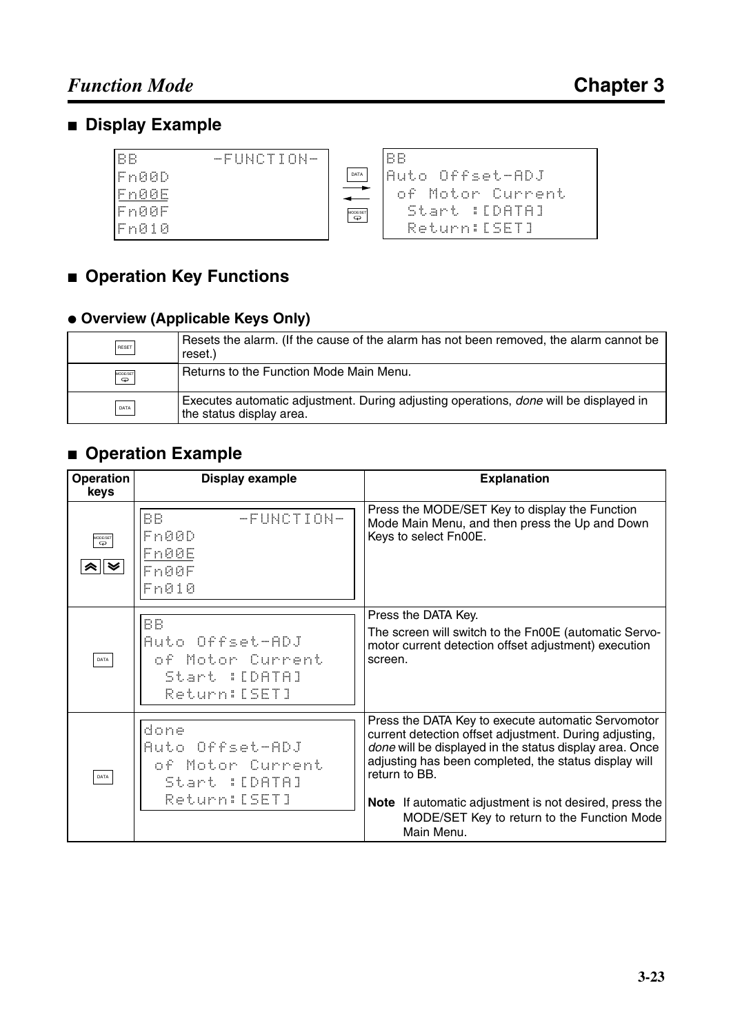## ■ Display Example

```
BB         -FUNCTION-
Fn00D
Fn00E
Fn00F
Fn010
```

DATA ⟶ / ⟵ MODE/SET

```
BB
Auto Offset-ADJ
 of Motor Current
  Start :[DATA]
  Return:[SET]
```

## ■ Operation Key Functions

### ● Overview (Applicable Keys Only)

| | |
|---|---|
| RESET | Resets the alarm. (If the cause of the alarm has not been removed, the alarm cannot be reset.) |
| MODE/SET | Returns to the Function Mode Main Menu. |
| DATA | Executes automatic adjustment. During adjusting operations, *done* will be displayed in the status display area. |

## ■ Operation Example

| Operation keys | Display example | Explanation |
|---|---|---|
| MODE/SET, Up/Down | BB -FUNCTION-<br>Fn00D<br>Fn00E<br>Fn00F<br>Fn010 | Press the MODE/SET Key to display the Function Mode Main Menu, and then press the Up and Down Keys to select Fn00E. |
| DATA | BB<br>Auto Offset-ADJ<br>of Motor Current<br>Start :[DATA]<br>Return:[SET] | Press the DATA Key.<br>The screen will switch to the Fn00E (automatic Servomotor current detection offset adjustment) execution screen. |
| DATA | done<br>Auto Offset-ADJ<br>of Motor Current<br>Start :[DATA]<br>Return:[SET] | Press the DATA Key to execute automatic Servomotor current detection offset adjustment. During adjusting, *done* will be displayed in the status display area. Once adjusting has been completed, the status display will return to BB.<br>**Note** If automatic adjustment is not desired, press the MODE/SET Key to return to the Function Mode Main Menu. |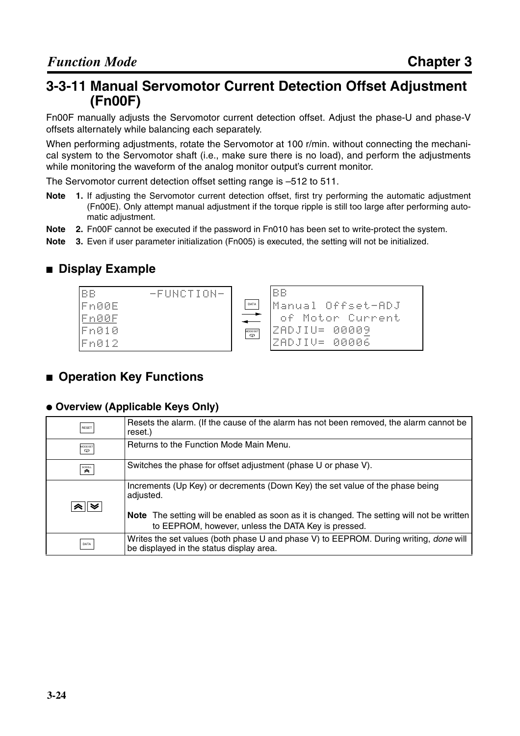## 3-3-11 Manual Servomotor Current Detection Offset Adjustment (Fn00F)

Fn00F manually adjusts the Servomotor current detection offset. Adjust the phase-U and phase-V offsets alternately while balancing each separately.

When performing adjustments, rotate the Servomotor at 100 r/min. without connecting the mechanical system to the Servomotor shaft (i.e., make sure there is no load), and perform the adjustments while monitoring the waveform of the analog monitor output's current monitor.

The Servomotor current detection offset setting range is –512 to 511.

**Note 1.** If adjusting the Servomotor current detection offset, first try performing the automatic adjustment (Fn00E). Only attempt manual adjustment if the torque ripple is still too large after performing automatic adjustment.

**Note 2.** Fn00F cannot be executed if the password in Fn010 has been set to write-protect the system.

**Note 3.** Even if user parameter initialization (Fn005) is executed, the setting will not be initialized.

### ■ Display Example

```
BB       -FUNCTION-           BB
Fn00E                 DATA →  Manual Offset-ADJ
Fn00F                         of Motor Current
Fn010            ← MODE/SET   ZADJIU= 00009
Fn012                         ZADJIV= 00006
```

### ■ Operation Key Functions

#### ● Overview (Applicable Keys Only)

| Key | Function |
|---|---|
| RESET | Resets the alarm. (If the cause of the alarm has not been removed, the alarm cannot be reset.) |
| MODE/SET | Returns to the Function Mode Main Menu. |
| SCROLL | Switches the phase for offset adjustment (phase U or phase V). |
| Up / Down | Increments (Up Key) or decrements (Down Key) the set value of the phase being adjusted.<br><br>**Note** The setting will be enabled as soon as it is changed. The setting will not be written to EEPROM, however, unless the DATA Key is pressed. |
| DATA | Writes the set values (both phase U and phase V) to EEPROM. During writing, *done* will be displayed in the status display area. |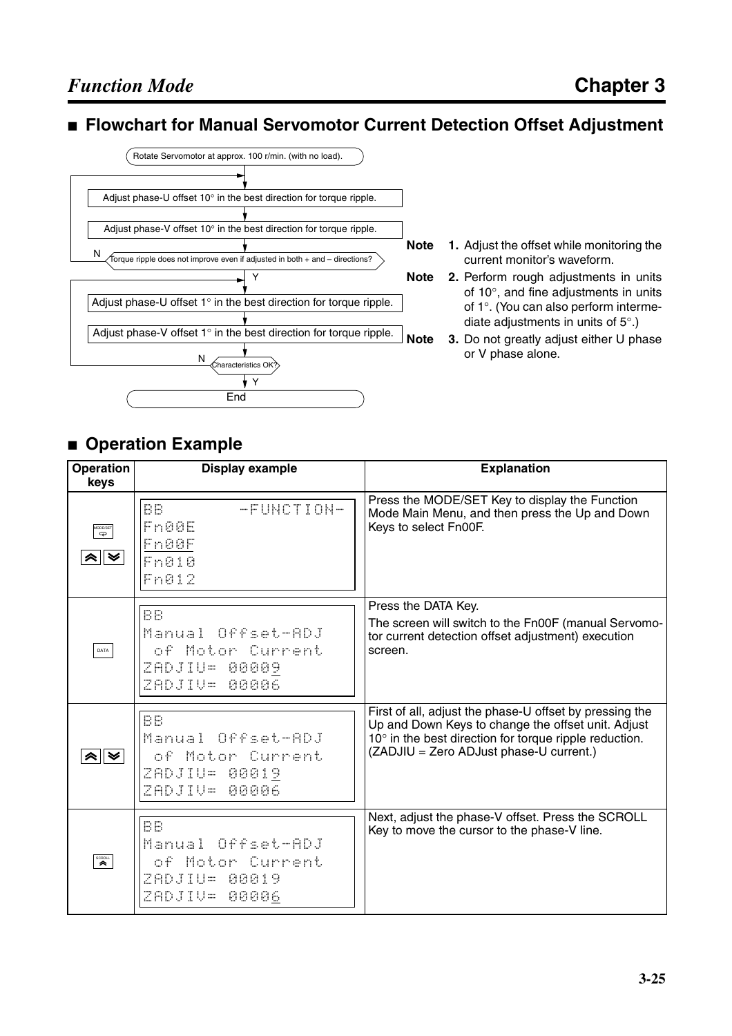## ■ Flowchart for Manual Servomotor Current Detection Offset Adjustment

Rotate Servomotor at approx. 100 r/min. (with no load).

Adjust phase-U offset 10° in the best direction for torque ripple.

Adjust phase-V offset 10° in the best direction for torque ripple.

Torque ripple does not improve even if adjusted in both + and – directions? (N: return to phase-U 10° adjustment; Y: continue)

Adjust phase-U offset 1° in the best direction for torque ripple.

Adjust phase-V offset 1° in the best direction for torque ripple.

Characteristics OK? (N: return to phase-U 1° adjustment; Y: continue)

End

**Note** 1. Adjust the offset while monitoring the current monitor's waveform.

**Note** 2. Perform rough adjustments in units of 10°, and fine adjustments in units of 1°. (You can also perform intermediate adjustments in units of 5°.)

**Note** 3. Do not greatly adjust either U phase or V phase alone.

## ■ Operation Example

| Operation keys | Display example | Explanation |
|---|---|---|
| MODE/SET, Up, Down | BB -FUNCTION-<br>Fn00E<br>Fn00F<br>Fn010<br>Fn012 | Press the MODE/SET Key to display the Function Mode Main Menu, and then press the Up and Down Keys to select Fn00F. |
| DATA | BB<br>Manual Offset-ADJ<br>of Motor Current<br>ZADJIU= 00009<br>ZADJIV= 00006 | Press the DATA Key.<br>The screen will switch to the Fn00F (manual Servomotor current detection offset adjustment) execution screen. |
| Up, Down | BB<br>Manual Offset-ADJ<br>of Motor Current<br>ZADJIU= 00019<br>ZADJIV= 00006 | First of all, adjust the phase-U offset by pressing the Up and Down Keys to change the offset unit. Adjust 10° in the best direction for torque ripple reduction. (ZADJIU = Zero ADJust phase-U current.) |
| SCROLL | BB<br>Manual Offset-ADJ<br>of Motor Current<br>ZADJIU= 00019<br>ZADJIV= 00006 | Next, adjust the phase-V offset. Press the SCROLL Key to move the cursor to the phase-V line. |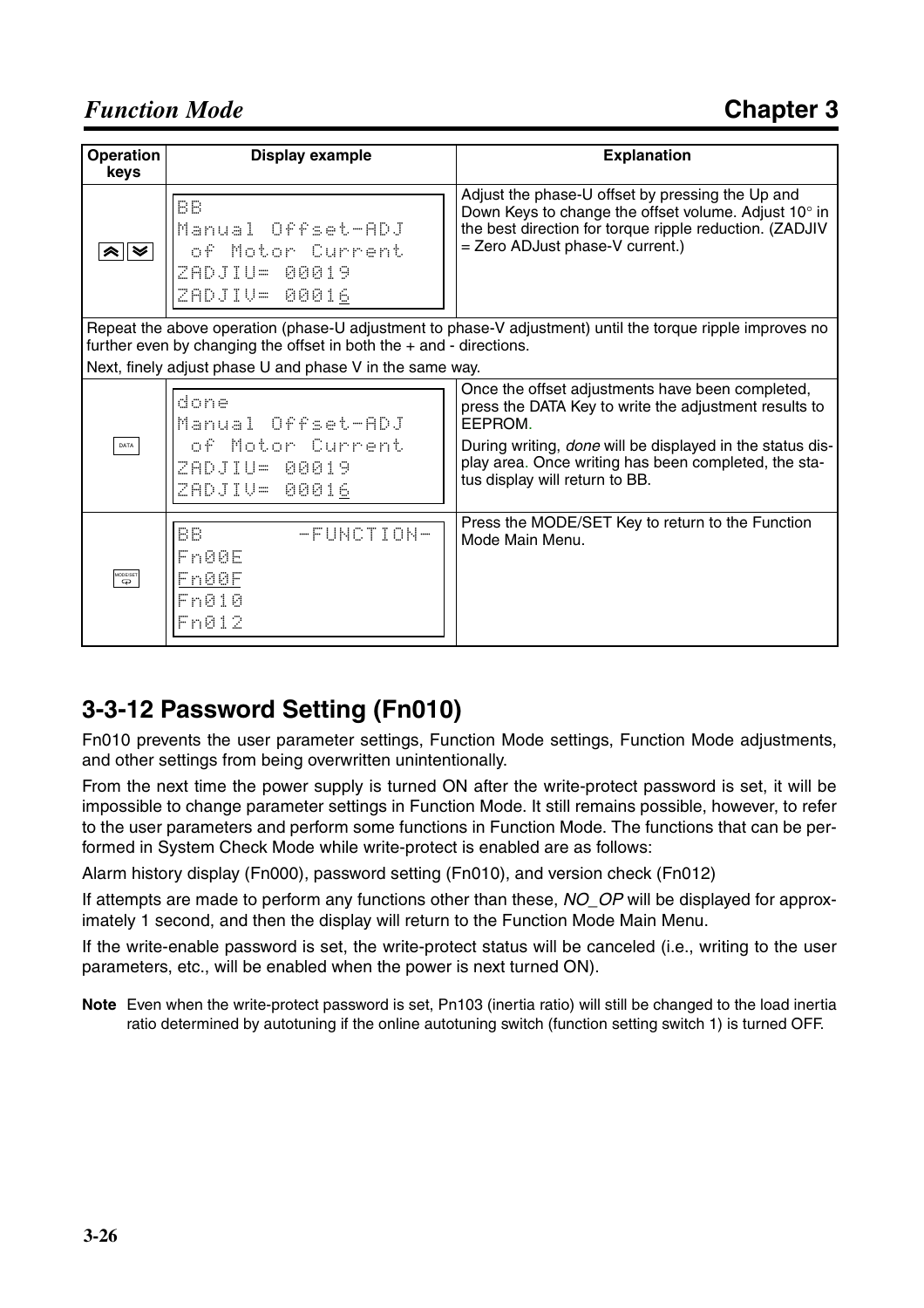| Operation keys | Display example | Explanation |
|---|---|---|
| ⋀ ⋁ | BB<br>Manual Offset-ADJ<br>of Motor Current<br>ZADJIU= 00019<br>ZADJIV= 00016 | Adjust the phase-U offset by pressing the Up and Down Keys to change the offset volume. Adjust 10° in the best direction for torque ripple reduction. (ZADJIV = Zero ADJust phase-V current.) |
| Repeat the above operation (phase-U adjustment to phase-V adjustment) until the torque ripple improves no further even by changing the offset in both the + and - directions.<br>Next, finely adjust phase U and phase V in the same way. | | |
| DATA | done<br>Manual Offset-ADJ<br>of Motor Current<br>ZADJIU= 00019<br>ZADJIV= 00016 | Once the offset adjustments have been completed, press the DATA Key to write the adjustment results to EEPROM.<br>During writing, *done* will be displayed in the status display area. Once writing has been completed, the status display will return to BB. |
| MODE/SET | BB -FUNCTION-<br>Fn00E<br>Fn00F<br>Fn010<br>Fn012 | Press the MODE/SET Key to return to the Function Mode Main Menu. |

## 3-3-12 Password Setting (Fn010)

Fn010 prevents the user parameter settings, Function Mode settings, Function Mode adjustments, and other settings from being overwritten unintentionally.

From the next time the power supply is turned ON after the write-protect password is set, it will be impossible to change parameter settings in Function Mode. It still remains possible, however, to refer to the user parameters and perform some functions in Function Mode. The functions that can be performed in System Check Mode while write-protect is enabled are as follows:

Alarm history display (Fn000), password setting (Fn010), and version check (Fn012)

If attempts are made to perform any functions other than these, *NO_OP* will be displayed for approximately 1 second, and then the display will return to the Function Mode Main Menu.

If the write-enable password is set, the write-protect status will be canceled (i.e., writing to the user parameters, etc., will be enabled when the power is next turned ON).

**Note** Even when the write-protect password is set, Pn103 (inertia ratio) will still be changed to the load inertia ratio determined by autotuning if the online autotuning switch (function setting switch 1) is turned OFF.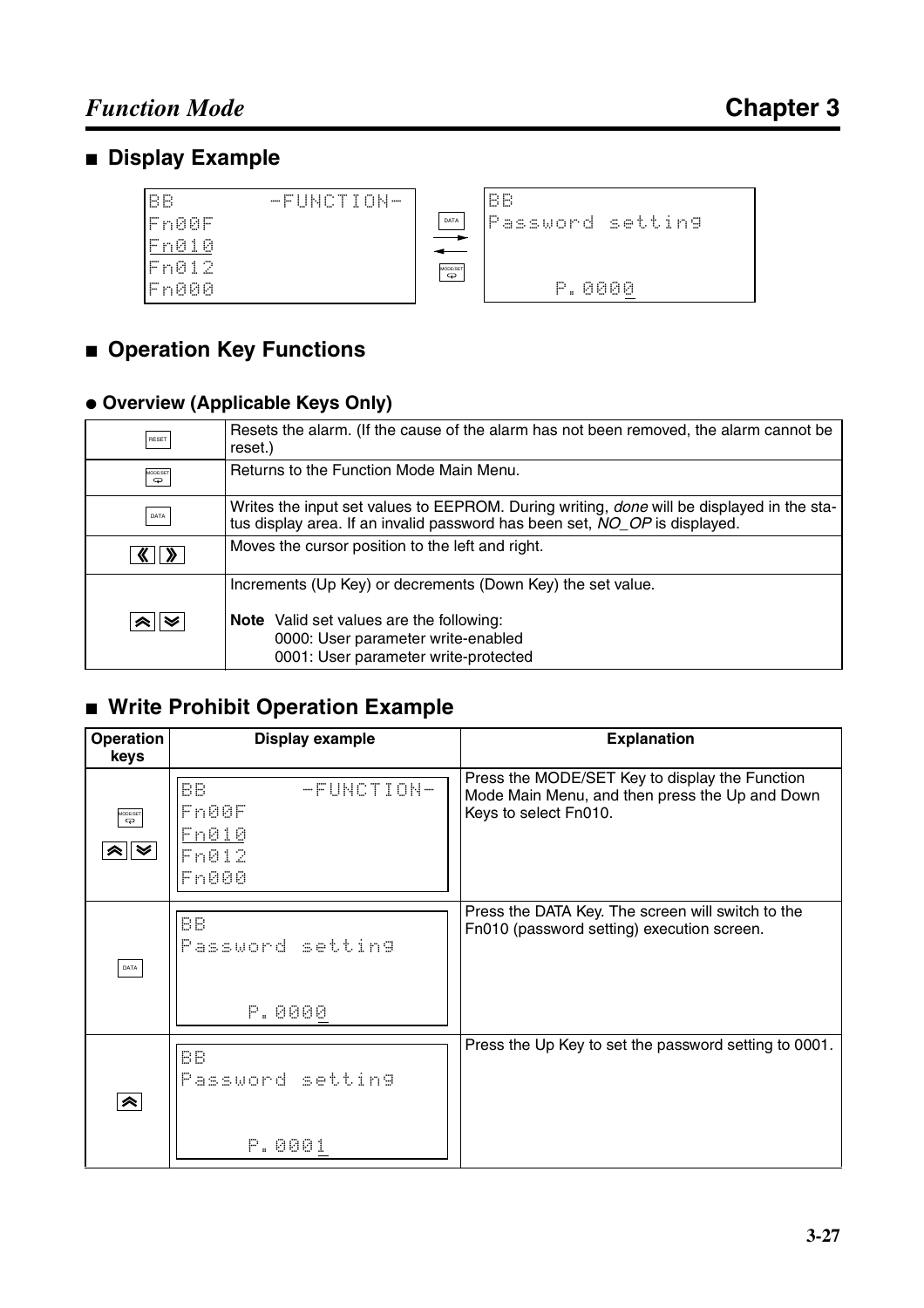## ■ Display Example

```
BB        -FUNCTION-
Fn00F
Fn010
Fn012
Fn000
```

DATA → / ← MODE/SET

```
BB
Password setting


      P.0000
```

## ■ Operation Key Functions

### ● Overview (Applicable Keys Only)

| | |
|---|---|
| RESET | Resets the alarm. (If the cause of the alarm has not been removed, the alarm cannot be reset.) |
| MODE/SET | Returns to the Function Mode Main Menu. |
| DATA | Writes the input set values to EEPROM. During writing, *done* will be displayed in the status display area. If an invalid password has been set, *NO_OP* is displayed. |
| ≪ ≫ | Moves the cursor position to the left and right. |
| Up / Down | Increments (Up Key) or decrements (Down Key) the set value.<br><br>**Note** Valid set values are the following:<br>0000: User parameter write-enabled<br>0001: User parameter write-protected |

## ■ Write Prohibit Operation Example

| Operation keys | Display example | Explanation |
|---|---|---|
| MODE/SET<br>Up / Down | BB -FUNCTION-<br>Fn00F<br>Fn010<br>Fn012<br>Fn000 | Press the MODE/SET Key to display the Function Mode Main Menu, and then press the Up and Down Keys to select Fn010. |
| DATA | BB<br>Password setting<br><br>P.0000 | Press the DATA Key. The screen will switch to the Fn010 (password setting) execution screen. |
| Up | BB<br>Password setting<br><br>P.0001 | Press the Up Key to set the password setting to 0001. |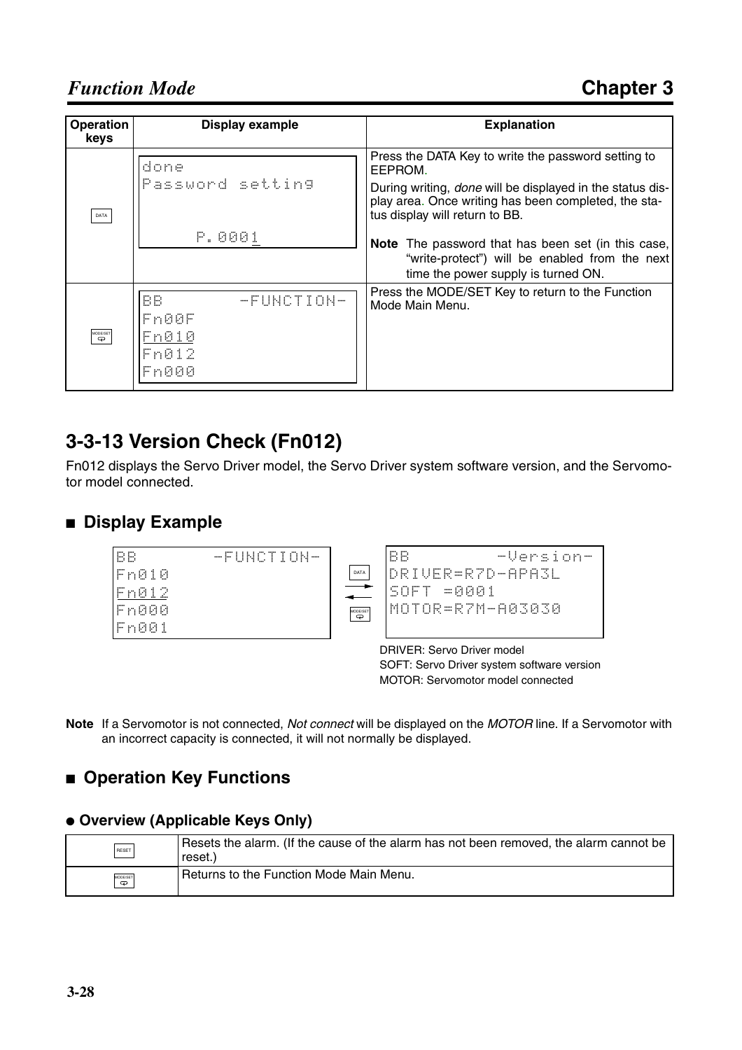| Operation keys | Display example | Explanation |
|---|---|---|
| DATA | done<br>Password setting<br><br>P.0001 | Press the DATA Key to write the password setting to EEPROM.<br>During writing, *done* will be displayed in the status display area. Once writing has been completed, the status display will return to BB.<br>**Note** The password that has been set (in this case, "write-protect") will be enabled from the next time the power supply is turned ON. |
| MODE/SET | BB -FUNCTION-<br>Fn00F<br>Fn010<br>Fn012<br>Fn000 | Press the MODE/SET Key to return to the Function Mode Main Menu. |

## 3-3-13 Version Check (Fn012)

Fn012 displays the Servo Driver model, the Servo Driver system software version, and the Servomotor model connected.

### ■ Display Example

```
BB        -FUNCTION-          BB         -Version-
Fn010                 DATA →  DRIVER=R7D-APA3L
Fn012                 ← MODE/SET  SOFT =0001
Fn000                         MOTOR=R7M-A03030
Fn001
```

DRIVER: Servo Driver model
SOFT: Servo Driver system software version
MOTOR: Servomotor model connected

**Note** If a Servomotor is not connected, *Not connect* will be displayed on the *MOTOR* line. If a Servomotor with an incorrect capacity is connected, it will not normally be displayed.

### ■ Operation Key Functions

#### ● Overview (Applicable Keys Only)

| Key | Function |
|---|---|
| RESET | Resets the alarm. (If the cause of the alarm has not been removed, the alarm cannot be reset.) |
| MODE/SET | Returns to the Function Mode Main Menu. |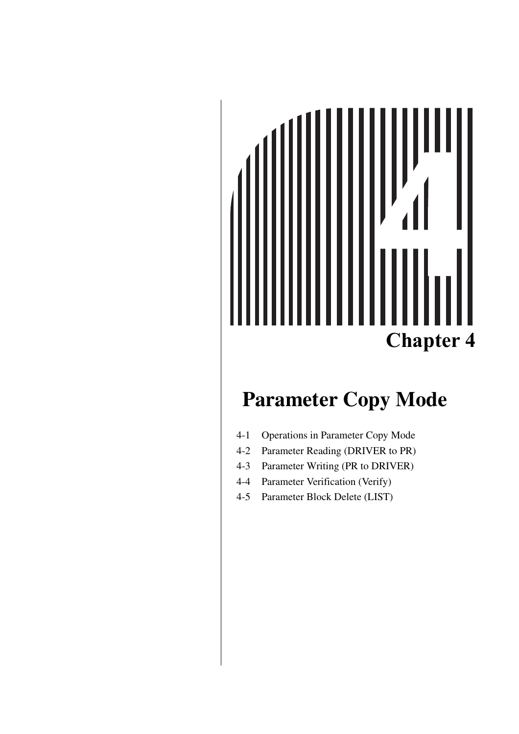# Chapter 4

# Parameter Copy Mode

4-1 Operations in Parameter Copy Mode

4-2 Parameter Reading (DRIVER to PR)

4-3 Parameter Writing (PR to DRIVER)

4-4 Parameter Verification (Verify)

4-5 Parameter Block Delete (LIST)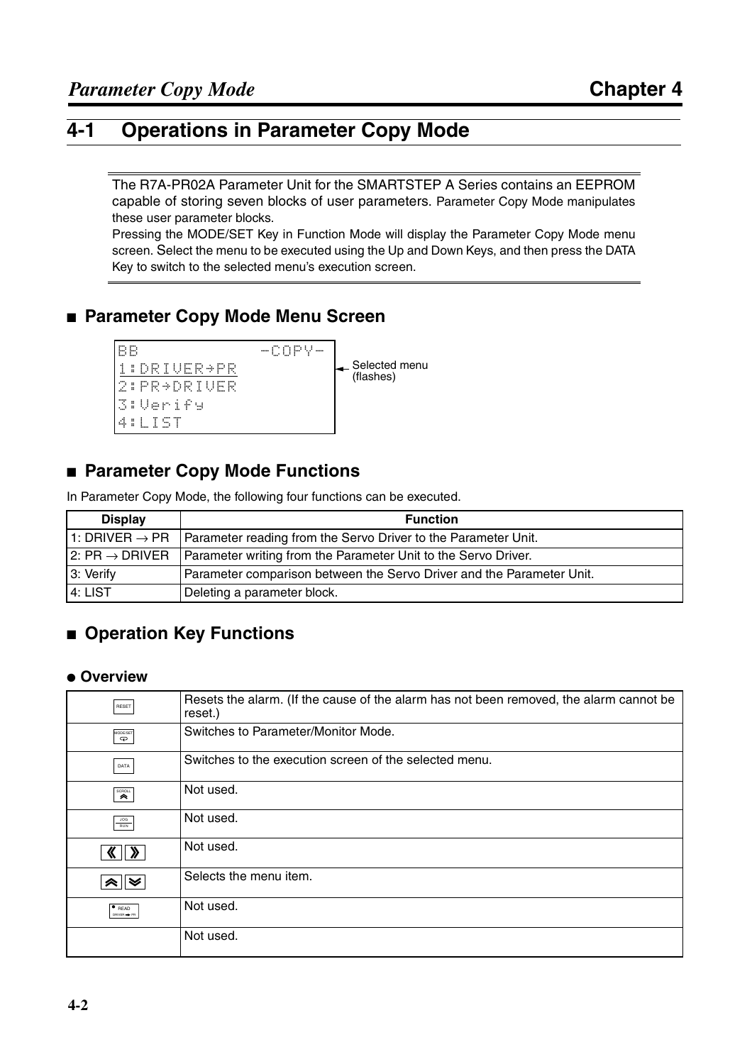## 4-1 Operations in Parameter Copy Mode

The R7A-PR02A Parameter Unit for the SMARTSTEP A Series contains an EEPROM capable of storing seven blocks of user parameters. Parameter Copy Mode manipulates these user parameter blocks.
Pressing the MODE/SET Key in Function Mode will display the Parameter Copy Mode menu screen. Select the menu to be executed using the Up and Down Keys, and then press the DATA Key to switch to the selected menu's execution screen.

### ■ Parameter Copy Mode Menu Screen

```
BB              -COPY-
1:DRIVER→PR
2:PR→DRIVER
3:Verify
4:LIST
```

Selected menu (flashes)

### ■ Parameter Copy Mode Functions

In Parameter Copy Mode, the following four functions can be executed.

| Display | Function |
|---|---|
| 1: DRIVER → PR | Parameter reading from the Servo Driver to the Parameter Unit. |
| 2: PR → DRIVER | Parameter writing from the Parameter Unit to the Servo Driver. |
| 3: Verify | Parameter comparison between the Servo Driver and the Parameter Unit. |
| 4: LIST | Deleting a parameter block. |

### ■ Operation Key Functions

#### ● Overview

| Key | Function |
|---|---|
| RESET | Resets the alarm. (If the cause of the alarm has not been removed, the alarm cannot be reset.) |
| MODE/SET | Switches to Parameter/Monitor Mode. |
| DATA | Switches to the execution screen of the selected menu. |
| SCROLL | Not used. |
| JOG RUN | Not used. |
| « » | Not used. |
| ︽ ︾ | Selects the menu item. |
| READ DRIVER → PR | Not used. |
| | Not used. |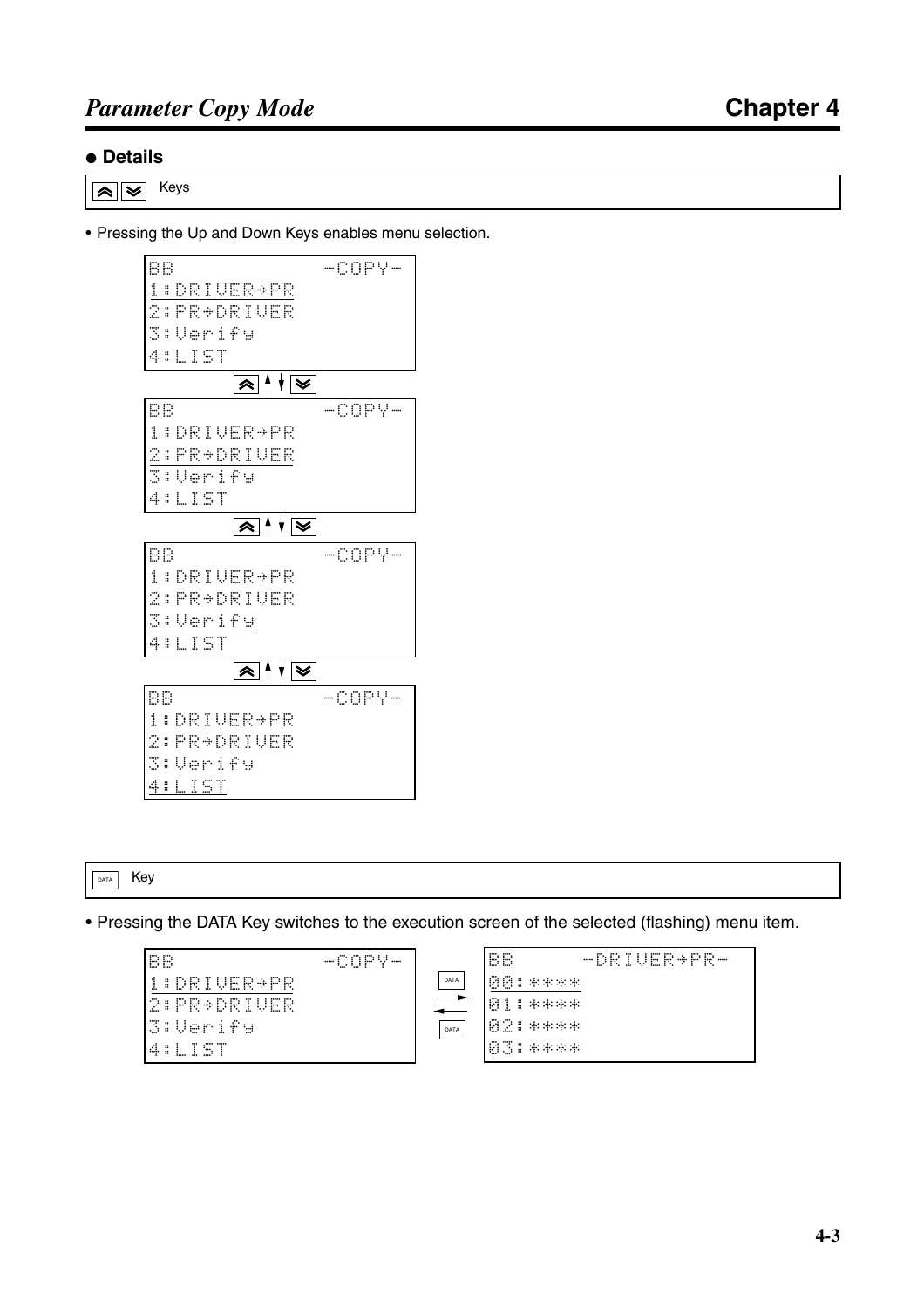## ● Details

**[▲][▼] Keys**

• Pressing the Up and Down Keys enables menu selection.

```
BB              -COPY-
1:DRIVER→PR
2:PR→DRIVER
3:Verify
4:LIST
```

[▲] ↑↓ [▼]

```
BB              -COPY-
1:DRIVER→PR
2:PR→DRIVER
3:Verify
4:LIST
```

[▲] ↑↓ [▼]

```
BB              -COPY-
1:DRIVER→PR
2:PR→DRIVER
3:Verify
4:LIST
```

[▲] ↑↓ [▼]

```
BB              -COPY-
1:DRIVER→PR
2:PR→DRIVER
3:Verify
4:LIST
```

**[DATA] Key**

• Pressing the DATA Key switches to the execution screen of the selected (flashing) menu item.

```
BB              -COPY-
1:DRIVER→PR
2:PR→DRIVER
3:Verify
4:LIST
```

[DATA] → / ← [DATA]

```
BB      -DRIVER→PR-
00:****
01:****
02:****
03:****
```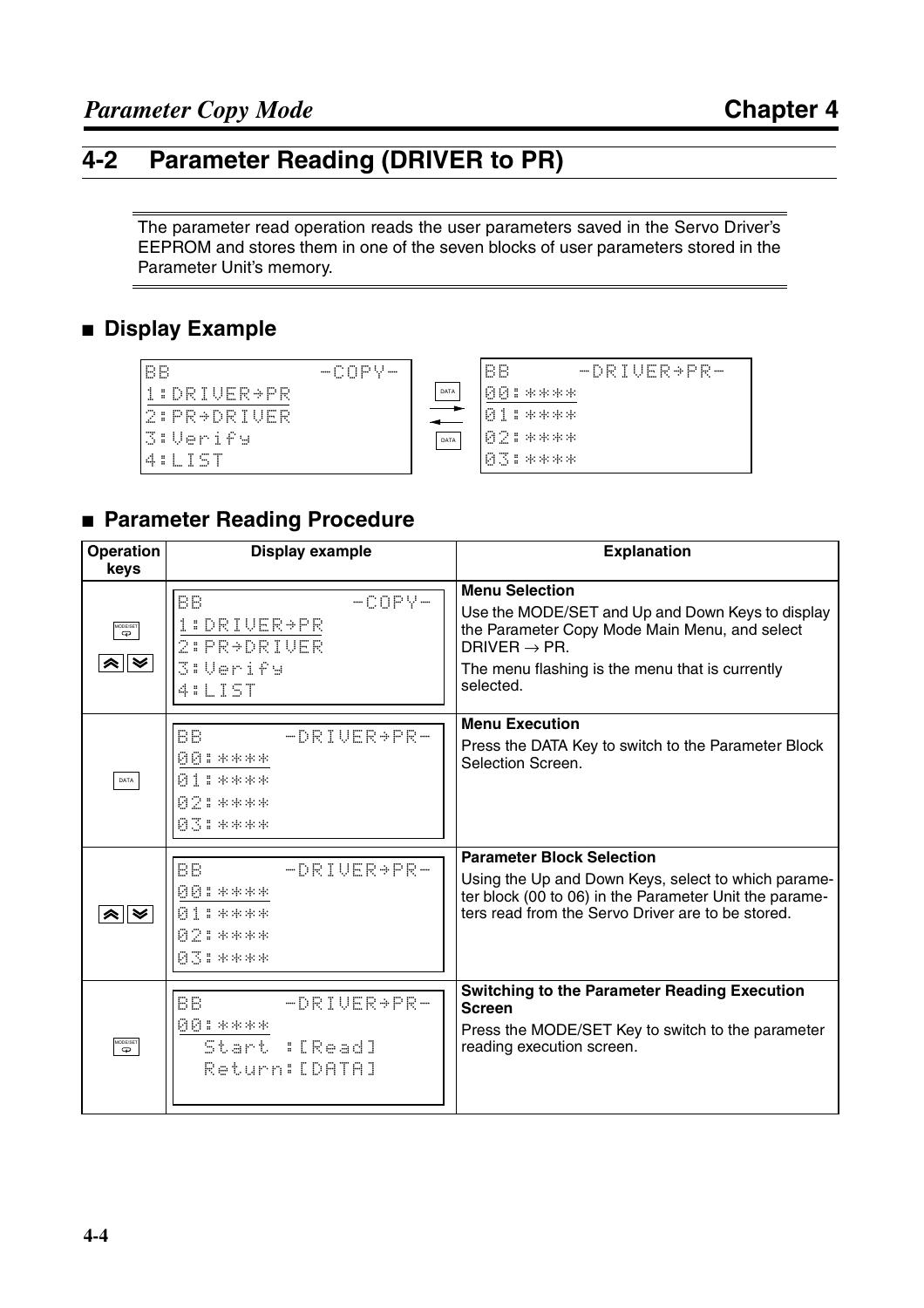## 4-2 Parameter Reading (DRIVER to PR)

The parameter read operation reads the user parameters saved in the Servo Driver's EEPROM and stores them in one of the seven blocks of user parameters stored in the Parameter Unit's memory.

### ■ Display Example

```
BB            -COPY-
1:DRIVER→PR
2:PR→DRIVER
3:Verify
4:LIST
```

DATA → / ← DATA

```
BB      -DRIVER→PR-
00:****
01:****
02:****
03:****
```

### ■ Parameter Reading Procedure

| Operation keys | Display example | Explanation |
|---|---|---|
| MODE/SET, Up/Down | BB -COPY-<br>1:DRIVER→PR<br>2:PR→DRIVER<br>3:Verify<br>4:LIST | **Menu Selection**<br>Use the MODE/SET and Up and Down Keys to display the Parameter Copy Mode Main Menu, and select DRIVER → PR.<br>The menu flashing is the menu that is currently selected. |
| DATA | BB -DRIVER→PR-<br>00:****<br>01:****<br>02:****<br>03:**** | **Menu Execution**<br>Press the DATA Key to switch to the Parameter Block Selection Screen. |
| Up/Down | BB -DRIVER→PR-<br>00:****<br>01:****<br>02:****<br>03:**** | **Parameter Block Selection**<br>Using the Up and Down Keys, select to which parameter block (00 to 06) in the Parameter Unit the parameters read from the Servo Driver are to be stored. |
| MODE/SET | BB -DRIVER→PR-<br>00:****<br>Start :[Read]<br>Return:[DATA] | **Switching to the Parameter Reading Execution Screen**<br>Press the MODE/SET Key to switch to the parameter reading execution screen. |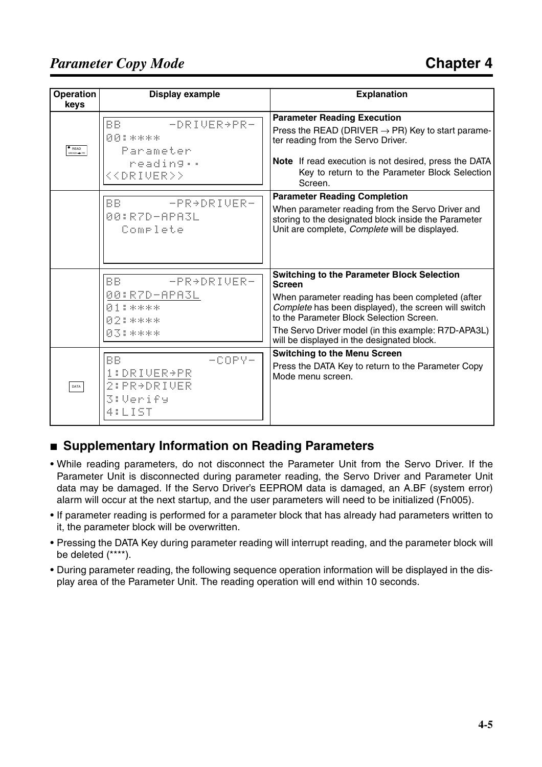| Operation keys | Display example | Explanation |
|---|---|---|
| READ DRIVER → PR | BB -DRIVER→PR-<br>00:****<br>Parameter<br>reading..<br><<DRIVER>> | **Parameter Reading Execution**<br>Press the READ (DRIVER → PR) Key to start parameter reading from the Servo Driver.<br>**Note** If read execution is not desired, press the DATA Key to return to the Parameter Block Selection Screen. |
| | BB -PR→DRIVER-<br>00:R7D-APA3L<br>Complete | **Parameter Reading Completion**<br>When parameter reading from the Servo Driver and storing to the designated block inside the Parameter Unit are complete, *Complete* will be displayed. |
| | BB -PR→DRIVER-<br>00:R7D-APA3L<br>01:****<br>02:****<br>03:**** | **Switching to the Parameter Block Selection Screen**<br>When parameter reading has been completed (after *Complete* has been displayed), the screen will switch to the Parameter Block Selection Screen.<br>The Servo Driver model (in this example: R7D-APA3L) will be displayed in the designated block. |
| DATA | BB -COPY-<br>1:DRIVER→PR<br>2:PR→DRIVER<br>3:Verify<br>4:LIST | **Switching to the Menu Screen**<br>Press the DATA Key to return to the Parameter Copy Mode menu screen. |

## ■ Supplementary Information on Reading Parameters

- While reading parameters, do not disconnect the Parameter Unit from the Servo Driver. If the Parameter Unit is disconnected during parameter reading, the Servo Driver and Parameter Unit data may be damaged. If the Servo Driver's EEPROM data is damaged, an A.BF (system error) alarm will occur at the next startup, and the user parameters will need to be initialized (Fn005).
- If parameter reading is performed for a parameter block that has already had parameters written to it, the parameter block will be overwritten.
- Pressing the DATA Key during parameter reading will interrupt reading, and the parameter block will be deleted (****).
- During parameter reading, the following sequence operation information will be displayed in the display area of the Parameter Unit. The reading operation will end within 10 seconds.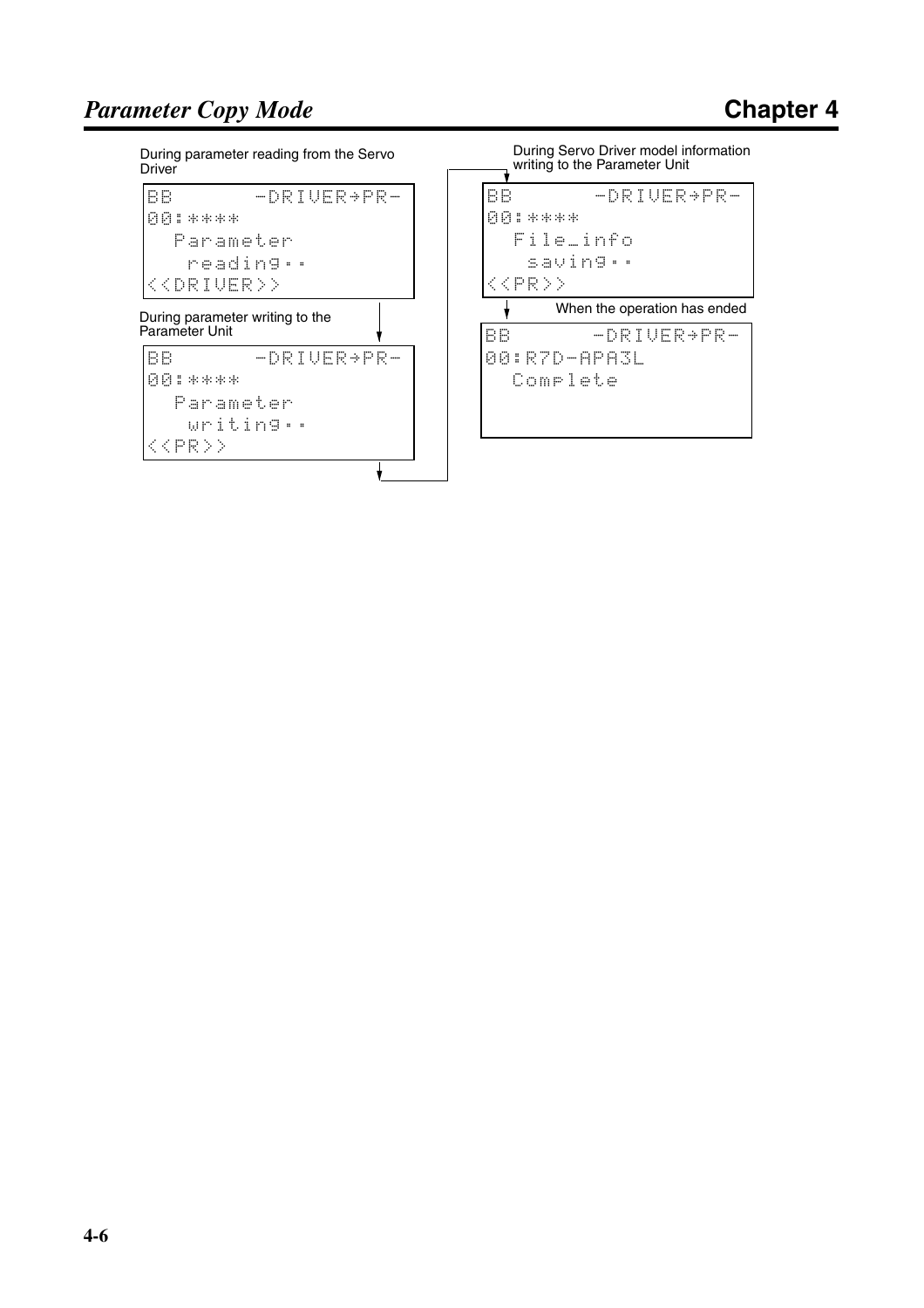During parameter reading from the Servo Driver

```
BB        -DRIVER→PR-
00:****
  Parameter
   reading..
<<DRIVER>>
```

During parameter writing to the Parameter Unit

```
BB        -DRIVER→PR-
00:****
  Parameter
   writing..
<<PR>>
```

During Servo Driver model information writing to the Parameter Unit

```
BB        -DRIVER→PR-
00:****
  File_info
   saving..
<<PR>>
```

When the operation has ended

```
BB        -DRIVER→PR-
00:R7D-APA3L
  Complete
```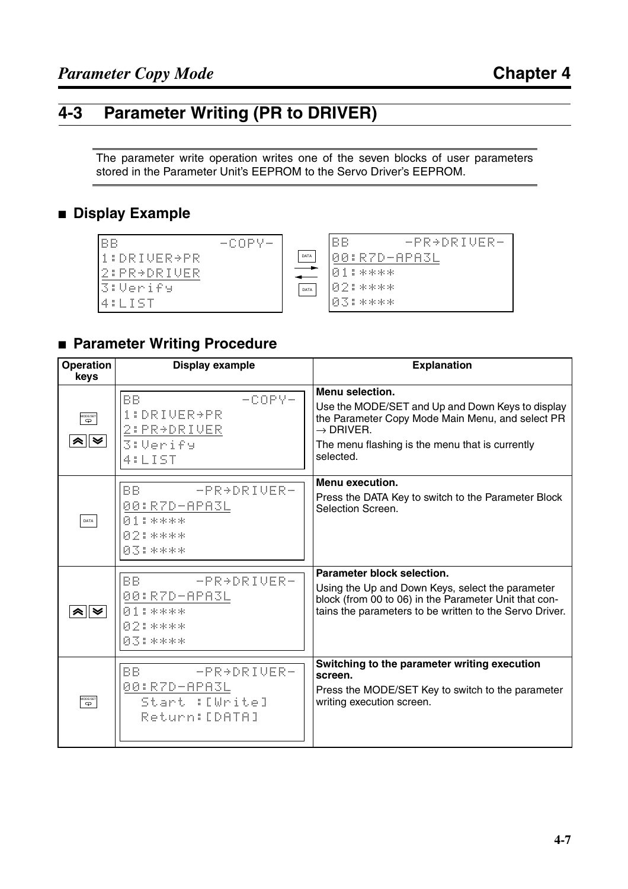## 4-3 Parameter Writing (PR to DRIVER)

The parameter write operation writes one of the seven blocks of user parameters stored in the Parameter Unit's EEPROM to the Servo Driver's EEPROM.

### ■ Display Example

```
BB            -COPY-
1:DRIVER→PR
2:PR→DRIVER
3:Verify
4:LIST
```

DATA ⇄ DATA

```
BB      -PR→DRIVER-
00:R7D-APA3L
01:****
02:****
03:****
```

### ■ Parameter Writing Procedure

| Operation keys | Display example | Explanation |
|---|---|---|
| MODE/SET, Up/Down | BB -COPY-<br>1:DRIVER→PR<br>2:PR→DRIVER<br>3:Verify<br>4:LIST | **Menu selection.**<br>Use the MODE/SET and Up and Down Keys to display the Parameter Copy Mode Main Menu, and select PR → DRIVER.<br>The menu flashing is the menu that is currently selected. |
| DATA | BB -PR→DRIVER-<br>00:R7D-APA3L<br>01:****<br>02:****<br>03:**** | **Menu execution.**<br>Press the DATA Key to switch to the Parameter Block Selection Screen. |
| Up/Down | BB -PR→DRIVER-<br>00:R7D-APA3L<br>01:****<br>02:****<br>03:**** | **Parameter block selection.**<br>Using the Up and Down Keys, select the parameter block (from 00 to 06) in the Parameter Unit that contains the parameters to be written to the Servo Driver. |
| MODE/SET | BB -PR→DRIVER-<br>00:R7D-APA3L<br>Start :[Write]<br>Return:[DATA] | **Switching to the parameter writing execution screen.**<br>Press the MODE/SET Key to switch to the parameter writing execution screen. |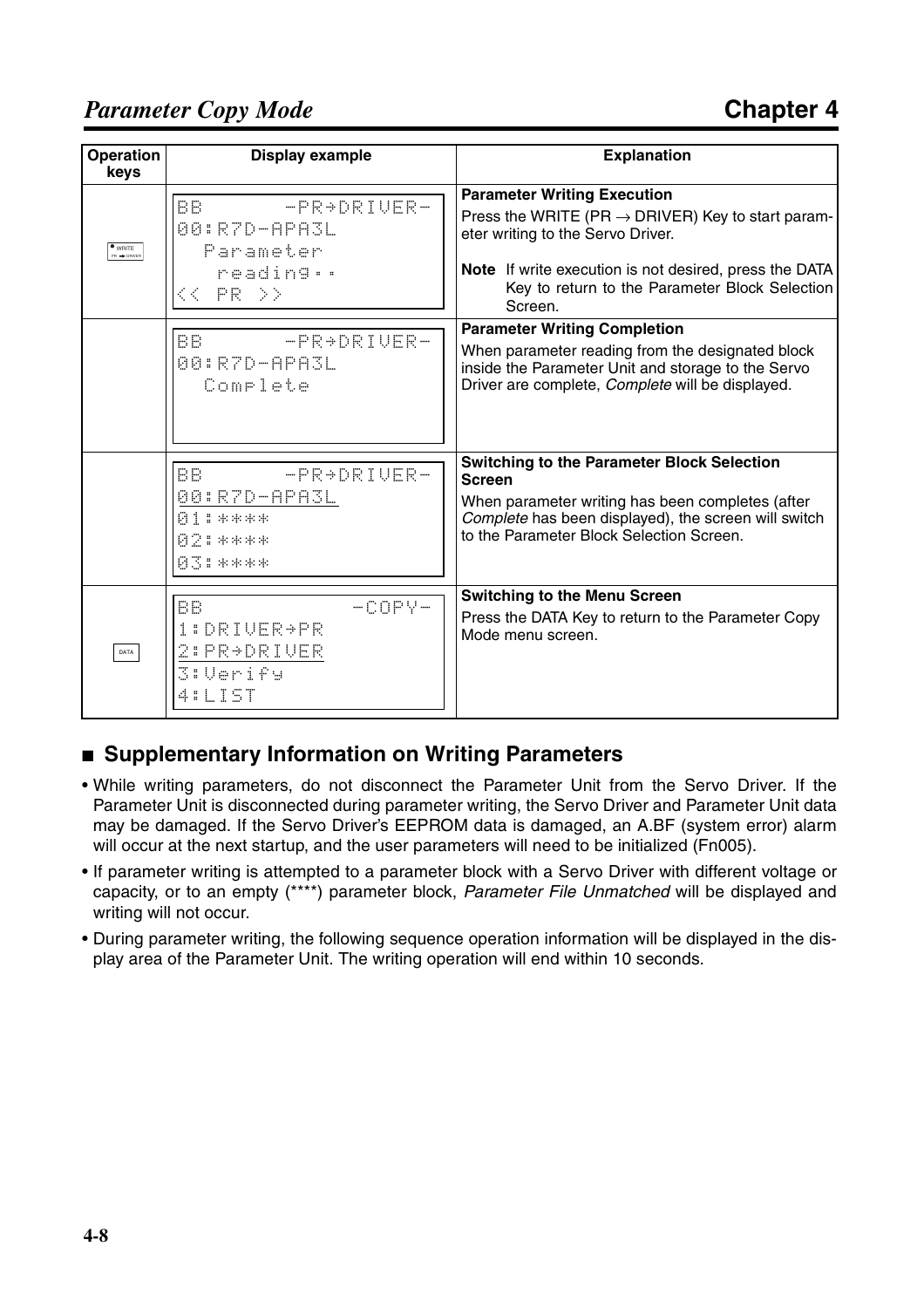| Operation keys | Display example | Explanation |
|---|---|---|
| WRITE PR → DRIVER | BB -PR→DRIVER-<br>00:R7D-APA3L<br>Parameter<br>reading..<br><< PR >> | **Parameter Writing Execution**<br>Press the WRITE (PR → DRIVER) Key to start parameter writing to the Servo Driver.<br>**Note** If write execution is not desired, press the DATA Key to return to the Parameter Block Selection Screen. |
| | BB -PR→DRIVER-<br>00:R7D-APA3L<br>Complete | **Parameter Writing Completion**<br>When parameter reading from the designated block inside the Parameter Unit and storage to the Servo Driver are complete, *Complete* will be displayed. |
| | BB -PR→DRIVER-<br>00:R7D-APA3L<br>01:****<br>02:****<br>03:**** | **Switching to the Parameter Block Selection Screen**<br>When parameter writing has been completes (after *Complete* has been displayed), the screen will switch to the Parameter Block Selection Screen. |
| DATA | BB -COPY-<br>1:DRIVER→PR<br>2:PR→DRIVER<br>3:Verify<br>4:LIST | **Switching to the Menu Screen**<br>Press the DATA Key to return to the Parameter Copy Mode menu screen. |

## ■ Supplementary Information on Writing Parameters

- While writing parameters, do not disconnect the Parameter Unit from the Servo Driver. If the Parameter Unit is disconnected during parameter writing, the Servo Driver and Parameter Unit data may be damaged. If the Servo Driver's EEPROM data is damaged, an A.BF (system error) alarm will occur at the next startup, and the user parameters will need to be initialized (Fn005).
- If parameter writing is attempted to a parameter block with a Servo Driver with different voltage or capacity, or to an empty (****) parameter block, *Parameter File Unmatched* will be displayed and writing will not occur.
- During parameter writing, the following sequence operation information will be displayed in the display area of the Parameter Unit. The writing operation will end within 10 seconds.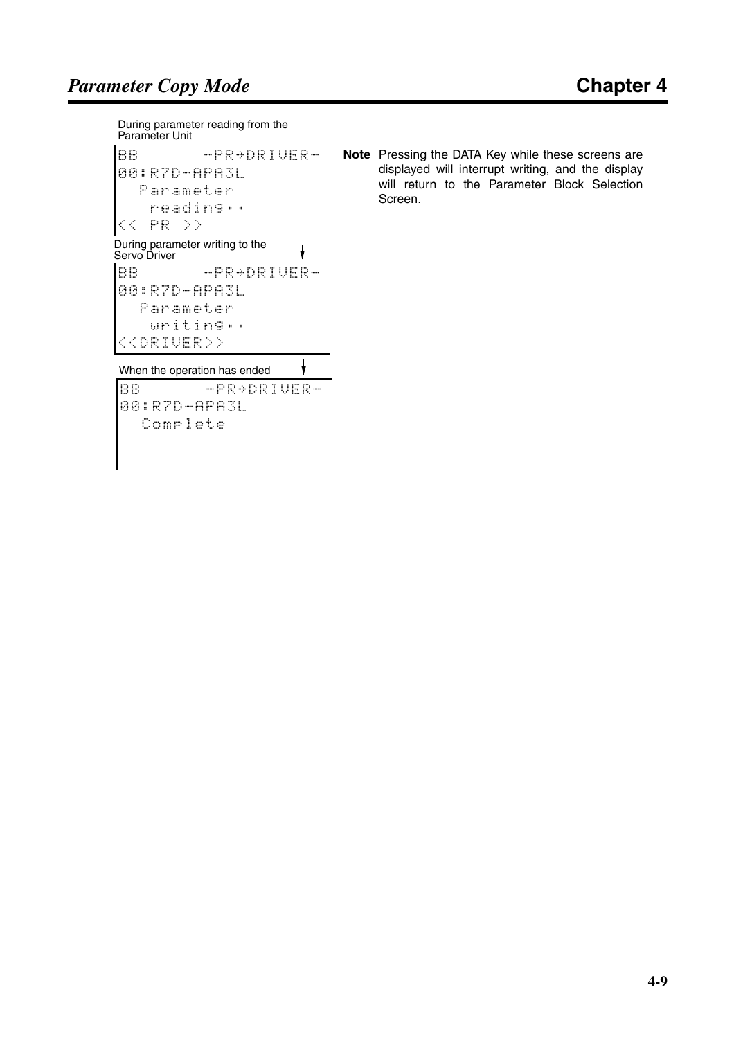During parameter reading from the Parameter Unit

```
BB        -PR→DRIVER-
00:R7D-APA3L
  Parameter
    reading..
<< PR >>
```

During parameter writing to the Servo Driver

```
BB        -PR→DRIVER-
00:R7D-APA3L
  Parameter
    writing..
<<DRIVER>>
```

When the operation has ended

```
BB        -PR→DRIVER-
00:R7D-APA3L
  Complete
```

**Note** Pressing the DATA Key while these screens are displayed will interrupt writing, and the display will return to the Parameter Block Selection Screen.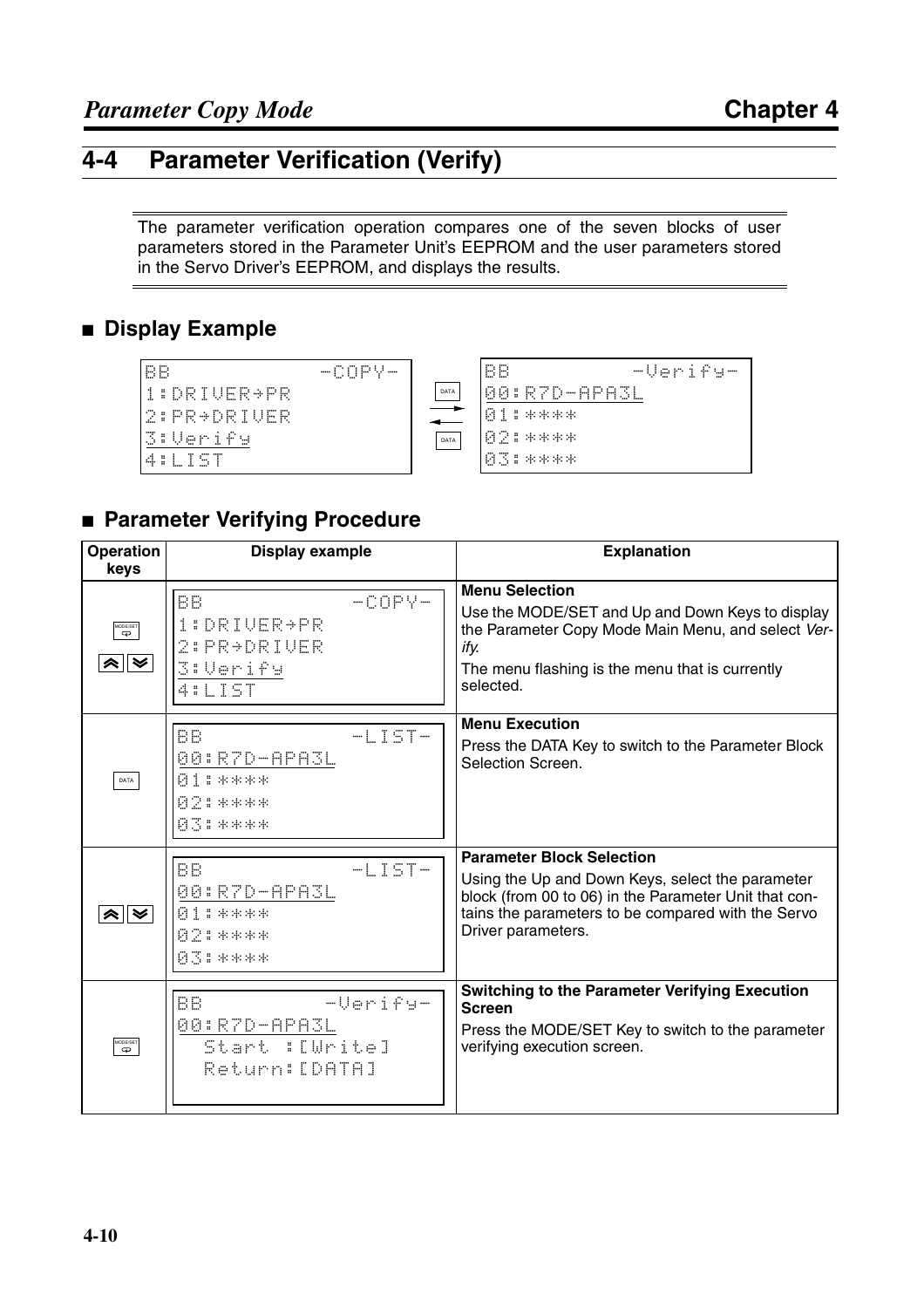# 4-4 Parameter Verification (Verify)

The parameter verification operation compares one of the seven blocks of user parameters stored in the Parameter Unit's EEPROM and the user parameters stored in the Servo Driver's EEPROM, and displays the results.

## ■ Display Example

```
BB          -COPY-
1:DRIVER→PR
2:PR→DRIVER
3:Verify
4:LIST
```

DATA ⇄ DATA

```
BB        -Verify-
00:R7D-APA3L
01:****
02:****
03:****
```

## ■ Parameter Verifying Procedure

| Operation keys | Display example | Explanation |
|---|---|---|
| MODE/SET, Up/Down | BB -COPY-<br>1:DRIVER→PR<br>2:PR→DRIVER<br>3:Verify<br>4:LIST | **Menu Selection**<br>Use the MODE/SET and Up and Down Keys to display the Parameter Copy Mode Main Menu, and select *Verify*.<br>The menu flashing is the menu that is currently selected. |
| DATA | BB -LIST-<br>00:R7D-APA3L<br>01:****<br>02:****<br>03:**** | **Menu Execution**<br>Press the DATA Key to switch to the Parameter Block Selection Screen. |
| Up/Down | BB -LIST-<br>00:R7D-APA3L<br>01:****<br>02:****<br>03:**** | **Parameter Block Selection**<br>Using the Up and Down Keys, select the parameter block (from 00 to 06) in the Parameter Unit that contains the parameters to be compared with the Servo Driver parameters. |
| MODE/SET | BB -Verify-<br>00:R7D-APA3L<br>Start :[Write]<br>Return:[DATA] | **Switching to the Parameter Verifying Execution Screen**<br>Press the MODE/SET Key to switch to the parameter verifying execution screen. |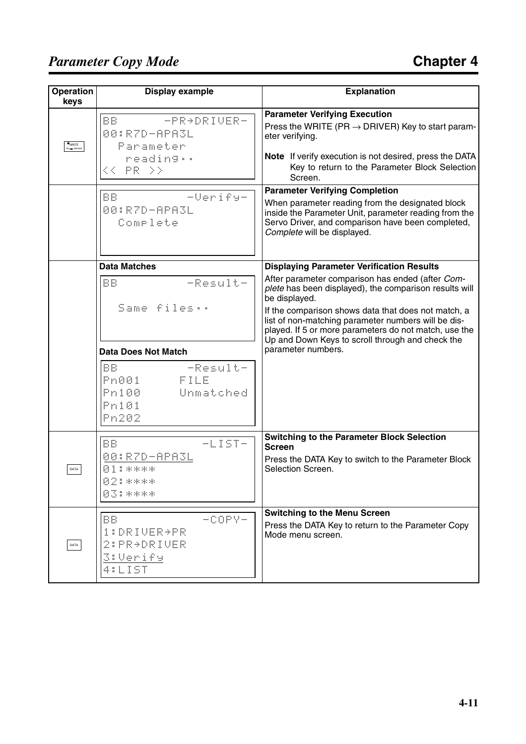| Operation keys | Display example | Explanation |
|---|---|---|
| WRITE PR → DRIVER | BB -PR→DRIVER-<br>00:R7D-APA3L<br>Parameter<br>reading..<br><< PR >> | **Parameter Verifying Execution**<br>Press the WRITE (PR → DRIVER) Key to start parameter verifying.<br>**Note** If verify execution is not desired, press the DATA Key to return to the Parameter Block Selection Screen. |
| | BB -Verify-<br>00:R7D-APA3L<br>Complete | **Parameter Verifying Completion**<br>When parameter reading from the designated block inside the Parameter Unit, parameter reading from the Servo Driver, and comparison have been completed, *Complete* will be displayed. |
| | **Data Matches**<br>BB -Result-<br><br>Same files..<br><br>**Data Does Not Match**<br>BB -Result-<br>Pn001 FILE<br>Pn100 Unmatched<br>Pn101<br>Pn202 | **Displaying Parameter Verification Results**<br>After parameter comparison has ended (after *Complete* has been displayed), the comparison results will be displayed.<br>If the comparison shows data that does not match, a list of non-matching parameter numbers will be displayed. If 5 or more parameters do not match, use the Up and Down Keys to scroll through and check the parameter numbers. |
| DATA | BB -LIST-<br>00:R7D-APA3L<br>01:****<br>02:****<br>03:**** | **Switching to the Parameter Block Selection Screen**<br>Press the DATA Key to switch to the Parameter Block Selection Screen. |
| DATA | BB -COPY-<br>1:DRIVER→PR<br>2:PR→DRIVER<br>3:Verify<br>4:LIST | **Switching to the Menu Screen**<br>Press the DATA Key to return to the Parameter Copy Mode menu screen. |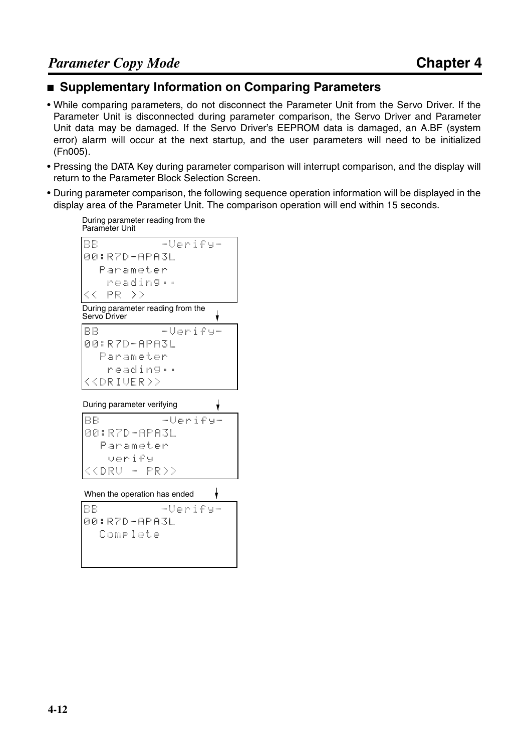## ■ Supplementary Information on Comparing Parameters

- While comparing parameters, do not disconnect the Parameter Unit from the Servo Driver. If the Parameter Unit is disconnected during parameter comparison, the Servo Driver and Parameter Unit data may be damaged. If the Servo Driver's EEPROM data is damaged, an A.BF (system error) alarm will occur at the next startup, and the user parameters will need to be initialized (Fn005).
- Pressing the DATA Key during parameter comparison will interrupt comparison, and the display will return to the Parameter Block Selection Screen.
- During parameter comparison, the following sequence operation information will be displayed in the display area of the Parameter Unit. The comparison operation will end within 15 seconds.

During parameter reading from the Parameter Unit

```
BB          -Verify-
00:R7D-APA3L
  Parameter
   reading..
<< PR >>
```

During parameter reading from the Servo Driver

```
BB          -Verify-
00:R7D-APA3L
  Parameter
   reading..
<<DRIVER>>
```

During parameter verifying

```
BB          -Verify-
00:R7D-APA3L
  Parameter
   verify
<<DRV - PR>>
```

When the operation has ended

```
BB          -Verify-
00:R7D-APA3L
  Complete
```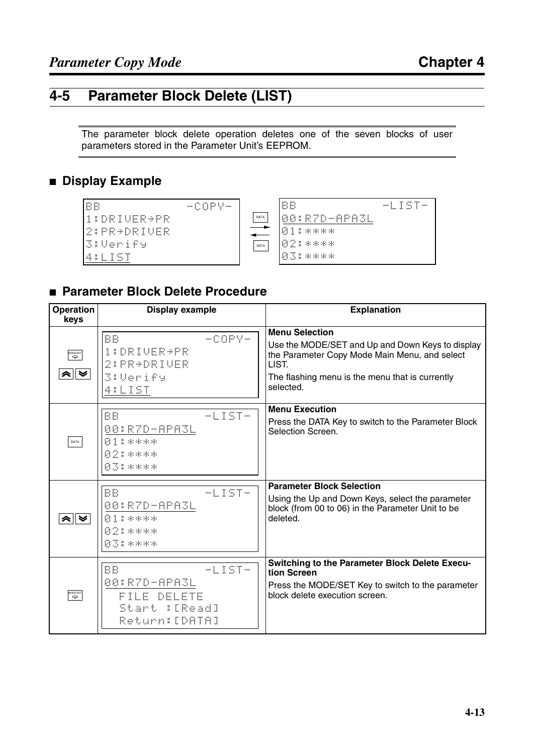## 4-5 Parameter Block Delete (LIST)

The parameter block delete operation deletes one of the seven blocks of user parameters stored in the Parameter Unit's EEPROM.

### ■ Display Example

```
BB              -COPY-
1:DRIVER→PR
2:PR→DRIVER
3:Verify
4:LIST
```

DATA ⇄ DATA

```
BB              -LIST-
00:R7D-APA3L
01:****
02:****
03:****
```

### ■ Parameter Block Delete Procedure

| Operation keys | Display example | Explanation |
|---|---|---|
| MODE/SET<br>Up, Down | BB -COPY-<br>1:DRIVER→PR<br>2:PR→DRIVER<br>3:Verify<br>4:LIST | **Menu Selection**<br>Use the MODE/SET and Up and Down Keys to display the Parameter Copy Mode Main Menu, and select LIST.<br>The flashing menu is the menu that is currently selected. |
| DATA | BB -LIST-<br>00:R7D-APA3L<br>01:****<br>02:****<br>03:**** | **Menu Execution**<br>Press the DATA Key to switch to the Parameter Block Selection Screen. |
| Up, Down | BB -LIST-<br>00:R7D-APA3L<br>01:****<br>02:****<br>03:**** | **Parameter Block Selection**<br>Using the Up and Down Keys, select the parameter block (from 00 to 06) in the Parameter Unit to be deleted. |
| MODE/SET | BB -LIST-<br>00:R7D-APA3L<br>FILE DELETE<br>Start :[Read]<br>Return:[DATA] | **Switching to the Parameter Block Delete Execution Screen**<br>Press the MODE/SET Key to switch to the parameter block delete execution screen. |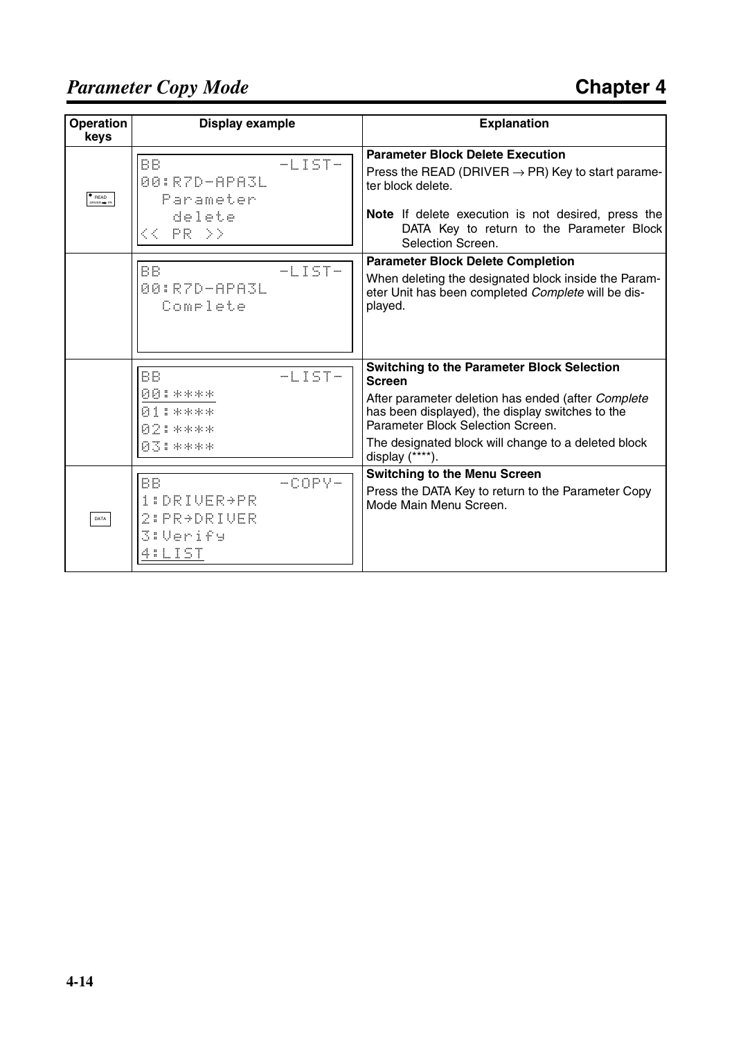| Operation keys | Display example | Explanation |
|---|---|---|
| READ DRIVER → PR | BB -LIST-<br>00:R7D-APA3L<br>Parameter<br>delete<br><< PR >> | **Parameter Block Delete Execution**<br>Press the READ (DRIVER → PR) Key to start parameter block delete.<br>**Note** If delete execution is not desired, press the DATA Key to return to the Parameter Block Selection Screen. |
| | BB -LIST-<br>00:R7D-APA3L<br>Complete | **Parameter Block Delete Completion**<br>When deleting the designated block inside the Parameter Unit has been completed *Complete* will be displayed. |
| | BB -LIST-<br>00:****<br>01:****<br>02:****<br>03:**** | **Switching to the Parameter Block Selection Screen**<br>After parameter deletion has ended (after *Complete* has been displayed), the display switches to the Parameter Block Selection Screen.<br>The designated block will change to a deleted block display (****). |
| DATA | BB -COPY-<br>1:DRIVER→PR<br>2:PR→DRIVER<br>3:Verify<br>4:LIST | **Switching to the Menu Screen**<br>Press the DATA Key to return to the Parameter Copy Mode Main Menu Screen. |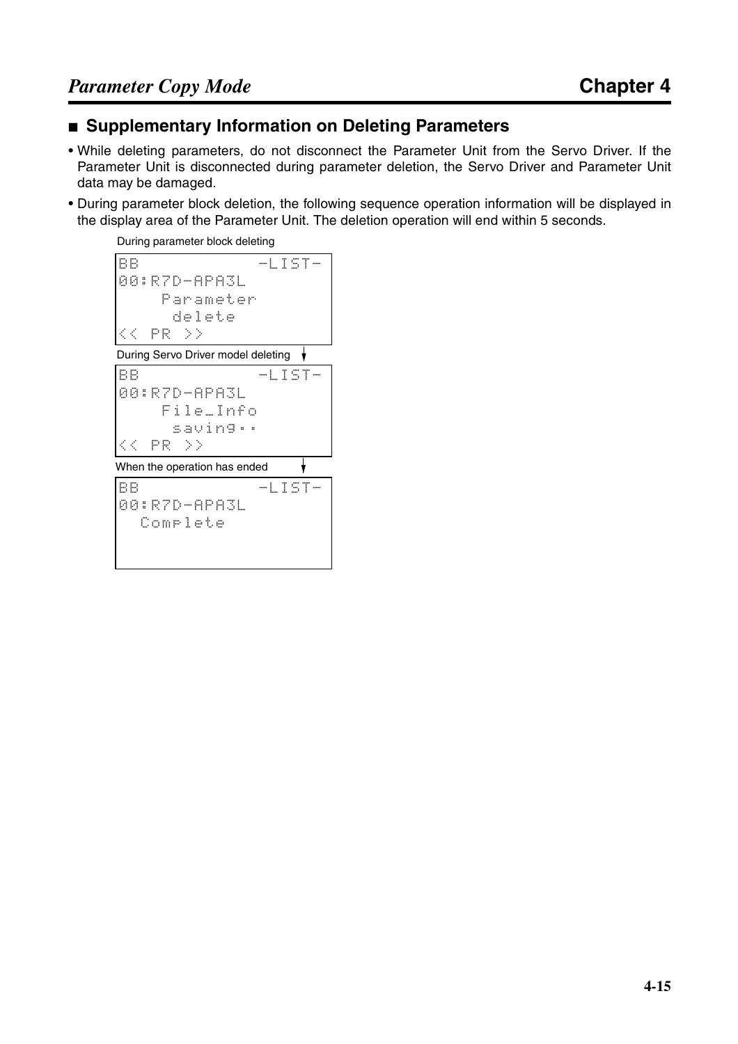## ■ Supplementary Information on Deleting Parameters

- While deleting parameters, do not disconnect the Parameter Unit from the Servo Driver. If the Parameter Unit is disconnected during parameter deletion, the Servo Driver and Parameter Unit data may be damaged.
- During parameter block deletion, the following sequence operation information will be displayed in the display area of the Parameter Unit. The deletion operation will end within 5 seconds.

During parameter block deleting

```
BB              -LIST-
00:R7D-APA3L
     Parameter
      delete
<<  PR  >>
```

During Servo Driver model deleting

```
BB              -LIST-
00:R7D-APA3L
     File_Info
      saving..
<<  PR  >>
```

When the operation has ended

```
BB              -LIST-
00:R7D-APA3L
   Complete
```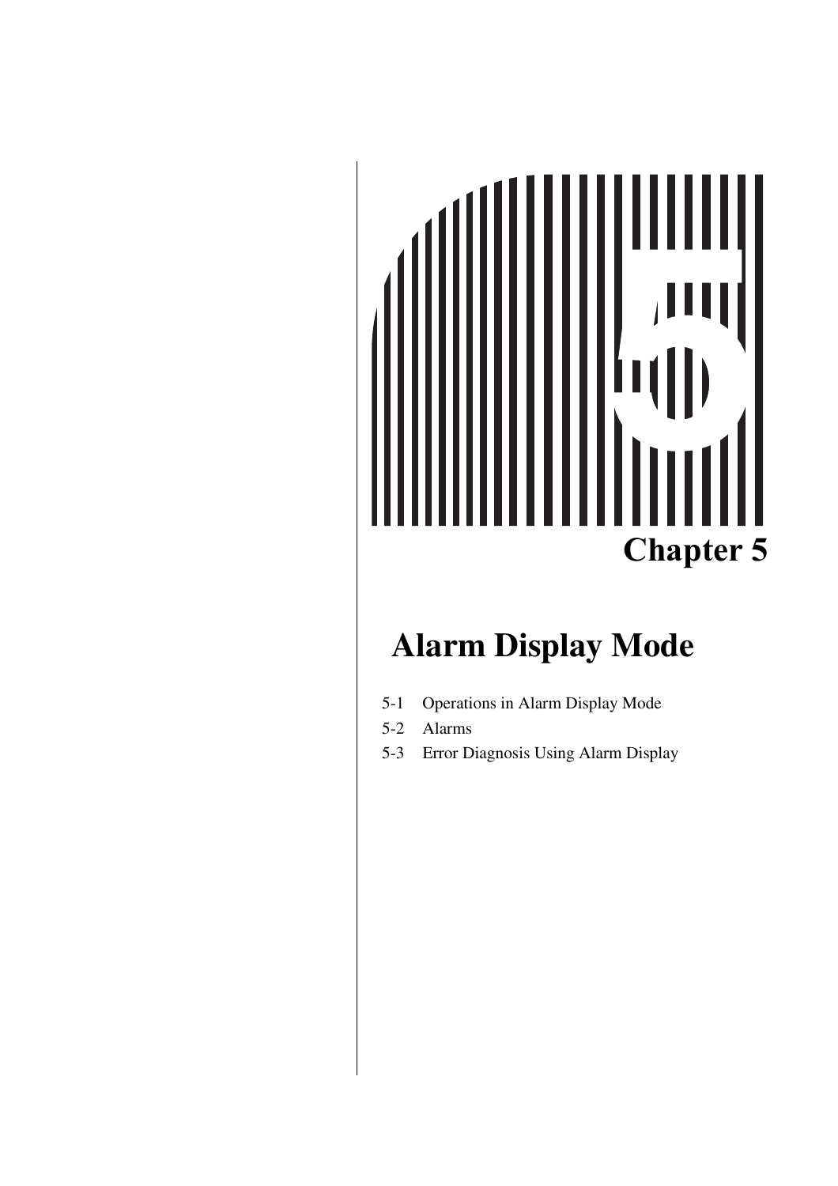# Chapter 5

## Alarm Display Mode

5-1 Operations in Alarm Display Mode

5-2 Alarms

5-3 Error Diagnosis Using Alarm Display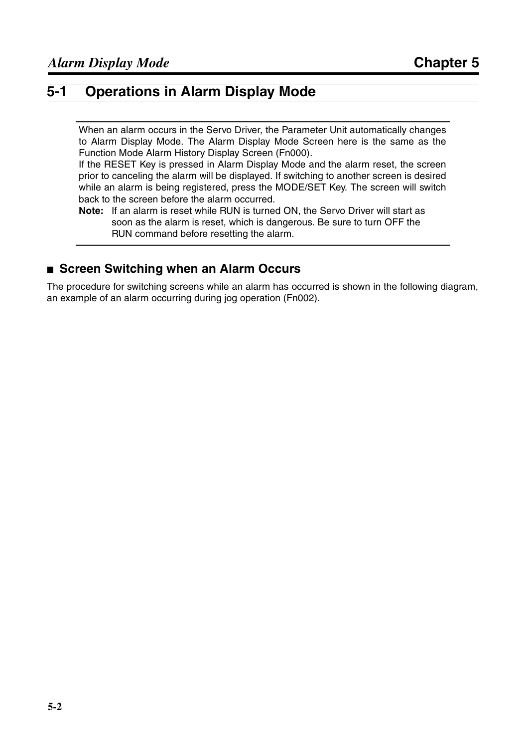## 5-1 Operations in Alarm Display Mode

When an alarm occurs in the Servo Driver, the Parameter Unit automatically changes to Alarm Display Mode. The Alarm Display Mode Screen here is the same as the Function Mode Alarm History Display Screen (Fn000).

If the RESET Key is pressed in Alarm Display Mode and the alarm reset, the screen prior to canceling the alarm will be displayed. If switching to another screen is desired while an alarm is being registered, press the MODE/SET Key. The screen will switch back to the screen before the alarm occurred.

**Note:** If an alarm is reset while RUN is turned ON, the Servo Driver will start as soon as the alarm is reset, which is dangerous. Be sure to turn OFF the RUN command before resetting the alarm.

### ■ Screen Switching when an Alarm Occurs

The procedure for switching screens while an alarm has occurred is shown in the following diagram, an example of an alarm occurring during jog operation (Fn002).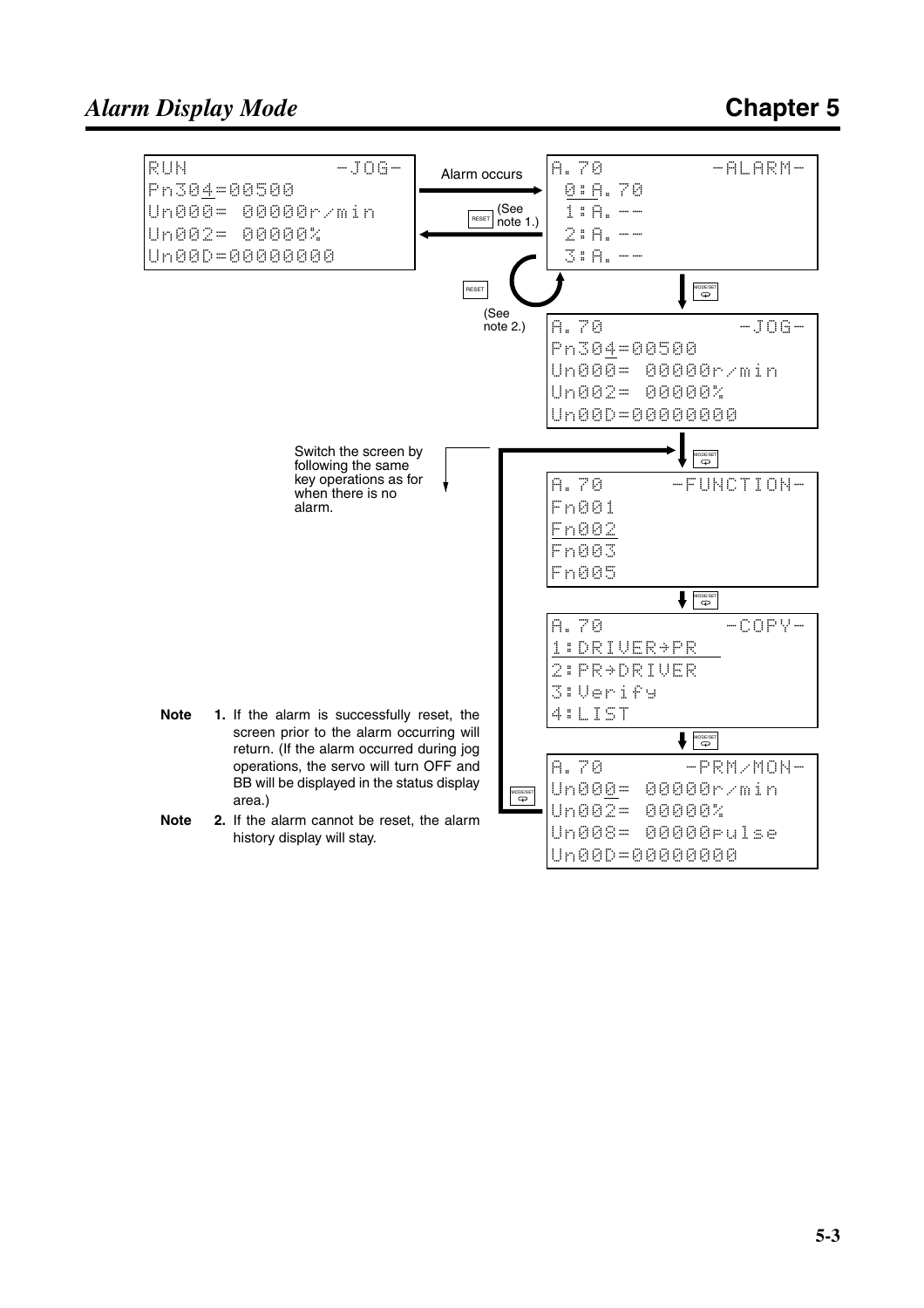```
RUN              -JOG-
Pn304=00500
Un000= 00000r/min
Un002= 00000%
Un00D=00000000
```

Alarm occurs

RESET (See note 1.)

```
A.70           -ALARM-
 0:A.70
 1:A.--
 2:A.--
 3:A.--
```

RESET (See note 2.)

MODE/SET

```
A.70              -JOG-
Pn304=00500
Un000= 00000r/min
Un002= 00000%
Un00D=00000000
```

Switch the screen by following the same key operations as for when there is no alarm.

MODE/SET

```
A.70        -FUNCTION-
Fn001
Fn002
Fn003
Fn005
```

MODE/SET

```
A.70             -COPY-
1:DRIVER→PR
2:PR→DRIVER
3:Verify
4:LIST
```

MODE/SET

```
A.70          -PRM/MON-
Un000= 00000r/min
Un002= 00000%
Un008= 00000pulse
Un00D=00000000
```

MODE/SET

**Note 1.** If the alarm is successfully reset, the screen prior to the alarm occurring will return. (If the alarm occurred during jog operations, the servo will turn OFF and BB will be displayed in the status display area.)

**Note 2.** If the alarm cannot be reset, the alarm history display will stay.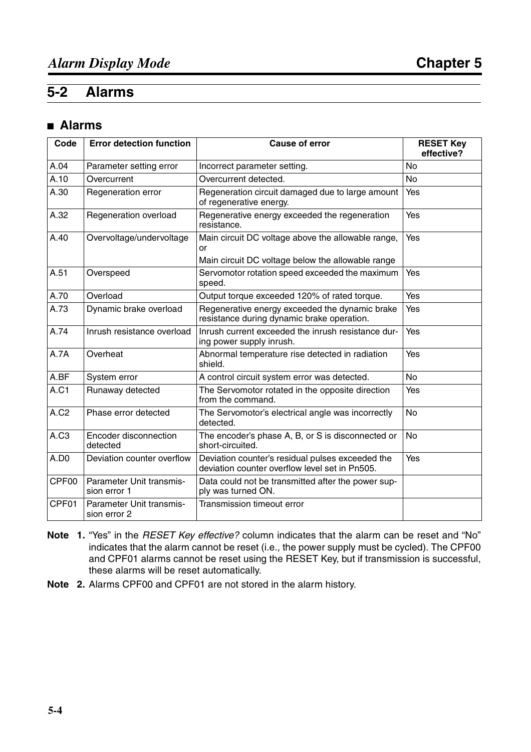## 5-2 Alarms

### ■ Alarms

| Code | Error detection function | Cause of error | RESET Key effective? |
|---|---|---|---|
| A.04 | Parameter setting error | Incorrect parameter setting. | No |
| A.10 | Overcurrent | Overcurrent detected. | No |
| A.30 | Regeneration error | Regeneration circuit damaged due to large amount of regenerative energy. | Yes |
| A.32 | Regeneration overload | Regenerative energy exceeded the regeneration resistance. | Yes |
| A.40 | Overvoltage/undervoltage | Main circuit DC voltage above the allowable range, or<br>Main circuit DC voltage below the allowable range | Yes |
| A.51 | Overspeed | Servomotor rotation speed exceeded the maximum speed. | Yes |
| A.70 | Overload | Output torque exceeded 120% of rated torque. | Yes |
| A.73 | Dynamic brake overload | Regenerative energy exceeded the dynamic brake resistance during dynamic brake operation. | Yes |
| A.74 | Inrush resistance overload | Inrush current exceeded the inrush resistance during power supply inrush. | Yes |
| A.7A | Overheat | Abnormal temperature rise detected in radiation shield. | Yes |
| A.BF | System error | A control circuit system error was detected. | No |
| A.C1 | Runaway detected | The Servomotor rotated in the opposite direction from the command. | Yes |
| A.C2 | Phase error detected | The Servomotor's electrical angle was incorrectly detected. | No |
| A.C3 | Encoder disconnection detected | The encoder's phase A, B, or S is disconnected or short-circuited. | No |
| A.D0 | Deviation counter overflow | Deviation counter's residual pulses exceeded the deviation counter overflow level set in Pn505. | Yes |
| CPF00 | Parameter Unit transmission error 1 | Data could not be transmitted after the power supply was turned ON. | |
| CPF01 | Parameter Unit transmission error 2 | Transmission timeout error | |

**Note 1.** "Yes" in the *RESET Key effective?* column indicates that the alarm can be reset and "No" indicates that the alarm cannot be reset (i.e., the power supply must be cycled). The CPF00 and CPF01 alarms cannot be reset using the RESET Key, but if transmission is successful, these alarms will be reset automatically.

**Note 2.** Alarms CPF00 and CPF01 are not stored in the alarm history.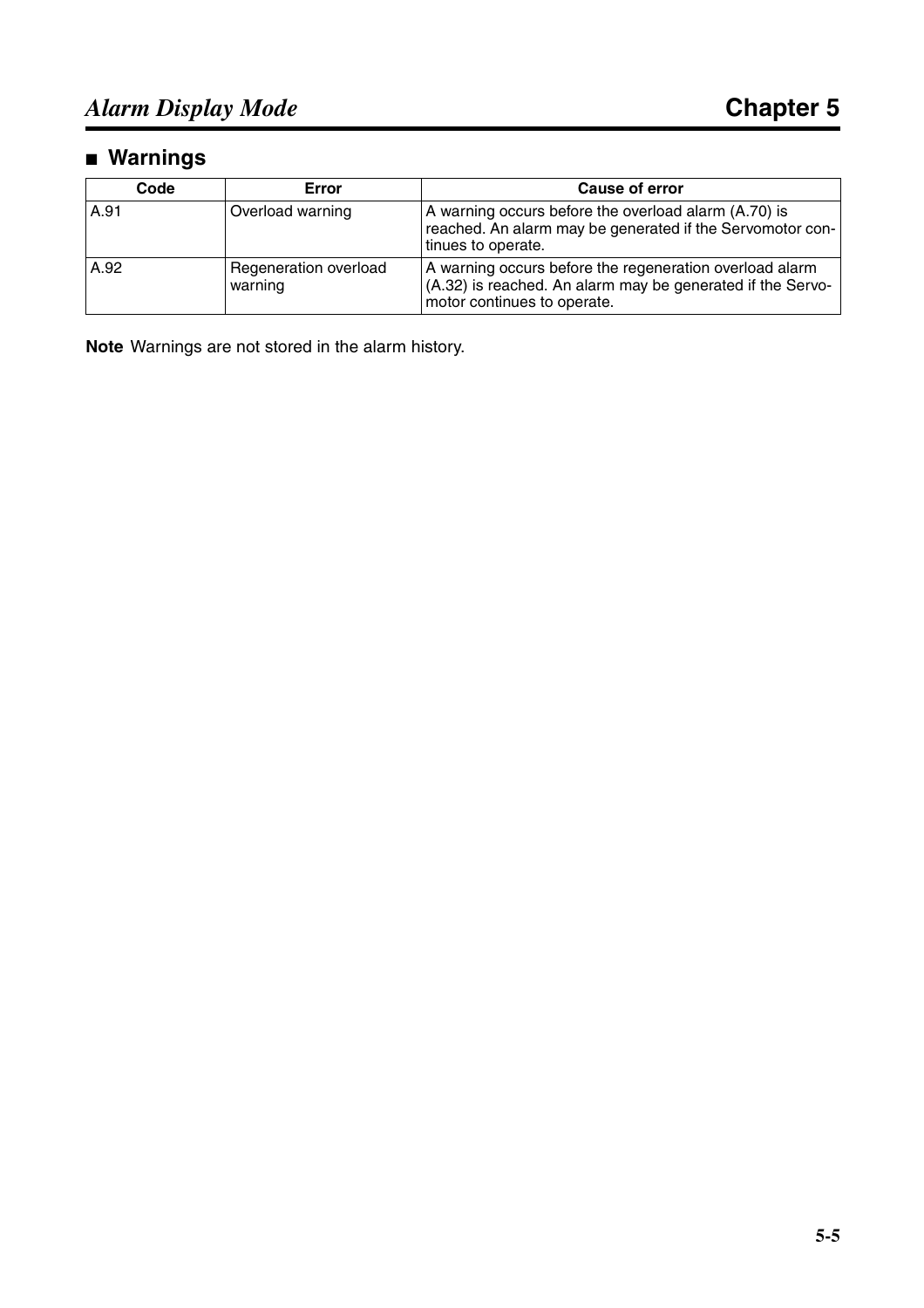## ■ Warnings

| Code | Error | Cause of error |
|---|---|---|
| A.91 | Overload warning | A warning occurs before the overload alarm (A.70) is reached. An alarm may be generated if the Servomotor continues to operate. |
| A.92 | Regeneration overload warning | A warning occurs before the regeneration overload alarm (A.32) is reached. An alarm may be generated if the Servomotor continues to operate. |

**Note** Warnings are not stored in the alarm history.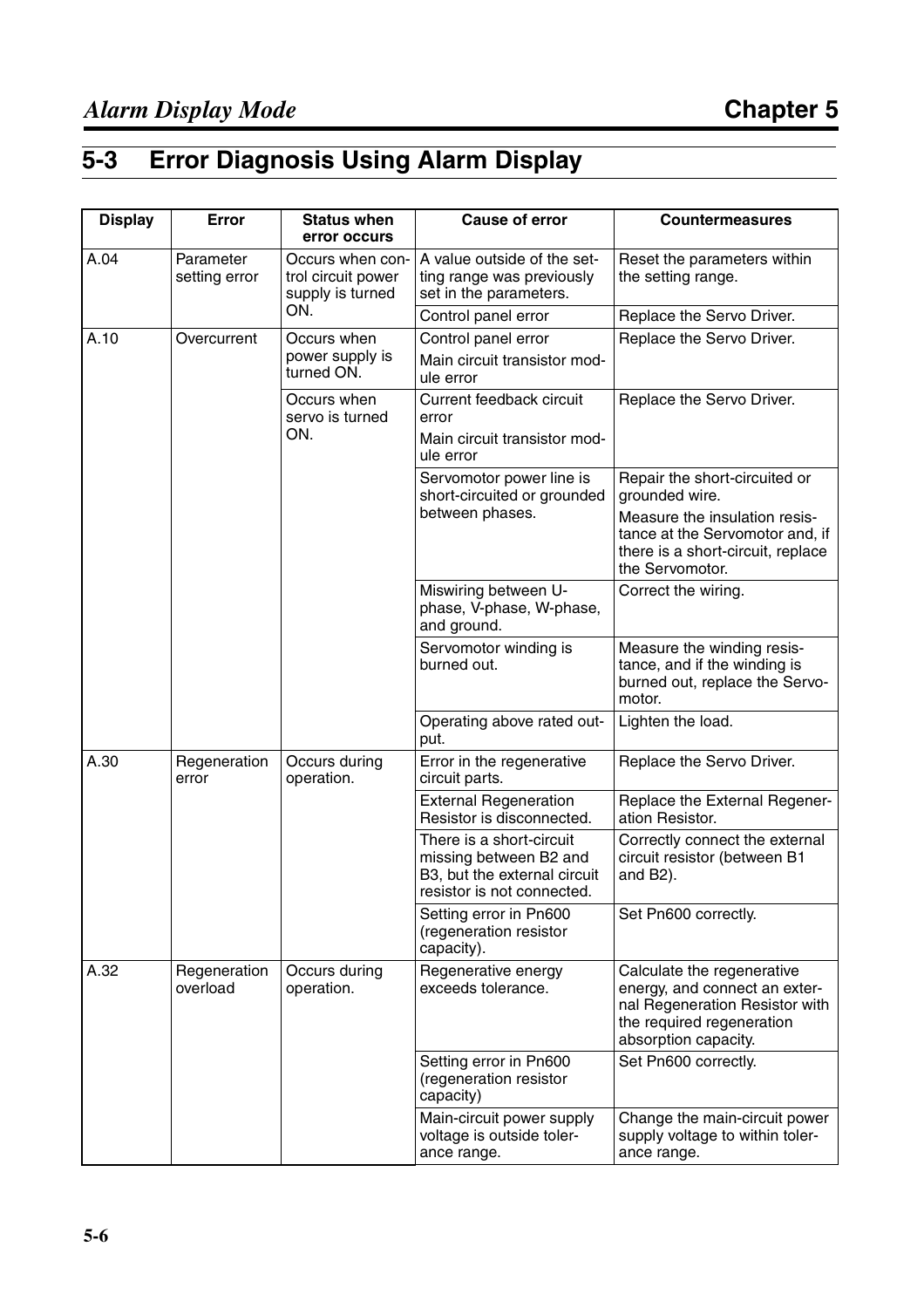## 5-3 Error Diagnosis Using Alarm Display

| Display | Error | Status when error occurs | Cause of error | Countermeasures |
|---|---|---|---|---|
| A.04 | Parameter setting error | Occurs when control circuit power supply is turned ON. | A value outside of the setting range was previously set in the parameters. | Reset the parameters within the setting range. |
| | | | Control panel error | Replace the Servo Driver. |
| A.10 | Overcurrent | Occurs when power supply is turned ON. | Control panel error<br>Main circuit transistor module error | Replace the Servo Driver. |
| | | Occurs when servo is turned ON. | Current feedback circuit error<br>Main circuit transistor module error | Replace the Servo Driver. |
| | | | Servomotor power line is short-circuited or grounded between phases. | Repair the short-circuited or grounded wire.<br>Measure the insulation resistance at the Servomotor and, if there is a short-circuit, replace the Servomotor. |
| | | | Miswiring between U-phase, V-phase, W-phase, and ground. | Correct the wiring. |
| | | | Servomotor winding is burned out. | Measure the winding resistance, and if the winding is burned out, replace the Servomotor. |
| | | | Operating above rated output. | Lighten the load. |
| A.30 | Regeneration error | Occurs during operation. | Error in the regenerative circuit parts. | Replace the Servo Driver. |
| | | | External Regeneration Resistor is disconnected. | Replace the External Regeneration Resistor. |
| | | | There is a short-circuit missing between B2 and B3, but the external circuit resistor is not connected. | Correctly connect the external circuit resistor (between B1 and B2). |
| | | | Setting error in Pn600 (regeneration resistor capacity). | Set Pn600 correctly. |
| A.32 | Regeneration overload | Occurs during operation. | Regenerative energy exceeds tolerance. | Calculate the regenerative energy, and connect an external Regeneration Resistor with the required regeneration absorption capacity. |
| | | | Setting error in Pn600 (regeneration resistor capacity) | Set Pn600 correctly. |
| | | | Main-circuit power supply voltage is outside tolerance range. | Change the main-circuit power supply voltage to within tolerance range. |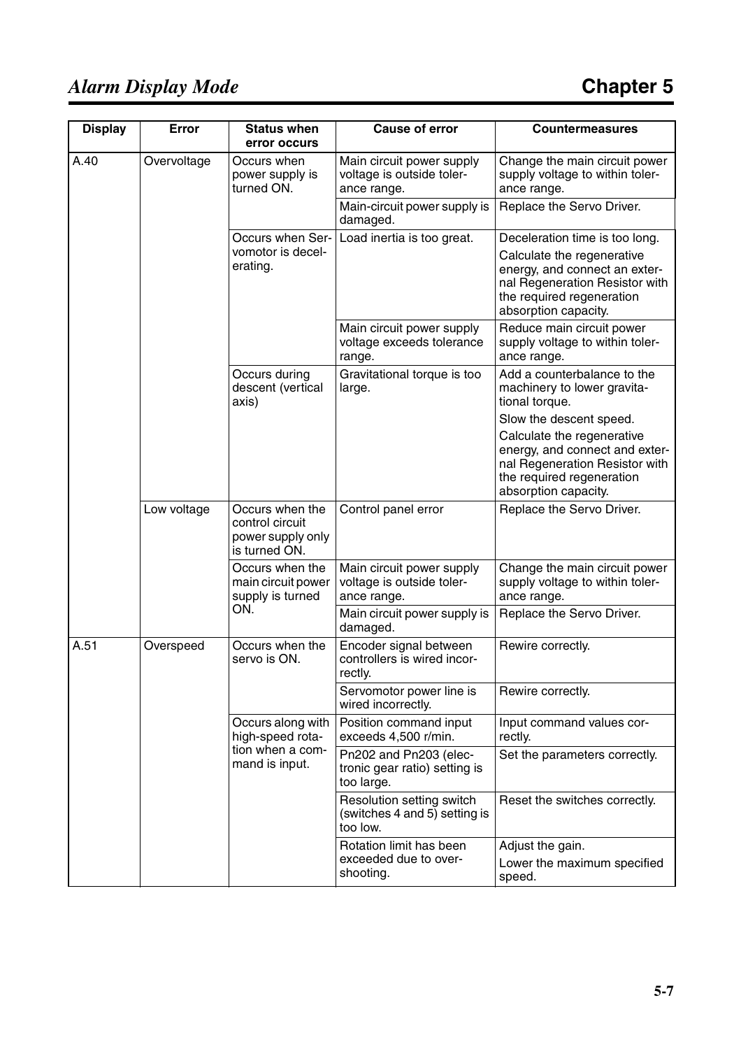| Display | Error | Status when error occurs | Cause of error | Countermeasures |
|---|---|---|---|---|
| A.40 | Overvoltage | Occurs when power supply is turned ON. | Main circuit power supply voltage is outside tolerance range. | Change the main circuit power supply voltage to within tolerance range. |
| | | | Main-circuit power supply is damaged. | Replace the Servo Driver. |
| | | Occurs when Servomotor is decelerating. | Load inertia is too great. | Deceleration time is too long. Calculate the regenerative energy, and connect an external Regeneration Resistor with the required regeneration absorption capacity. |
| | | | Main circuit power supply voltage exceeds tolerance range. | Reduce main circuit power supply voltage to within tolerance range. |
| | | Occurs during descent (vertical axis) | Gravitational torque is too large. | Add a counterbalance to the machinery to lower gravitational torque. Slow the descent speed. Calculate the regenerative energy, and connect and external Regeneration Resistor with the required regeneration absorption capacity. |
| | Low voltage | Occurs when the control circuit power supply only is turned ON. | Control panel error | Replace the Servo Driver. |
| | | Occurs when the main circuit power supply is turned ON. | Main circuit power supply voltage is outside tolerance range. | Change the main circuit power supply voltage to within tolerance range. |
| | | | Main circuit power supply is damaged. | Replace the Servo Driver. |
| A.51 | Overspeed | Occurs when the servo is ON. | Encoder signal between controllers is wired incorrectly. | Rewire correctly. |
| | | | Servomotor power line is wired incorrectly. | Rewire correctly. |
| | | Occurs along with high-speed rotation when a command is input. | Position command input exceeds 4,500 r/min. | Input command values correctly. |
| | | | Pn202 and Pn203 (electronic gear ratio) setting is too large. | Set the parameters correctly. |
| | | | Resolution setting switch (switches 4 and 5) setting is too low. | Reset the switches correctly. |
| | | | Rotation limit has been exceeded due to overshooting. | Adjust the gain. Lower the maximum specified speed. |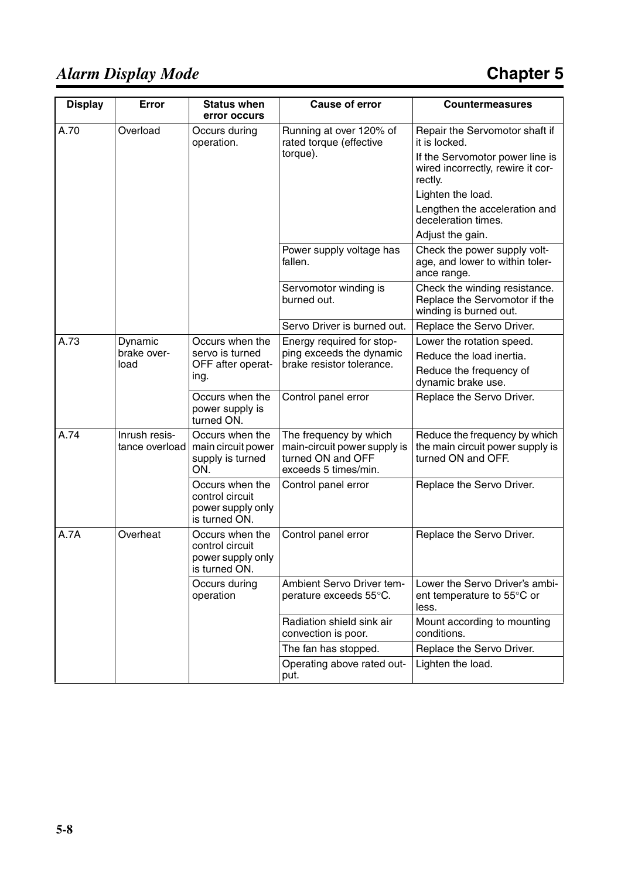| Display | Error | Status when error occurs | Cause of error | Countermeasures |
|---|---|---|---|---|
| A.70 | Overload | Occurs during operation. | Running at over 120% of rated torque (effective torque). | Repair the Servomotor shaft if it is locked. |
| | | | | If the Servomotor power line is wired incorrectly, rewire it correctly. |
| | | | | Lighten the load. |
| | | | | Lengthen the acceleration and deceleration times. |
| | | | | Adjust the gain. |
| | | | Power supply voltage has fallen. | Check the power supply voltage, and lower to within tolerance range. |
| | | | Servomotor winding is burned out. | Check the winding resistance. Replace the Servomotor if the winding is burned out. |
| | | | Servo Driver is burned out. | Replace the Servo Driver. |
| A.73 | Dynamic brake overload | Occurs when the servo is turned OFF after operating. | Energy required for stopping exceeds the dynamic brake resistor tolerance. | Lower the rotation speed. |
| | | | | Reduce the load inertia. |
| | | | | Reduce the frequency of dynamic brake use. |
| | | Occurs when the power supply is turned ON. | Control panel error | Replace the Servo Driver. |
| A.74 | Inrush resistance overload | Occurs when the main circuit power supply is turned ON. | The frequency by which main-circuit power supply is turned ON and OFF exceeds 5 times/min. | Reduce the frequency by which the main circuit power supply is turned ON and OFF. |
| | | Occurs when the control circuit power supply only is turned ON. | Control panel error | Replace the Servo Driver. |
| A.7A | Overheat | Occurs when the control circuit power supply only is turned ON. | Control panel error | Replace the Servo Driver. |
| | | Occurs during operation | Ambient Servo Driver temperature exceeds 55°C. | Lower the Servo Driver's ambient temperature to 55°C or less. |
| | | | Radiation shield sink air convection is poor. | Mount according to mounting conditions. |
| | | | The fan has stopped. | Replace the Servo Driver. |
| | | | Operating above rated output. | Lighten the load. |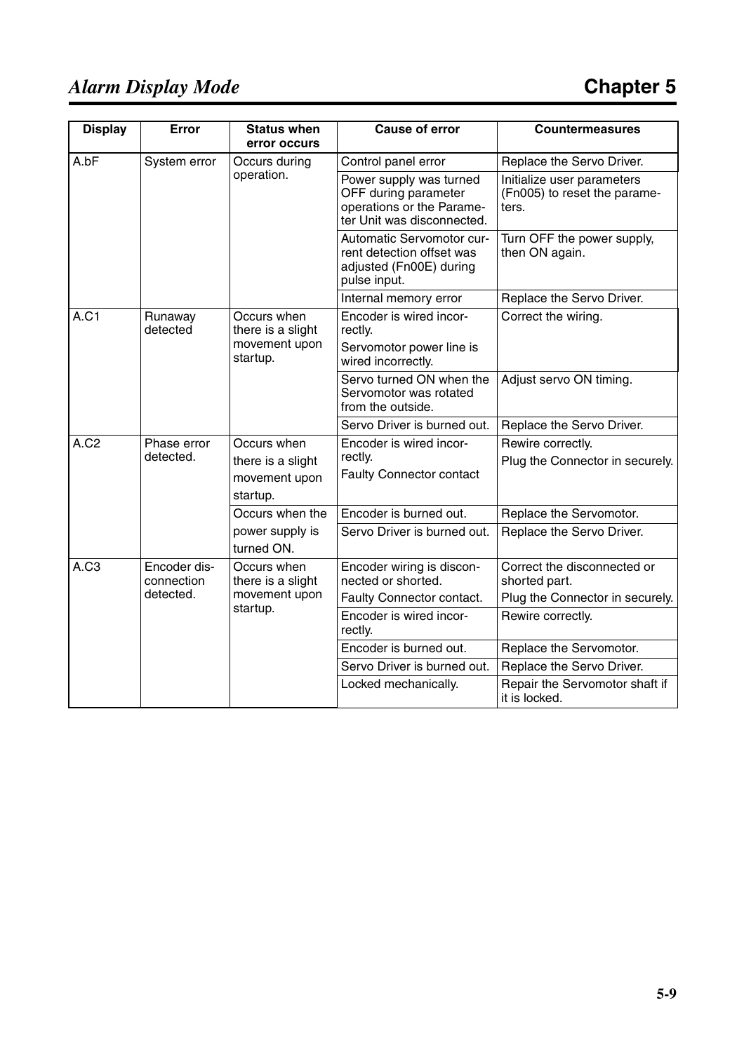| Display | Error | Status when error occurs | Cause of error | Countermeasures |
|---|---|---|---|---|
| A.bF | System error | Occurs during operation. | Control panel error | Replace the Servo Driver. |
| | | | Power supply was turned OFF during parameter operations or the Parameter Unit was disconnected. | Initialize user parameters (Fn005) to reset the parameters. |
| | | | Automatic Servomotor current detection offset was adjusted (Fn00E) during pulse input. | Turn OFF the power supply, then ON again. |
| | | | Internal memory error | Replace the Servo Driver. |
| A.C1 | Runaway detected | Occurs when there is a slight movement upon startup. | Encoder is wired incorrectly.<br>Servomotor power line is wired incorrectly. | Correct the wiring. |
| | | | Servo turned ON when the Servomotor was rotated from the outside. | Adjust servo ON timing. |
| | | | Servo Driver is burned out. | Replace the Servo Driver. |
| A.C2 | Phase error detected. | Occurs when there is a slight movement upon startup. | Encoder is wired incorrectly.<br>Faulty Connector contact | Rewire correctly.<br>Plug the Connector in securely. |
| | | Occurs when the power supply is turned ON. | Encoder is burned out. | Replace the Servomotor. |
| | | | Servo Driver is burned out. | Replace the Servo Driver. |
| A.C3 | Encoder disconnection detected. | Occurs when there is a slight movement upon startup. | Encoder wiring is disconnected or shorted.<br>Faulty Connector contact. | Correct the disconnected or shorted part.<br>Plug the Connector in securely. |
| | | | Encoder is wired incorrectly. | Rewire correctly. |
| | | | Encoder is burned out. | Replace the Servomotor. |
| | | | Servo Driver is burned out. | Replace the Servo Driver. |
| | | | Locked mechanically. | Repair the Servomotor shaft if it is locked. |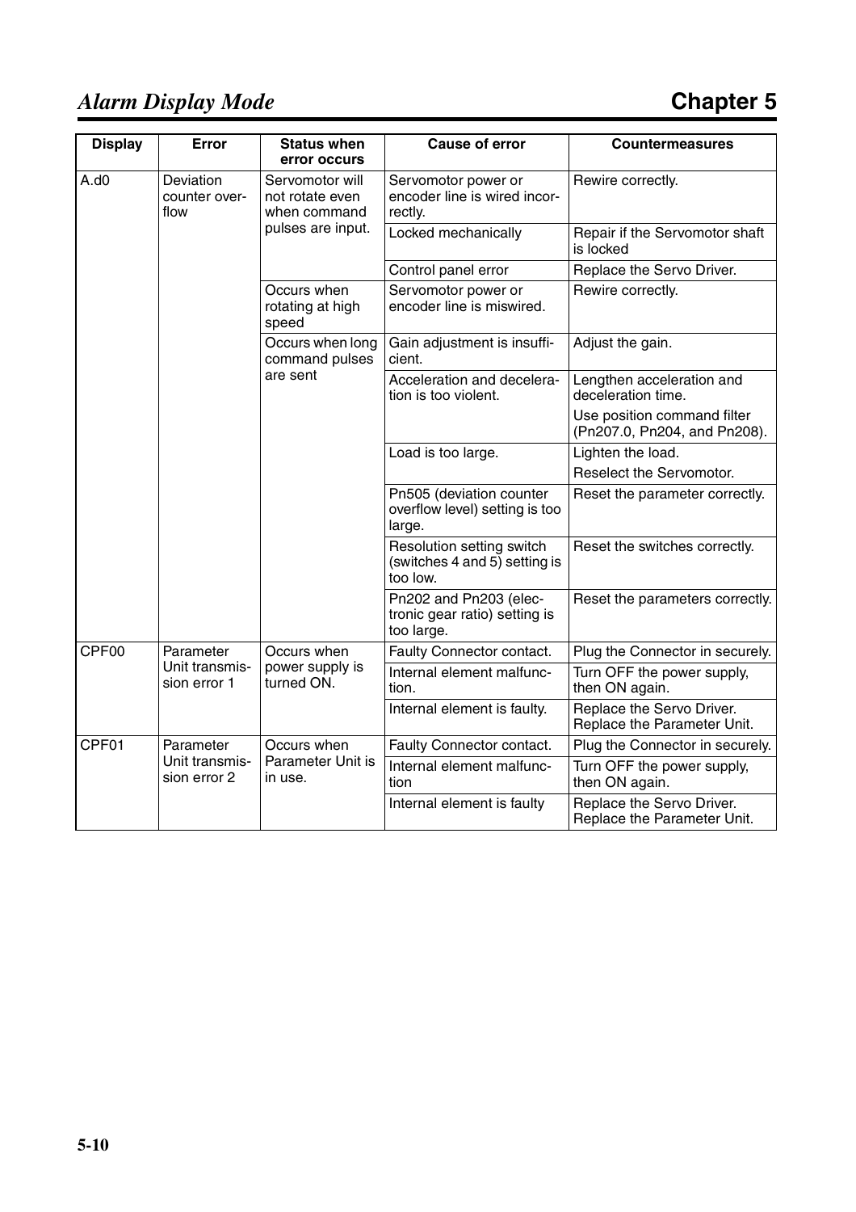| Display | Error | Status when error occurs | Cause of error | Countermeasures |
|---|---|---|---|---|
| A.d0 | Deviation counter overflow | Servomotor will not rotate even when command pulses are input. | Servomotor power or encoder line is wired incorrectly. | Rewire correctly. |
| | | | Locked mechanically | Repair if the Servomotor shaft is locked |
| | | | Control panel error | Replace the Servo Driver. |
| | | Occurs when rotating at high speed | Servomotor power or encoder line is miswired. | Rewire correctly. |
| | | Occurs when long command pulses are sent | Gain adjustment is insufficient. | Adjust the gain. |
| | | | Acceleration and deceleration is too violent. | Lengthen acceleration and deceleration time.<br>Use position command filter (Pn207.0, Pn204, and Pn208). |
| | | | Load is too large. | Lighten the load.<br>Reselect the Servomotor. |
| | | | Pn505 (deviation counter overflow level) setting is too large. | Reset the parameter correctly. |
| | | | Resolution setting switch (switches 4 and 5) setting is too low. | Reset the switches correctly. |
| | | | Pn202 and Pn203 (electronic gear ratio) setting is too large. | Reset the parameters correctly. |
| CPF00 | Parameter Unit transmission error 1 | Occurs when power supply is turned ON. | Faulty Connector contact. | Plug the Connector in securely. |
| | | | Internal element malfunction. | Turn OFF the power supply, then ON again. |
| | | | Internal element is faulty. | Replace the Servo Driver. Replace the Parameter Unit. |
| CPF01 | Parameter Unit transmission error 2 | Occurs when Parameter Unit is in use. | Faulty Connector contact. | Plug the Connector in securely. |
| | | | Internal element malfunction | Turn OFF the power supply, then ON again. |
| | | | Internal element is faulty | Replace the Servo Driver. Replace the Parameter Unit. |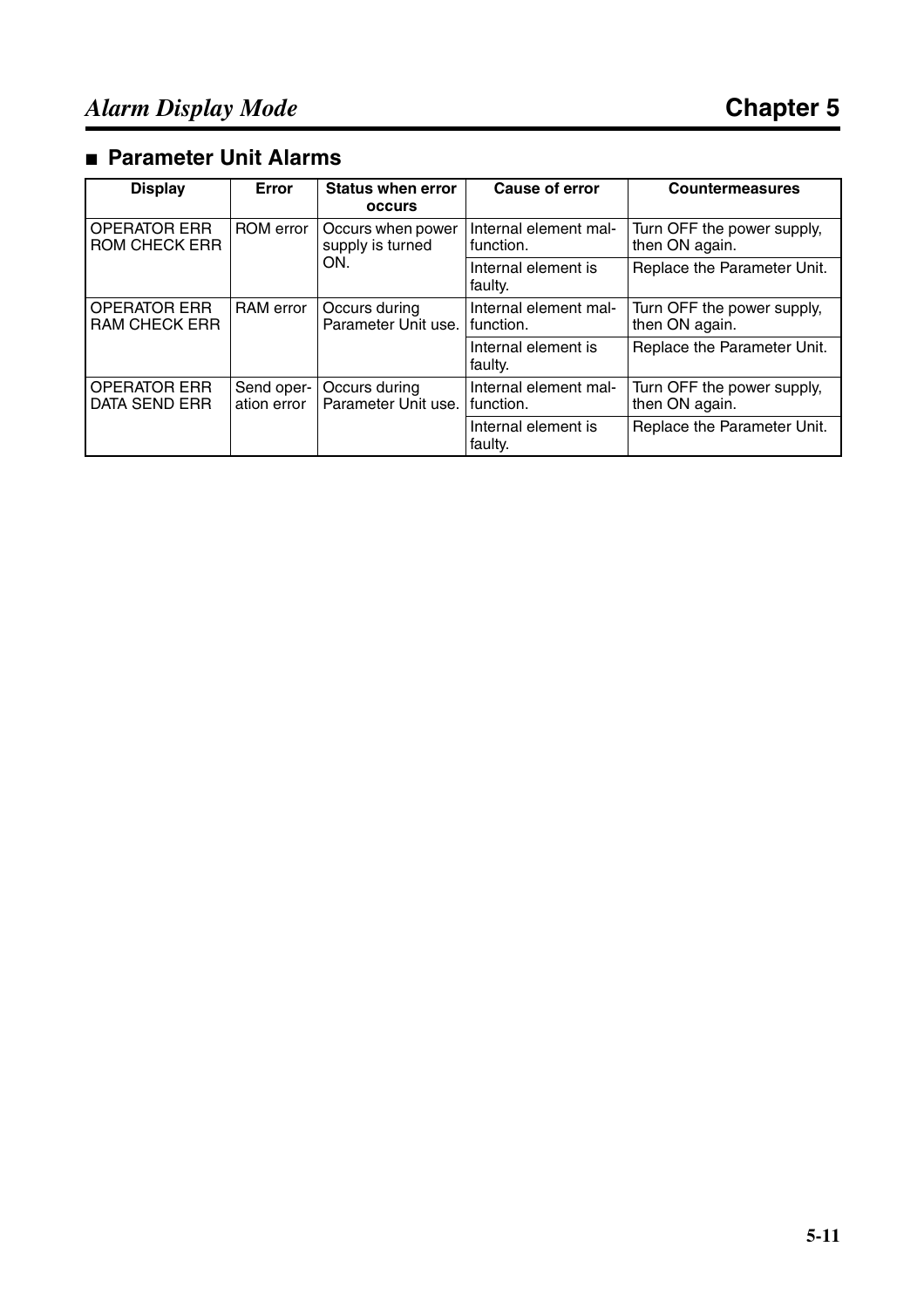## ■ Parameter Unit Alarms

| Display | Error | Status when error occurs | Cause of error | Countermeasures |
|---|---|---|---|---|
| OPERATOR ERR ROM CHECK ERR | ROM error | Occurs when power supply is turned ON. | Internal element malfunction. | Turn OFF the power supply, then ON again. |
| | | | Internal element is faulty. | Replace the Parameter Unit. |
| OPERATOR ERR RAM CHECK ERR | RAM error | Occurs during Parameter Unit use. | Internal element malfunction. | Turn OFF the power supply, then ON again. |
| | | | Internal element is faulty. | Replace the Parameter Unit. |
| OPERATOR ERR DATA SEND ERR | Send operation error | Occurs during Parameter Unit use. | Internal element malfunction. | Turn OFF the power supply, then ON again. |
| | | | Internal element is faulty. | Replace the Parameter Unit. |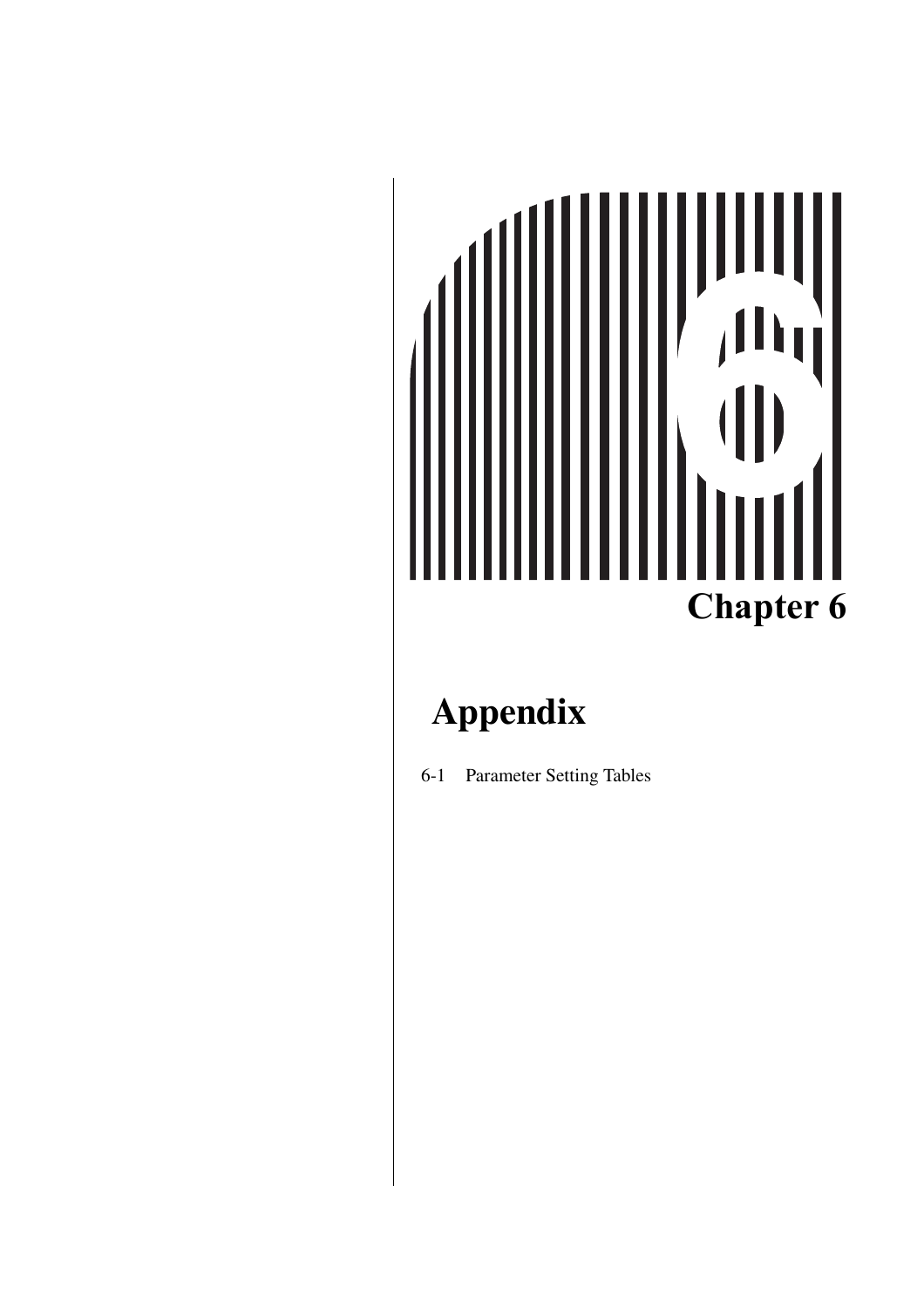# Chapter 6

## Appendix

6-1 Parameter Setting Tables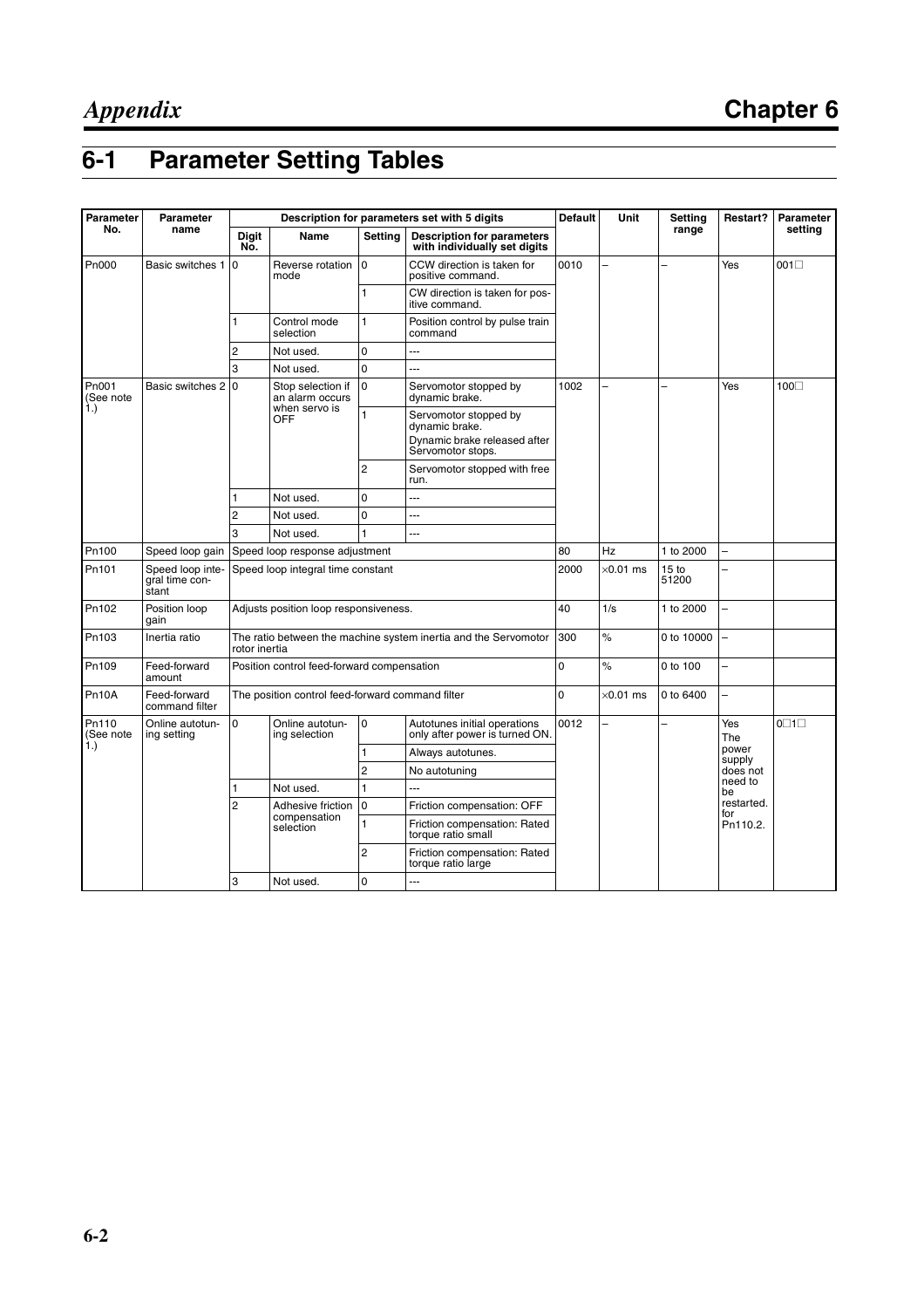# 6-1 Parameter Setting Tables

| Parameter No. | Parameter name | Description for parameters set with 5 digits | | | | Default | Unit | Setting range | Restart? | Parameter setting |
|---|---|---|---|---|---|---|---|---|---|---|
| | | Digit No. | Name | Setting | Description for parameters with individually set digits | | | | | |
| Pn000 | Basic switches 1 | 0 | Reverse rotation mode | 0 | CCW direction is taken for positive command. | 0010 | – | – | Yes | 001□ |
| | | | | 1 | CW direction is taken for positive command. | | | | | |
| | | 1 | Control mode selection | 1 | Position control by pulse train command | | | | | |
| | | 2 | Not used. | 0 | --- | | | | | |
| | | 3 | Not used. | 0 | --- | | | | | |
| Pn001 (See note 1.) | Basic switches 2 | 0 | Stop selection if an alarm occurs when servo is OFF | 0 | Servomotor stopped by dynamic brake. | 1002 | – | – | Yes | 100□ |
| | | | | 1 | Servomotor stopped by dynamic brake. Dynamic brake released after Servomotor stops. | | | | | |
| | | | | 2 | Servomotor stopped with free run. | | | | | |
| | | 1 | Not used. | 0 | --- | | | | | |
| | | 2 | Not used. | 0 | --- | | | | | |
| | | 3 | Not used. | 1 | --- | | | | | |
| Pn100 | Speed loop gain | Speed loop response adjustment | | | | 80 | Hz | 1 to 2000 | – | |
| Pn101 | Speed loop integral time constant | Speed loop integral time constant | | | | 2000 | ×0.01 ms | 15 to 51200 | – | |
| Pn102 | Position loop gain | Adjusts position loop responsiveness. | | | | 40 | 1/s | 1 to 2000 | – | |
| Pn103 | Inertia ratio | The ratio between the machine system inertia and the Servomotor rotor inertia | | | | 300 | % | 0 to 10000 | – | |
| Pn109 | Feed-forward amount | Position control feed-forward compensation | | | | 0 | % | 0 to 100 | – | |
| Pn10A | Feed-forward command filter | The position control feed-forward command filter | | | | 0 | ×0.01 ms | 0 to 6400 | – | |
| Pn110 (See note 1.) | Online autotuning setting | 0 | Online autotuning selection | 0 | Autotunes initial operations only after power is turned ON. | 0012 | – | – | Yes The power supply does not need to be restarted. for Pn110.2. | 0□1□ |
| | | | | 1 | Always autotunes. | | | | | |
| | | | | 2 | No autotuning | | | | | |
| | | 1 | Not used. | 1 | --- | | | | | |
| | | 2 | Adhesive friction compensation selection | 0 | Friction compensation: OFF | | | | | |
| | | | | 1 | Friction compensation: Rated torque ratio small | | | | | |
| | | | | 2 | Friction compensation: Rated torque ratio large | | | | | |
| | | 3 | Not used. | 0 | --- | | | | | |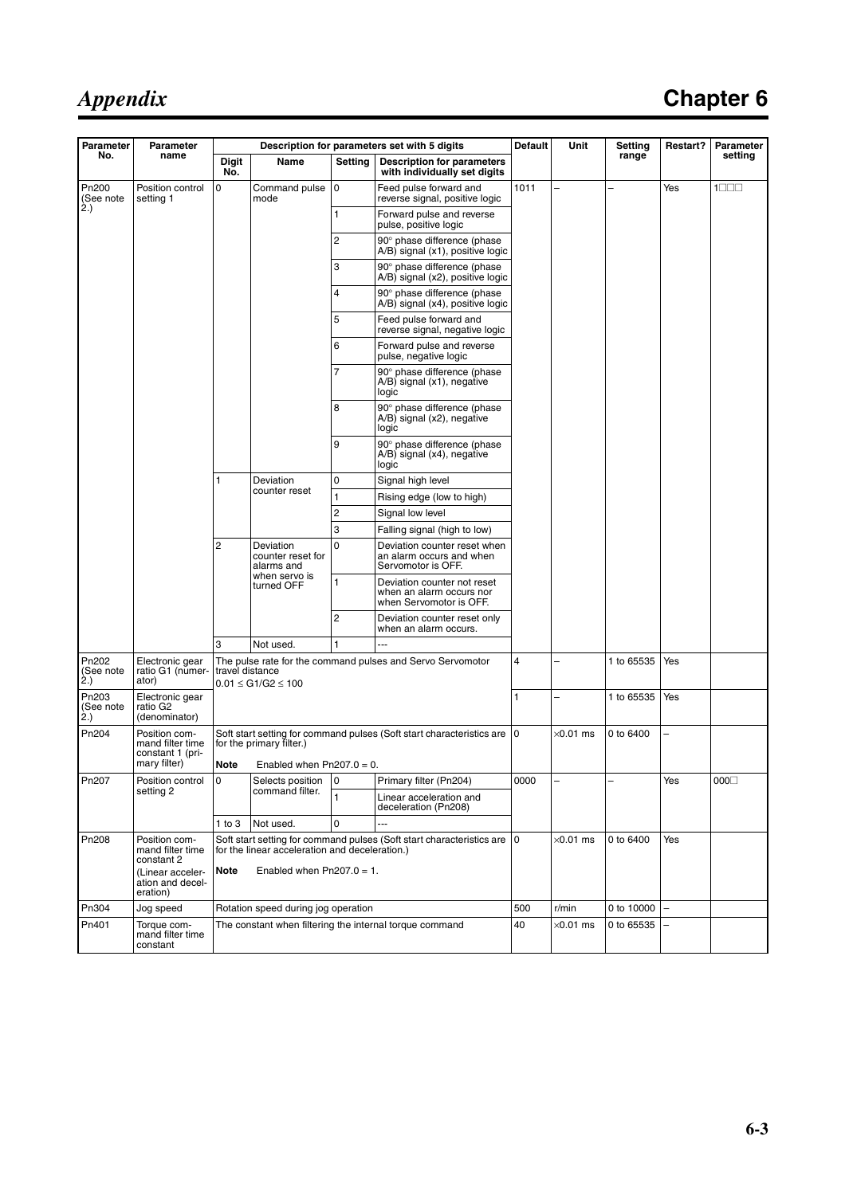| Parameter No. | Parameter name | Description for parameters set with 5 digits | | | | Default | Unit | Setting range | Restart? | Parameter setting |
|---|---|---|---|---|---|---|---|---|---|---|
| | | Digit No. | Name | Setting | Description for parameters with individually set digits | | | | | |
| Pn200 (See note 2.) | Position control setting 1 | 0 | Command pulse mode | 0 | Feed pulse forward and reverse signal, positive logic | 1011 | – | – | Yes | 1□□□ |
| | | | | 1 | Forward pulse and reverse pulse, positive logic | | | | | |
| | | | | 2 | 90° phase difference (phase A/B) signal (x1), positive logic | | | | | |
| | | | | 3 | 90° phase difference (phase A/B) signal (x2), positive logic | | | | | |
| | | | | 4 | 90° phase difference (phase A/B) signal (x4), positive logic | | | | | |
| | | | | 5 | Feed pulse forward and reverse signal, negative logic | | | | | |
| | | | | 6 | Forward pulse and reverse pulse, negative logic | | | | | |
| | | | | 7 | 90° phase difference (phase A/B) signal (x1), negative logic | | | | | |
| | | | | 8 | 90° phase difference (phase A/B) signal (x2), negative logic | | | | | |
| | | | | 9 | 90° phase difference (phase A/B) signal (x4), negative logic | | | | | |
| | | 1 | Deviation counter reset | 0 | Signal high level | | | | | |
| | | | | 1 | Rising edge (low to high) | | | | | |
| | | | | 2 | Signal low level | | | | | |
| | | | | 3 | Falling signal (high to low) | | | | | |
| | | 2 | Deviation counter reset for alarms and when servo is turned OFF | 0 | Deviation counter reset when an alarm occurs and when Servomotor is OFF. | | | | | |
| | | | | 1 | Deviation counter not reset when an alarm occurs nor when Servomotor is OFF. | | | | | |
| | | | | 2 | Deviation counter reset only when an alarm occurs. | | | | | |
| | | 3 | Not used. | 1 | --- | | | | | |
| Pn202 (See note 2.) | Electronic gear ratio G1 (numerator) | The pulse rate for the command pulses and Servo Servomotor travel distance<br>$0.01 \leq G1/G2 \leq 100$ | | | | 4 | – | 1 to 65535 | Yes | |
| Pn203 (See note 2.) | Electronic gear ratio G2 (denominator) | | | | | 1 | – | 1 to 65535 | Yes | |
| Pn204 | Position command filter time constant 1 (primary filter) | Soft start setting for command pulses (Soft start characteristics are for the primary filter.)<br>**Note** Enabled when Pn207.0 = 0. | | | | 0 | ×0.01 ms | 0 to 6400 | – | |
| Pn207 | Position control setting 2 | 0 | Selects position command filter. | 0 | Primary filter (Pn204) | 0000 | – | – | Yes | 000□ |
| | | | | 1 | Linear acceleration and deceleration (Pn208) | | | | | |
| | | 1 to 3 | Not used. | 0 | --- | | | | | |
| Pn208 | Position command filter time constant 2 (Linear acceleration and deceleration) | Soft start setting for command pulses (Soft start characteristics are for the linear acceleration and deceleration.)<br>**Note** Enabled when Pn207.0 = 1. | | | | 0 | ×0.01 ms | 0 to 6400 | Yes | |
| Pn304 | Jog speed | Rotation speed during jog operation | | | | 500 | r/min | 0 to 10000 | – | |
| Pn401 | Torque command filter time constant | The constant when filtering the internal torque command | | | | 40 | ×0.01 ms | 0 to 65535 | – | |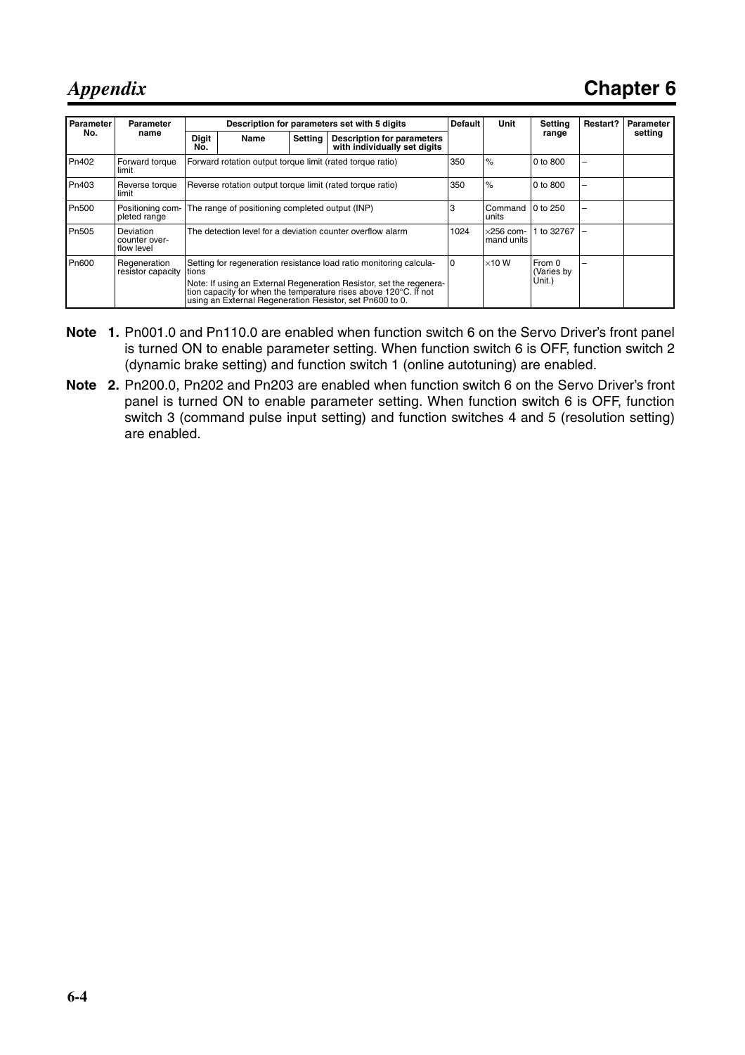| Parameter No. | Parameter name | Description for parameters set with 5 digits | | | | Default | Unit | Setting range | Restart? | Parameter setting |
|---|---|---|---|---|---|---|---|---|---|---|
| | | Digit No. | Name | Setting | Description for parameters with individually set digits | | | | | |
| Pn402 | Forward torque limit | Forward rotation output torque limit (rated torque ratio) | | | | 350 | % | 0 to 800 | – | |
| Pn403 | Reverse torque limit | Reverse rotation output torque limit (rated torque ratio) | | | | 350 | % | 0 to 800 | – | |
| Pn500 | Positioning completed range | The range of positioning completed output (INP) | | | | 3 | Command units | 0 to 250 | – | |
| Pn505 | Deviation counter overflow level | The detection level for a deviation counter overflow alarm | | | | 1024 | ×256 command units | 1 to 32767 | – | |
| Pn600 | Regeneration resistor capacity | Setting for regeneration resistance load ratio monitoring calculations<br>Note: If using an External Regeneration Resistor, set the regeneration capacity for when the temperature rises above 120°C. If not using an External Regeneration Resistor, set Pn600 to 0. | | | | 0 | ×10 W | From 0 (Varies by Unit.) | – | |

**Note 1.** Pn001.0 and Pn110.0 are enabled when function switch 6 on the Servo Driver's front panel is turned ON to enable parameter setting. When function switch 6 is OFF, function switch 2 (dynamic brake setting) and function switch 1 (online autotuning) are enabled.

**Note 2.** Pn200.0, Pn202 and Pn203 are enabled when function switch 6 on the Servo Driver's front panel is turned ON to enable parameter setting. When function switch 6 is OFF, function switch 3 (command pulse input setting) and function switches 4 and 5 (resolution setting) are enabled.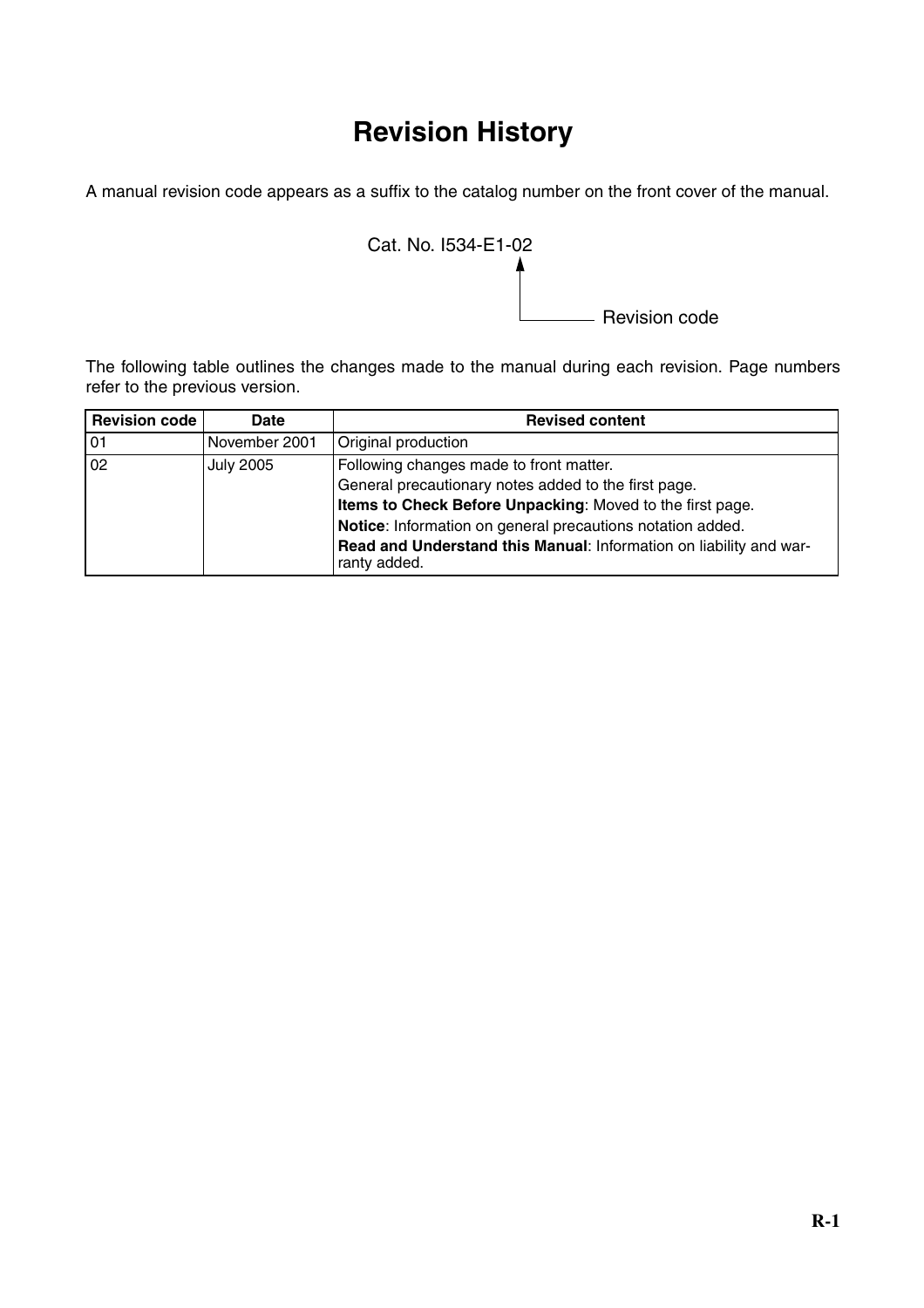# Revision History

A manual revision code appears as a suffix to the catalog number on the front cover of the manual.

Cat. No. I534-E1-02

Revision code

The following table outlines the changes made to the manual during each revision. Page numbers refer to the previous version.

| Revision code | Date | Revised content |
|---|---|---|
| 01 | November 2001 | Original production |
| 02 | July 2005 | Following changes made to front matter.<br>General precautionary notes added to the first page.<br>**Items to Check Before Unpacking**: Moved to the first page.<br>**Notice**: Information on general precautions notation added.<br>**Read and Understand this Manual**: Information on liability and warranty added. |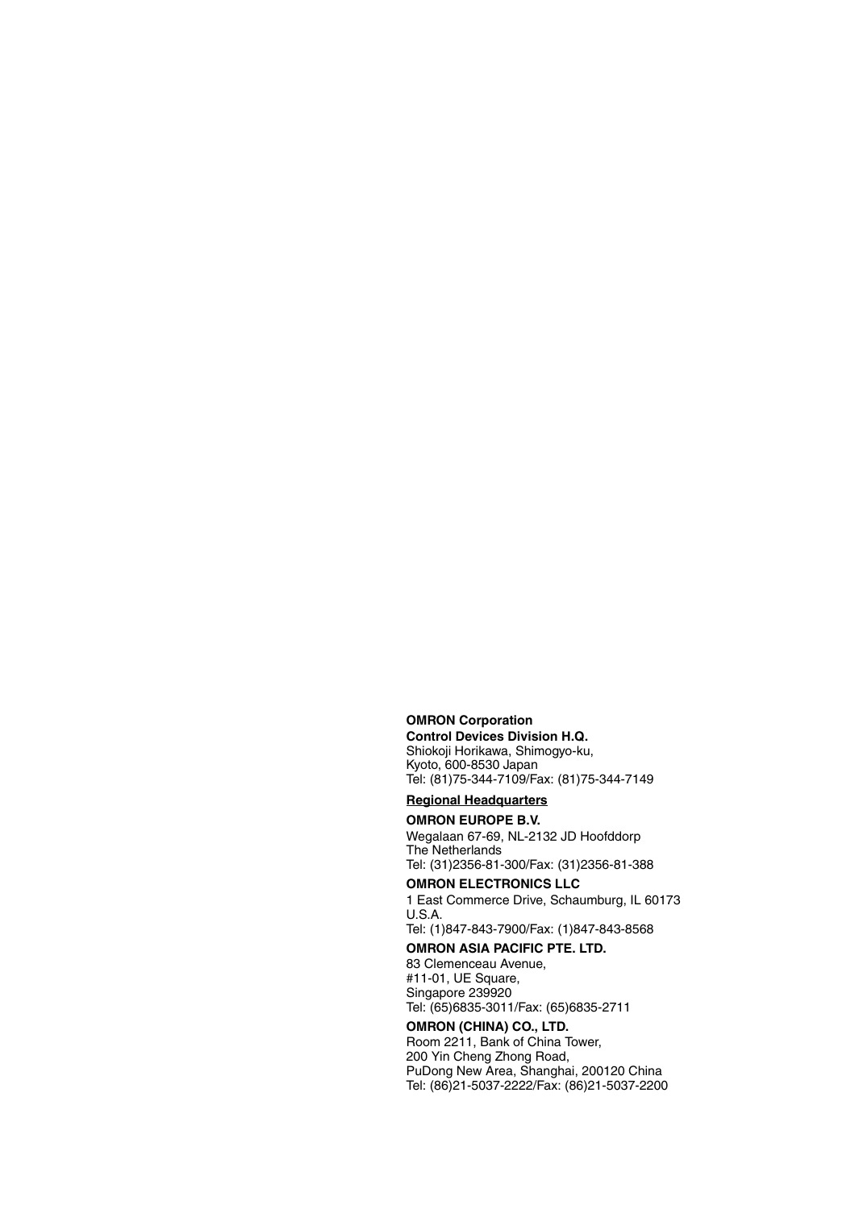**OMRON Corporation**

**Control Devices Division H.Q.**

Shiokoji Horikawa, Shimogyo-ku,
Kyoto, 600-8530 Japan
Tel: (81)75-344-7109/Fax: (81)75-344-7149

**Regional Headquarters**

**OMRON EUROPE B.V.**

Wegalaan 67-69, NL-2132 JD Hoofddorp
The Netherlands
Tel: (31)2356-81-300/Fax: (31)2356-81-388

**OMRON ELECTRONICS LLC**

1 East Commerce Drive, Schaumburg, IL 60173
U.S.A.
Tel: (1)847-843-7900/Fax: (1)847-843-8568

**OMRON ASIA PACIFIC PTE. LTD.**

83 Clemenceau Avenue,
#11-01, UE Square,
Singapore 239920
Tel: (65)6835-3011/Fax: (65)6835-2711

**OMRON (CHINA) CO., LTD.**

Room 2211, Bank of China Tower,
200 Yin Cheng Zhong Road,
PuDong New Area, Shanghai, 200120 China
Tel: (86)21-5037-2222/Fax: (86)21-5037-2200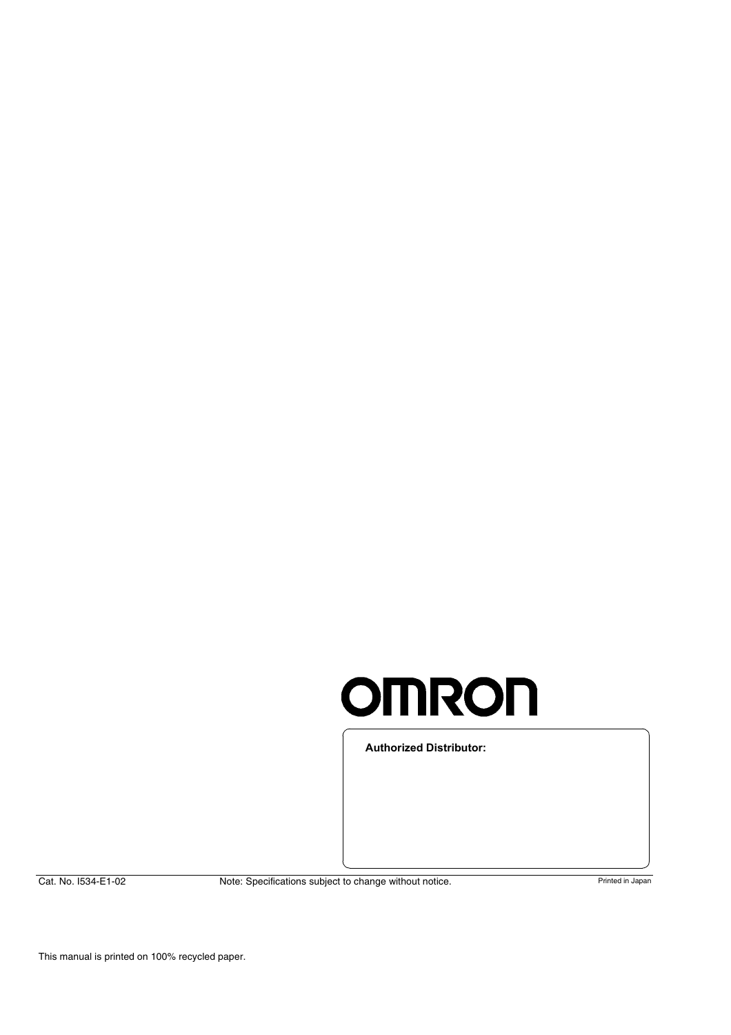OMRON

**Authorized Distributor:**

Cat. No. I534-E1-02    Note: Specifications subject to change without notice.    Printed in Japan

This manual is printed on 100% recycled paper.